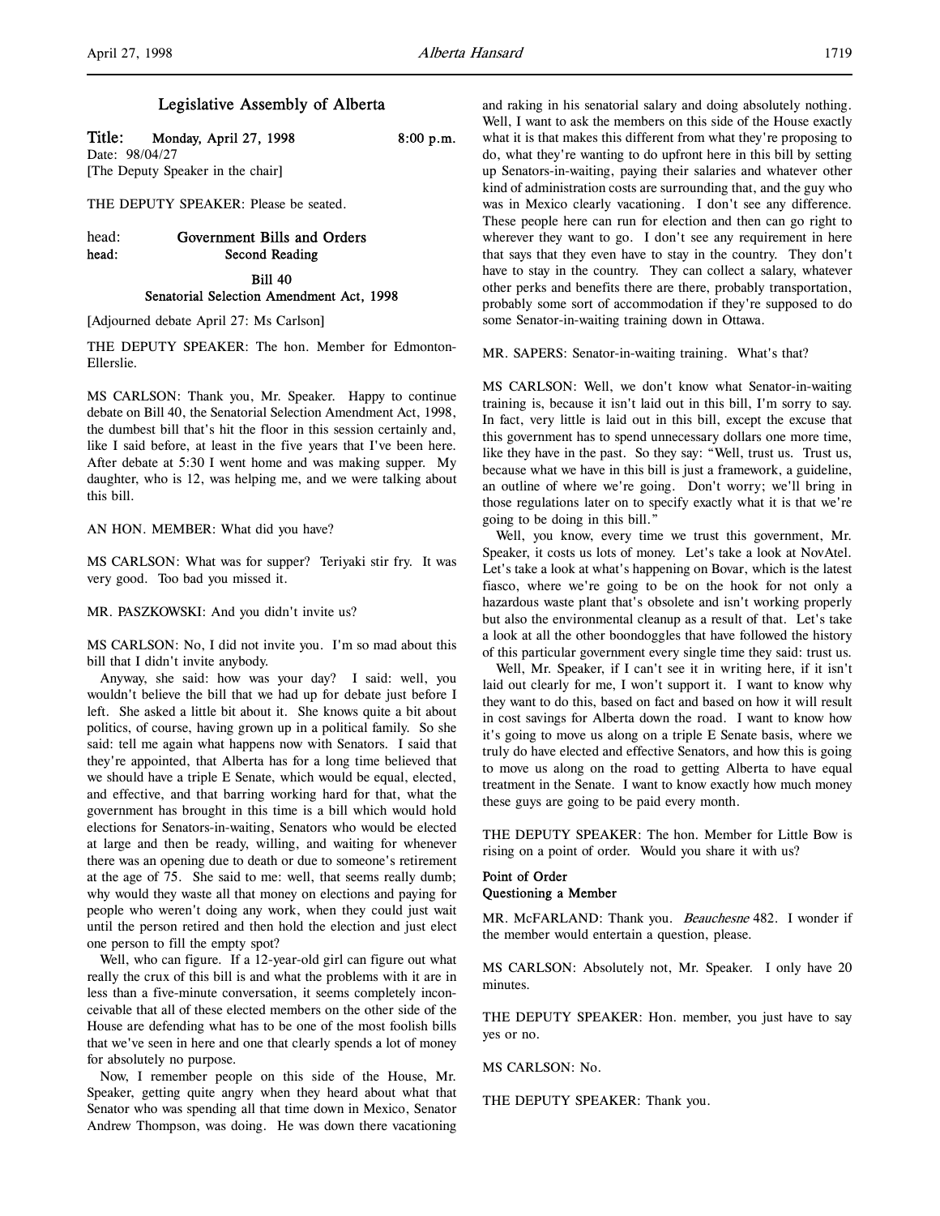# Legislative Assembly of Alberta

**Title: Monday, April 27, 1998 8:00 p.m.**
Date: 98/04/27
[The Deputy Speaker in the chair]

THE DEPUTY SPEAKER: Please be seated.

head: **Government Bills and Orders**
head: **Second Reading**

**Bill 40**
**Senatorial Selection Amendment Act, 1998**

[Adjourned debate April 27: Ms Carlson]

THE DEPUTY SPEAKER: The hon. Member for Edmonton-Ellerslie.

MS CARLSON: Thank you, Mr. Speaker. Happy to continue debate on Bill 40, the Senatorial Selection Amendment Act, 1998, the dumbest bill that's hit the floor in this session certainly and, like I said before, at least in the five years that I've been here. After debate at 5:30 I went home and was making supper. My daughter, who is 12, was helping me, and we were talking about this bill.

AN HON. MEMBER: What did you have?

MS CARLSON: What was for supper? Teriyaki stir fry. It was very good. Too bad you missed it.

MR. PASZKOWSKI: And you didn't invite us?

MS CARLSON: No, I did not invite you. I'm so mad about this bill that I didn't invite anybody.

Anyway, she said: how was your day? I said: well, you wouldn't believe the bill that we had up for debate just before I left. She asked a little bit about it. She knows quite a bit about politics, of course, having grown up in a political family. So she said: tell me again what happens now with Senators. I said that they're appointed, that Alberta has for a long time believed that we should have a triple E Senate, which would be equal, elected, and effective, and that barring working hard for that, what the government has brought in this time is a bill which would hold elections for Senators-in-waiting, Senators who would be elected at large and then be ready, willing, and waiting for whenever there was an opening due to death or due to someone's retirement at the age of 75. She said to me: well, that seems really dumb; why would they waste all that money on elections and paying for people who weren't doing any work, when they could just wait until the person retired and then hold the election and just elect one person to fill the empty spot?

Well, who can figure. If a 12-year-old girl can figure out what really the crux of this bill is and what the problems with it are in less than a five-minute conversation, it seems completely inconceivable that all of these elected members on the other side of the House are defending what has to be one of the most foolish bills that we've seen in here and one that clearly spends a lot of money for absolutely no purpose.

Now, I remember people on this side of the House, Mr. Speaker, getting quite angry when they heard about what that Senator who was spending all that time down in Mexico, Senator Andrew Thompson, was doing. He was down there vacationing and raking in his senatorial salary and doing absolutely nothing. Well, I want to ask the members on this side of the House exactly what it is that makes this different from what they're proposing to do, what they're wanting to do upfront here in this bill by setting up Senators-in-waiting, paying their salaries and whatever other kind of administration costs are surrounding that, and the guy who was in Mexico clearly vacationing. I don't see any difference. These people here can run for election and then can go right to wherever they want to go. I don't see any requirement in here that says that they even have to stay in the country. They don't have to stay in the country. They can collect a salary, whatever other perks and benefits there are there, probably transportation, probably some sort of accommodation if they're supposed to do some Senator-in-waiting training down in Ottawa.

MR. SAPERS: Senator-in-waiting training. What's that?

MS CARLSON: Well, we don't know what Senator-in-waiting training is, because it isn't laid out in this bill, I'm sorry to say. In fact, very little is laid out in this bill, except the excuse that this government has to spend unnecessary dollars one more time, like they have in the past. So they say: "Well, trust us. Trust us, because what we have in this bill is just a framework, a guideline, an outline of where we're going. Don't worry; we'll bring in those regulations later on to specify exactly what it is that we're going to be doing in this bill."

Well, you know, every time we trust this government, Mr. Speaker, it costs us lots of money. Let's take a look at NovAtel. Let's take a look at what's happening on Bovar, which is the latest fiasco, where we're going to be on the hook for not only a hazardous waste plant that's obsolete and isn't working properly but also the environmental cleanup as a result of that. Let's take a look at all the other boondoggles that have followed the history of this particular government every single time they said: trust us.

Well, Mr. Speaker, if I can't see it in writing here, if it isn't laid out clearly for me, I won't support it. I want to know why they want to do this, based on fact and based on how it will result in cost savings for Alberta down the road. I want to know how it's going to move us along on a triple E Senate basis, where we truly do have elected and effective Senators, and how this is going to move us along on the road to getting Alberta to have equal treatment in the Senate. I want to know exactly how much money these guys are going to be paid every month.

THE DEPUTY SPEAKER: The hon. Member for Little Bow is rising on a point of order. Would you share it with us?

**Point of Order**
**Questioning a Member**

MR. McFARLAND: Thank you. *Beauchesne* 482. I wonder if the member would entertain a question, please.

MS CARLSON: Absolutely not, Mr. Speaker. I only have 20 minutes.

THE DEPUTY SPEAKER: Hon. member, you just have to say yes or no.

MS CARLSON: No.

THE DEPUTY SPEAKER: Thank you.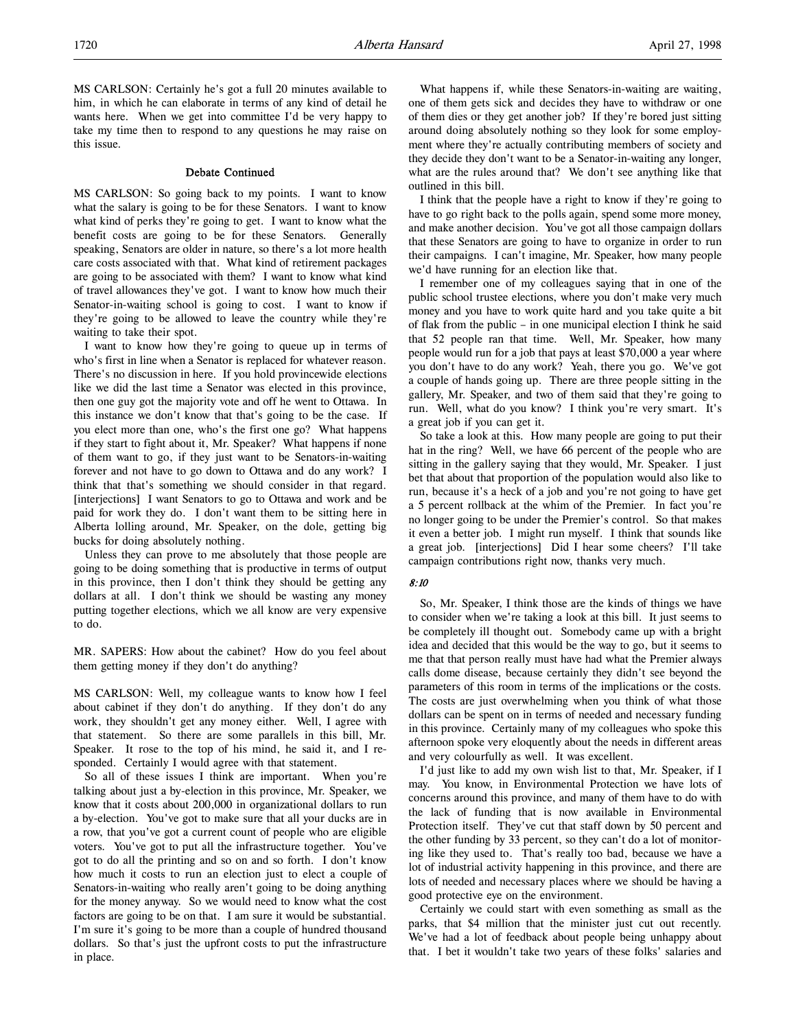MS CARLSON: Certainly he's got a full 20 minutes available to him, in which he can elaborate in terms of any kind of detail he wants here. When we get into committee I'd be very happy to take my time then to respond to any questions he may raise on this issue.

### Debate Continued

MS CARLSON: So going back to my points. I want to know what the salary is going to be for these Senators. I want to know what kind of perks they're going to get. I want to know what the benefit costs are going to be for these Senators. Generally speaking, Senators are older in nature, so there's a lot more health care costs associated with that. What kind of retirement packages are going to be associated with them? I want to know what kind of travel allowances they've got. I want to know how much their Senator-in-waiting school is going to cost. I want to know if they're going to be allowed to leave the country while they're waiting to take their spot.

I want to know how they're going to queue up in terms of who's first in line when a Senator is replaced for whatever reason. There's no discussion in here. If you hold provincewide elections like we did the last time a Senator was elected in this province, then one guy got the majority vote and off he went to Ottawa. In this instance we don't know that that's going to be the case. If you elect more than one, who's the first one go? What happens if they start to fight about it, Mr. Speaker? What happens if none of them want to go, if they just want to be Senators-in-waiting forever and not have to go down to Ottawa and do any work? I think that that's something we should consider in that regard. [interjections] I want Senators to go to Ottawa and work and be paid for work they do. I don't want them to be sitting here in Alberta lolling around, Mr. Speaker, on the dole, getting big bucks for doing absolutely nothing.

Unless they can prove to me absolutely that those people are going to be doing something that is productive in terms of output in this province, then I don't think they should be getting any dollars at all. I don't think we should be wasting any money putting together elections, which we all know are very expensive to do.

MR. SAPERS: How about the cabinet? How do you feel about them getting money if they don't do anything?

MS CARLSON: Well, my colleague wants to know how I feel about cabinet if they don't do anything. If they don't do any work, they shouldn't get any money either. Well, I agree with that statement. So there are some parallels in this bill, Mr. Speaker. It rose to the top of his mind, he said it, and I responded. Certainly I would agree with that statement.

So all of these issues I think are important. When you're talking about just a by-election in this province, Mr. Speaker, we know that it costs about 200,000 in organizational dollars to run a by-election. You've got to make sure that all your ducks are in a row, that you've got a current count of people who are eligible voters. You've got to put all the infrastructure together. You've got to do all the printing and so on and so forth. I don't know how much it costs to run an election just to elect a couple of Senators-in-waiting who really aren't going to be doing anything for the money anyway. So we would need to know what the cost factors are going to be on that. I am sure it would be substantial. I'm sure it's going to be more than a couple of hundred thousand dollars. So that's just the upfront costs to put the infrastructure in place.

What happens if, while these Senators-in-waiting are waiting, one of them gets sick and decides they have to withdraw or one of them dies or they get another job? If they're bored just sitting around doing absolutely nothing so they look for some employment where they're actually contributing members of society and they decide they don't want to be a Senator-in-waiting any longer, what are the rules around that? We don't see anything like that outlined in this bill.

I think that the people have a right to know if they're going to have to go right back to the polls again, spend some more money, and make another decision. You've got all those campaign dollars that these Senators are going to have to organize in order to run their campaigns. I can't imagine, Mr. Speaker, how many people we'd have running for an election like that.

I remember one of my colleagues saying that in one of the public school trustee elections, where you don't make very much money and you have to work quite hard and you take quite a bit of flak from the public – in one municipal election I think he said that 52 people ran that time. Well, Mr. Speaker, how many people would run for a job that pays at least $70,000 a year where you don't have to do any work? Yeah, there you go. We've got a couple of hands going up. There are three people sitting in the gallery, Mr. Speaker, and two of them said that they're going to run. Well, what do you know? I think you're very smart. It's a great job if you can get it.

So take a look at this. How many people are going to put their hat in the ring? Well, we have 66 percent of the people who are sitting in the gallery saying that they would, Mr. Speaker. I just bet that about that proportion of the population would also like to run, because it's a heck of a job and you're not going to have get a 5 percent rollback at the whim of the Premier. In fact you're no longer going to be under the Premier's control. So that makes it even a better job. I might run myself. I think that sounds like a great job. [interjections] Did I hear some cheers? I'll take campaign contributions right now, thanks very much.

*8:10*

So, Mr. Speaker, I think those are the kinds of things we have to consider when we're taking a look at this bill. It just seems to be completely ill thought out. Somebody came up with a bright idea and decided that this would be the way to go, but it seems to me that that person really must have had what the Premier always calls dome disease, because certainly they didn't see beyond the parameters of this room in terms of the implications or the costs. The costs are just overwhelming when you think of what those dollars can be spent on in terms of needed and necessary funding in this province. Certainly many of my colleagues who spoke this afternoon spoke very eloquently about the needs in different areas and very colourfully as well. It was excellent.

I'd just like to add my own wish list to that, Mr. Speaker, if I may. You know, in Environmental Protection we have lots of concerns around this province, and many of them have to do with the lack of funding that is now available in Environmental Protection itself. They've cut that staff down by 50 percent and the other funding by 33 percent, so they can't do a lot of monitoring like they used to. That's really too bad, because we have a lot of industrial activity happening in this province, and there are lots of needed and necessary places where we should be having a good protective eye on the environment.

Certainly we could start with even something as small as the parks, that $4 million that the minister just cut out recently. We've had a lot of feedback about people being unhappy about that. I bet it wouldn't take two years of these folks' salaries and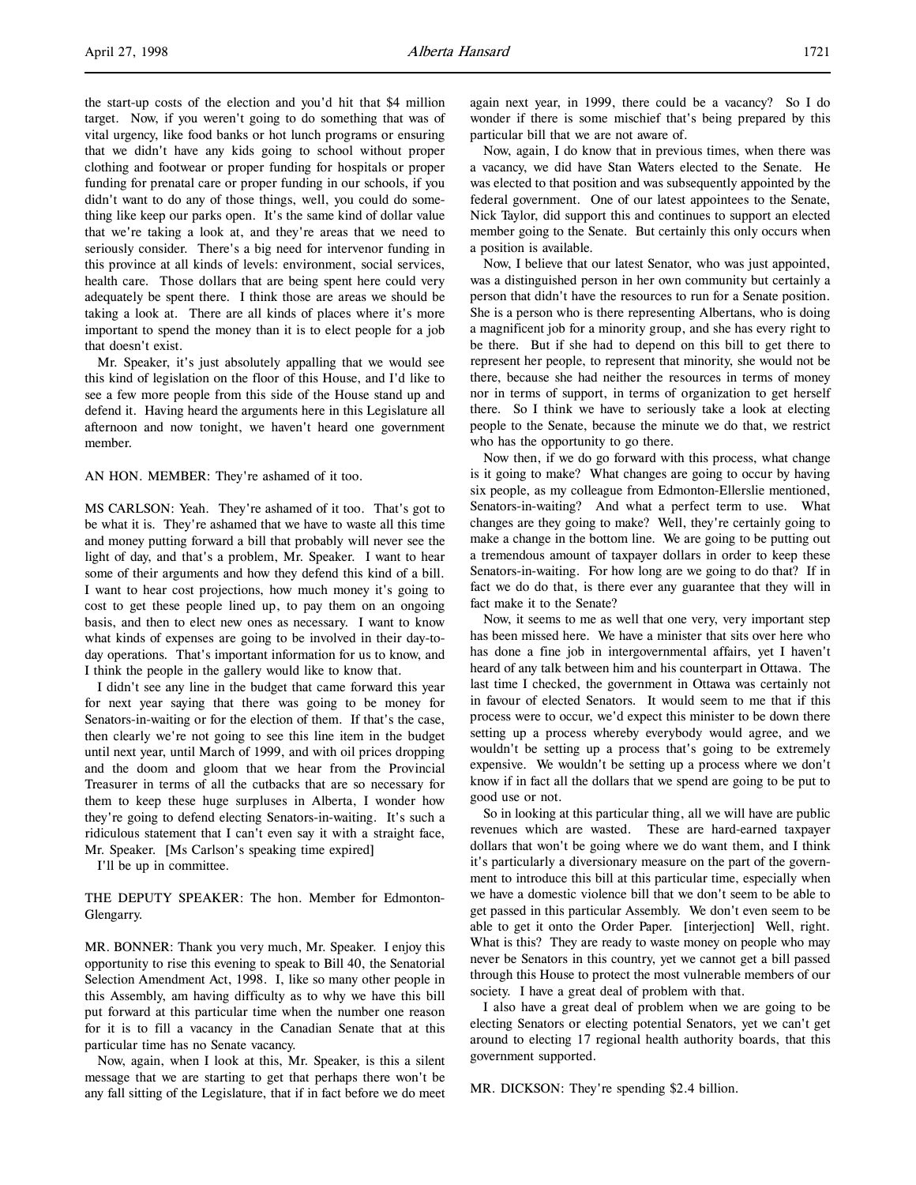the start-up costs of the election and you'd hit that $4 million target. Now, if you weren't going to do something that was of vital urgency, like food banks or hot lunch programs or ensuring that we didn't have any kids going to school without proper clothing and footwear or proper funding for hospitals or proper funding for prenatal care or proper funding in our schools, if you didn't want to do any of those things, well, you could do something like keep our parks open. It's the same kind of dollar value that we're taking a look at, and they're areas that we need to seriously consider. There's a big need for intervenor funding in this province at all kinds of levels: environment, social services, health care. Those dollars that are being spent here could very adequately be spent there. I think those are areas we should be taking a look at. There are all kinds of places where it's more important to spend the money than it is to elect people for a job that doesn't exist.

Mr. Speaker, it's just absolutely appalling that we would see this kind of legislation on the floor of this House, and I'd like to see a few more people from this side of the House stand up and defend it. Having heard the arguments here in this Legislature all afternoon and now tonight, we haven't heard one government member.

AN HON. MEMBER: They're ashamed of it too.

MS CARLSON: Yeah. They're ashamed of it too. That's got to be what it is. They're ashamed that we have to waste all this time and money putting forward a bill that probably will never see the light of day, and that's a problem, Mr. Speaker. I want to hear some of their arguments and how they defend this kind of a bill. I want to hear cost projections, how much money it's going to cost to get these people lined up, to pay them on an ongoing basis, and then to elect new ones as necessary. I want to know what kinds of expenses are going to be involved in their day-to-day operations. That's important information for us to know, and I think the people in the gallery would like to know that.

I didn't see any line in the budget that came forward this year for next year saying that there was going to be money for Senators-in-waiting or for the election of them. If that's the case, then clearly we're not going to see this line item in the budget until next year, until March of 1999, and with oil prices dropping and the doom and gloom that we hear from the Provincial Treasurer in terms of all the cutbacks that are so necessary for them to keep these huge surpluses in Alberta, I wonder how they're going to defend electing Senators-in-waiting. It's such a ridiculous statement that I can't even say it with a straight face, Mr. Speaker. [Ms Carlson's speaking time expired]

I'll be up in committee.

THE DEPUTY SPEAKER: The hon. Member for Edmonton-Glengarry.

MR. BONNER: Thank you very much, Mr. Speaker. I enjoy this opportunity to rise this evening to speak to Bill 40, the Senatorial Selection Amendment Act, 1998. I, like so many other people in this Assembly, am having difficulty as to why we have this bill put forward at this particular time when the number one reason for it is to fill a vacancy in the Canadian Senate that at this particular time has no Senate vacancy.

Now, again, when I look at this, Mr. Speaker, is this a silent message that we are starting to get that perhaps there won't be any fall sitting of the Legislature, that if in fact before we do meet again next year, in 1999, there could be a vacancy? So I do wonder if there is some mischief that's being prepared by this particular bill that we are not aware of.

Now, again, I do know that in previous times, when there was a vacancy, we did have Stan Waters elected to the Senate. He was elected to that position and was subsequently appointed by the federal government. One of our latest appointees to the Senate, Nick Taylor, did support this and continues to support an elected member going to the Senate. But certainly this only occurs when a position is available.

Now, I believe that our latest Senator, who was just appointed, was a distinguished person in her own community but certainly a person that didn't have the resources to run for a Senate position. She is a person who is there representing Albertans, who is doing a magnificent job for a minority group, and she has every right to be there. But if she had to depend on this bill to get there to represent her people, to represent that minority, she would not be there, because she had neither the resources in terms of money nor in terms of support, in terms of organization to get herself there. So I think we have to seriously take a look at electing people to the Senate, because the minute we do that, we restrict who has the opportunity to go there.

Now then, if we do go forward with this process, what change is it going to make? What changes are going to occur by having six people, as my colleague from Edmonton-Ellerslie mentioned, Senators-in-waiting? And what a perfect term to use. What changes are they going to make? Well, they're certainly going to make a change in the bottom line. We are going to be putting out a tremendous amount of taxpayer dollars in order to keep these Senators-in-waiting. For how long are we going to do that? If in fact we do do that, is there ever any guarantee that they will in fact make it to the Senate?

Now, it seems to me as well that one very, very important step has been missed here. We have a minister that sits over here who has done a fine job in intergovernmental affairs, yet I haven't heard of any talk between him and his counterpart in Ottawa. The last time I checked, the government in Ottawa was certainly not in favour of elected Senators. It would seem to me that if this process were to occur, we'd expect this minister to be down there setting up a process whereby everybody would agree, and we wouldn't be setting up a process that's going to be extremely expensive. We wouldn't be setting up a process where we don't know if in fact all the dollars that we spend are going to be put to good use or not.

So in looking at this particular thing, all we will have are public revenues which are wasted. These are hard-earned taxpayer dollars that won't be going where we do want them, and I think it's particularly a diversionary measure on the part of the government to introduce this bill at this particular time, especially when we have a domestic violence bill that we don't seem to be able to get passed in this particular Assembly. We don't even seem to be able to get it onto the Order Paper. [interjection] Well, right. What is this? They are ready to waste money on people who may never be Senators in this country, yet we cannot get a bill passed through this House to protect the most vulnerable members of our society. I have a great deal of problem with that.

I also have a great deal of problem when we are going to be electing Senators or electing potential Senators, yet we can't get around to electing 17 regional health authority boards, that this government supported.

MR. DICKSON: They're spending $2.4 billion.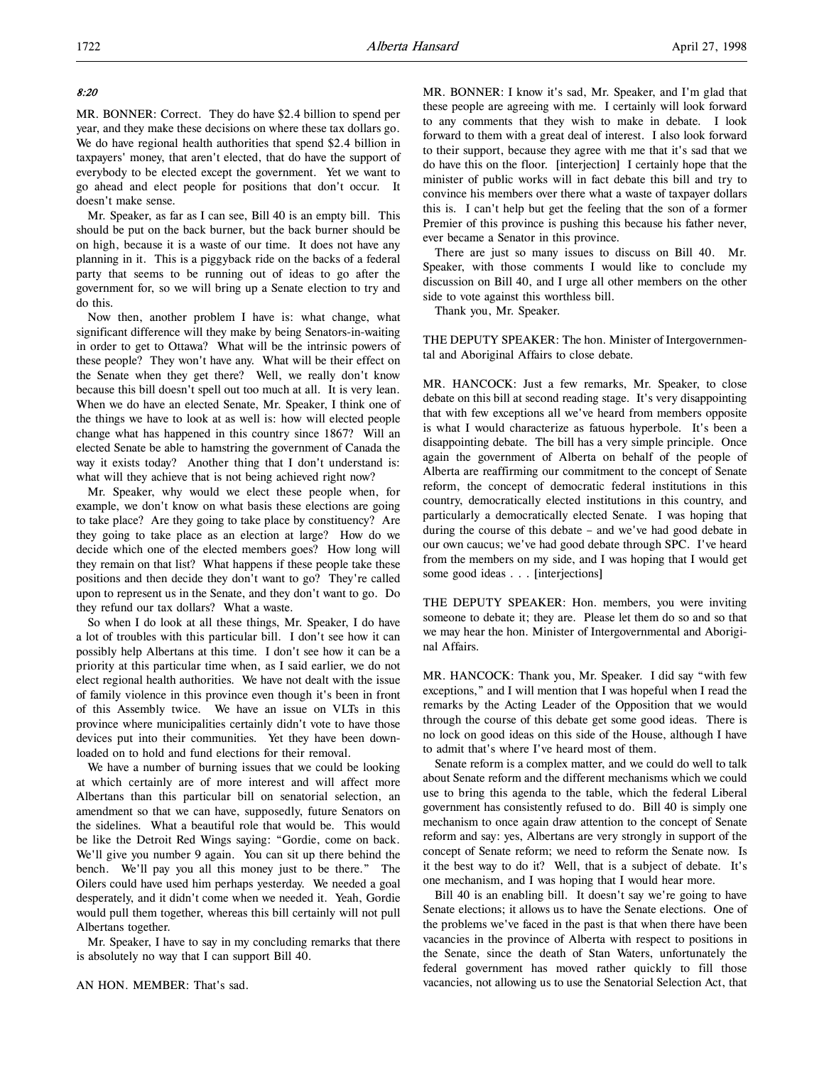*8:20*

MR. BONNER: Correct. They do have $2.4 billion to spend per year, and they make these decisions on where these tax dollars go. We do have regional health authorities that spend $2.4 billion in taxpayers' money, that aren't elected, that do have the support of everybody to be elected except the government. Yet we want to go ahead and elect people for positions that don't occur. It doesn't make sense.

Mr. Speaker, as far as I can see, Bill 40 is an empty bill. This should be put on the back burner, but the back burner should be on high, because it is a waste of our time. It does not have any planning in it. This is a piggyback ride on the backs of a federal party that seems to be running out of ideas to go after the government for, so we will bring up a Senate election to try and do this.

Now then, another problem I have is: what change, what significant difference will they make by being Senators-in-waiting in order to get to Ottawa? What will be the intrinsic powers of these people? They won't have any. What will be their effect on the Senate when they get there? Well, we really don't know because this bill doesn't spell out too much at all. It is very lean. When we do have an elected Senate, Mr. Speaker, I think one of the things we have to look at as well is: how will elected people change what has happened in this country since 1867? Will an elected Senate be able to hamstring the government of Canada the way it exists today? Another thing that I don't understand is: what will they achieve that is not being achieved right now?

Mr. Speaker, why would we elect these people when, for example, we don't know on what basis these elections are going to take place? Are they going to take place by constituency? Are they going to take place as an election at large? How do we decide which one of the elected members goes? How long will they remain on that list? What happens if these people take these positions and then decide they don't want to go? They're called upon to represent us in the Senate, and they don't want to go. Do they refund our tax dollars? What a waste.

So when I do look at all these things, Mr. Speaker, I do have a lot of troubles with this particular bill. I don't see how it can possibly help Albertans at this time. I don't see how it can be a priority at this particular time when, as I said earlier, we do not elect regional health authorities. We have not dealt with the issue of family violence in this province even though it's been in front of this Assembly twice. We have an issue on VLTs in this province where municipalities certainly didn't vote to have those devices put into their communities. Yet they have been downloaded on to hold and fund elections for their removal.

We have a number of burning issues that we could be looking at which certainly are of more interest and will affect more Albertans than this particular bill on senatorial selection, an amendment so that we can have, supposedly, future Senators on the sidelines. What a beautiful role that would be. This would be like the Detroit Red Wings saying: "Gordie, come on back. We'll give you number 9 again. You can sit up there behind the bench. We'll pay you all this money just to be there." The Oilers could have used him perhaps yesterday. We needed a goal desperately, and it didn't come when we needed it. Yeah, Gordie would pull them together, whereas this bill certainly will not pull Albertans together.

Mr. Speaker, I have to say in my concluding remarks that there is absolutely no way that I can support Bill 40.

AN HON. MEMBER: That's sad.

MR. BONNER: I know it's sad, Mr. Speaker, and I'm glad that these people are agreeing with me. I certainly will look forward to any comments that they wish to make in debate. I look forward to them with a great deal of interest. I also look forward to their support, because they agree with me that it's sad that we do have this on the floor. [interjection] I certainly hope that the minister of public works will in fact debate this bill and try to convince his members over there what a waste of taxpayer dollars this is. I can't help but get the feeling that the son of a former Premier of this province is pushing this because his father never, ever became a Senator in this province.

There are just so many issues to discuss on Bill 40. Mr. Speaker, with those comments I would like to conclude my discussion on Bill 40, and I urge all other members on the other side to vote against this worthless bill.

Thank you, Mr. Speaker.

THE DEPUTY SPEAKER: The hon. Minister of Intergovernmental and Aboriginal Affairs to close debate.

MR. HANCOCK: Just a few remarks, Mr. Speaker, to close debate on this bill at second reading stage. It's very disappointing that with few exceptions all we've heard from members opposite is what I would characterize as fatuous hyperbole. It's been a disappointing debate. The bill has a very simple principle. Once again the government of Alberta on behalf of the people of Alberta are reaffirming our commitment to the concept of Senate reform, the concept of democratic federal institutions in this country, democratically elected institutions in this country, and particularly a democratically elected Senate. I was hoping that during the course of this debate – and we've had good debate in our own caucus; we've had good debate through SPC. I've heard from the members on my side, and I was hoping that I would get some good ideas . . . [interjections]

THE DEPUTY SPEAKER: Hon. members, you were inviting someone to debate it; they are. Please let them do so and so that we may hear the hon. Minister of Intergovernmental and Aboriginal Affairs.

MR. HANCOCK: Thank you, Mr. Speaker. I did say "with few exceptions," and I will mention that I was hopeful when I read the remarks by the Acting Leader of the Opposition that we would through the course of this debate get some good ideas. There is no lock on good ideas on this side of the House, although I have to admit that's where I've heard most of them.

Senate reform is a complex matter, and we could do well to talk about Senate reform and the different mechanisms which we could use to bring this agenda to the table, which the federal Liberal government has consistently refused to do. Bill 40 is simply one mechanism to once again draw attention to the concept of Senate reform and say: yes, Albertans are very strongly in support of the concept of Senate reform; we need to reform the Senate now. Is it the best way to do it? Well, that is a subject of debate. It's one mechanism, and I was hoping that I would hear more.

Bill 40 is an enabling bill. It doesn't say we're going to have Senate elections; it allows us to have the Senate elections. One of the problems we've faced in the past is that when there have been vacancies in the province of Alberta with respect to positions in the Senate, since the death of Stan Waters, unfortunately the federal government has moved rather quickly to fill those vacancies, not allowing us to use the Senatorial Selection Act, that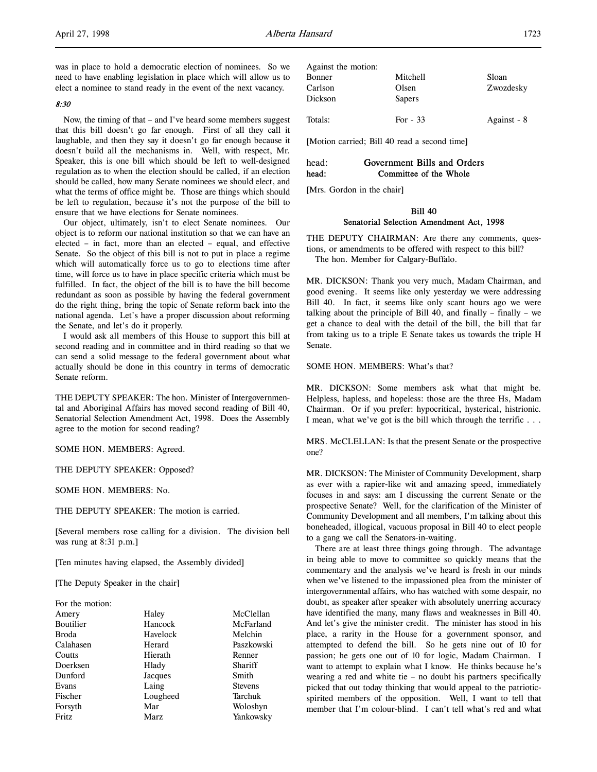was in place to hold a democratic election of nominees. So we need to have enabling legislation in place which will allow us to elect a nominee to stand ready in the event of the next vacancy.

*8:30*

Now, the timing of that – and I've heard some members suggest that this bill doesn't go far enough. First of all they call it laughable, and then they say it doesn't go far enough because it doesn't build all the mechanisms in. Well, with respect, Mr. Speaker, this is one bill which should be left to well-designed regulation as to when the election should be called, if an election should be called, how many Senate nominees we should elect, and what the terms of office might be. Those are things which should be left to regulation, because it's not the purpose of the bill to ensure that we have elections for Senate nominees.

Our object, ultimately, isn't to elect Senate nominees. Our object is to reform our national institution so that we can have an elected – in fact, more than an elected – equal, and effective Senate. So the object of this bill is not to put in place a regime which will automatically force us to go to elections time after time, will force us to have in place specific criteria which must be fulfilled. In fact, the object of the bill is to have the bill become redundant as soon as possible by having the federal government do the right thing, bring the topic of Senate reform back into the national agenda. Let's have a proper discussion about reforming the Senate, and let's do it properly.

I would ask all members of this House to support this bill at second reading and in committee and in third reading so that we can send a solid message to the federal government about what actually should be done in this country in terms of democratic Senate reform.

THE DEPUTY SPEAKER: The hon. Minister of Intergovernmental and Aboriginal Affairs has moved second reading of Bill 40, Senatorial Selection Amendment Act, 1998. Does the Assembly agree to the motion for second reading?

SOME HON. MEMBERS: Agreed.

THE DEPUTY SPEAKER: Opposed?

SOME HON. MEMBERS: No.

THE DEPUTY SPEAKER: The motion is carried.

[Several members rose calling for a division. The division bell was rung at 8:31 p.m.]

[Ten minutes having elapsed, the Assembly divided]

[The Deputy Speaker in the chair]

For the motion:

| | | |
|---|---|---|
| Amery | Haley | McClellan |
| Boutilier | Hancock | McFarland |
| Broda | Havelock | Melchin |
| Calahasen | Herard | Paszkowski |
| Coutts | Hierath | Renner |
| Doerksen | Hlady | Shariff |
| Dunford | Jacques | Smith |
| Evans | Laing | Stevens |
| Fischer | Lougheed | Tarchuk |
| Forsyth | Mar | Woloshyn |
| Fritz | Marz | Yankowsky |

Against the motion:

| | | |
|---|---|---|
| Bonner | Mitchell | Sloan |
| Carlson | Olsen | Zwozdesky |
| Dickson | Sapers | |
| | | |
| Totals: | For - 33 | Against - 8 |

[Motion carried; Bill 40 read a second time]

head: **Government Bills and Orders**
head: **Committee of the Whole**

[Mrs. Gordon in the chair]

## Bill 40
## Senatorial Selection Amendment Act, 1998

THE DEPUTY CHAIRMAN: Are there any comments, questions, or amendments to be offered with respect to this bill? The hon. Member for Calgary-Buffalo.

MR. DICKSON: Thank you very much, Madam Chairman, and good evening. It seems like only yesterday we were addressing Bill 40. In fact, it seems like only scant hours ago we were talking about the principle of Bill 40, and finally – finally – we get a chance to deal with the detail of the bill, the bill that far from taking us to a triple E Senate takes us towards the triple H Senate.

SOME HON. MEMBERS: What's that?

MR. DICKSON: Some members ask what that might be. Helpless, hapless, and hopeless: those are the three Hs, Madam Chairman. Or if you prefer: hypocritical, hysterical, histrionic. I mean, what we've got is the bill which through the terrific . . .

MRS. McCLELLAN: Is that the present Senate or the prospective one?

MR. DICKSON: The Minister of Community Development, sharp as ever with a rapier-like wit and amazing speed, immediately focuses in and says: am I discussing the current Senate or the prospective Senate? Well, for the clarification of the Minister of Community Development and all members, I'm talking about this boneheaded, illogical, vacuous proposal in Bill 40 to elect people to a gang we call the Senators-in-waiting.

There are at least three things going through. The advantage in being able to move to committee so quickly means that the commentary and the analysis we've heard is fresh in our minds when we've listened to the impassioned plea from the minister of intergovernmental affairs, who has watched with some despair, no doubt, as speaker after speaker with absolutely unerring accuracy have identified the many, many flaws and weaknesses in Bill 40. And let's give the minister credit. The minister has stood in his place, a rarity in the House for a government sponsor, and attempted to defend the bill. So he gets nine out of 10 for passion; he gets one out of 10 for logic, Madam Chairman. I want to attempt to explain what I know. He thinks because he's wearing a red and white tie – no doubt his partners specifically picked that out today thinking that would appeal to the patriotic-spirited members of the opposition. Well, I want to tell that member that I'm colour-blind. I can't tell what's red and what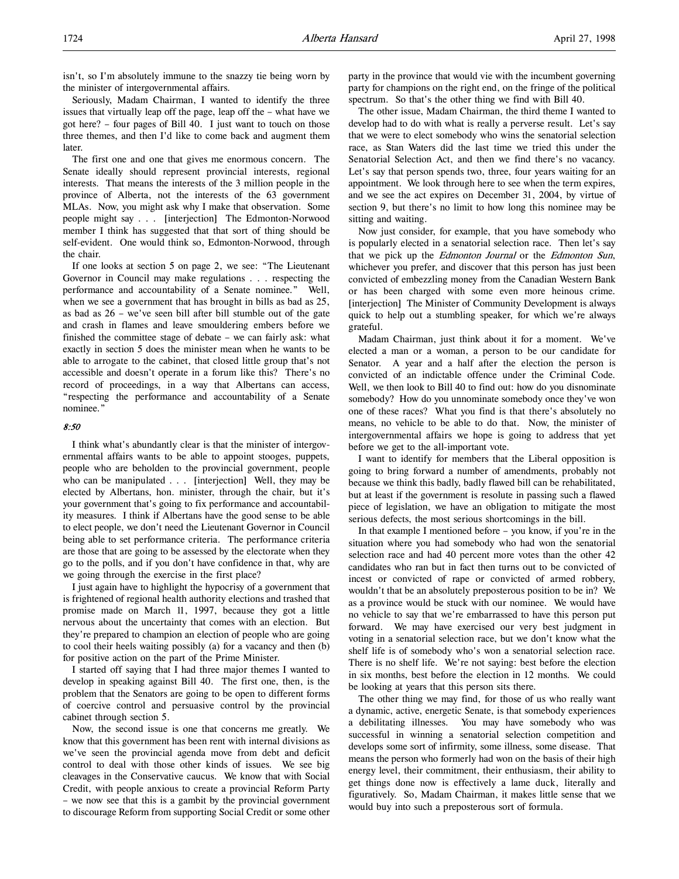isn't, so I'm absolutely immune to the snazzy tie being worn by the minister of intergovernmental affairs.

Seriously, Madam Chairman, I wanted to identify the three issues that virtually leap off the page, leap off the – what have we got here? – four pages of Bill 40. I just want to touch on those three themes, and then I'd like to come back and augment them later.

The first one and one that gives me enormous concern. The Senate ideally should represent provincial interests, regional interests. That means the interests of the 3 million people in the province of Alberta, not the interests of the 63 government MLAs. Now, you might ask why I make that observation. Some people might say . . . [interjection] The Edmonton-Norwood member I think has suggested that that sort of thing should be self-evident. One would think so, Edmonton-Norwood, through the chair.

If one looks at section 5 on page 2, we see: "The Lieutenant Governor in Council may make regulations . . . respecting the performance and accountability of a Senate nominee." Well, when we see a government that has brought in bills as bad as 25, as bad as 26 – we've seen bill after bill stumble out of the gate and crash in flames and leave smouldering embers before we finished the committee stage of debate – we can fairly ask: what exactly in section 5 does the minister mean when he wants to be able to arrogate to the cabinet, that closed little group that's not accessible and doesn't operate in a forum like this? There's no record of proceedings, in a way that Albertans can access, "respecting the performance and accountability of a Senate nominee."

*8:50*

I think what's abundantly clear is that the minister of intergovernmental affairs wants to be able to appoint stooges, puppets, people who are beholden to the provincial government, people who can be manipulated . . . [interjection] Well, they may be elected by Albertans, hon. minister, through the chair, but it's your government that's going to fix performance and accountability measures. I think if Albertans have the good sense to be able to elect people, we don't need the Lieutenant Governor in Council being able to set performance criteria. The performance criteria are those that are going to be assessed by the electorate when they go to the polls, and if you don't have confidence in that, why are we going through the exercise in the first place?

I just again have to highlight the hypocrisy of a government that is frightened of regional health authority elections and trashed that promise made on March 11, 1997, because they got a little nervous about the uncertainty that comes with an election. But they're prepared to champion an election of people who are going to cool their heels waiting possibly (a) for a vacancy and then (b) for positive action on the part of the Prime Minister.

I started off saying that I had three major themes I wanted to develop in speaking against Bill 40. The first one, then, is the problem that the Senators are going to be open to different forms of coercive control and persuasive control by the provincial cabinet through section 5.

Now, the second issue is one that concerns me greatly. We know that this government has been rent with internal divisions as we've seen the provincial agenda move from debt and deficit control to deal with those other kinds of issues. We see big cleavages in the Conservative caucus. We know that with Social Credit, with people anxious to create a provincial Reform Party – we now see that this is a gambit by the provincial government to discourage Reform from supporting Social Credit or some other party in the province that would vie with the incumbent governing party for champions on the right end, on the fringe of the political spectrum. So that's the other thing we find with Bill 40.

The other issue, Madam Chairman, the third theme I wanted to develop had to do with what is really a perverse result. Let's say that we were to elect somebody who wins the senatorial selection race, as Stan Waters did the last time we tried this under the Senatorial Selection Act, and then we find there's no vacancy. Let's say that person spends two, three, four years waiting for an appointment. We look through here to see when the term expires, and we see the act expires on December 31, 2004, by virtue of section 9, but there's no limit to how long this nominee may be sitting and waiting.

Now just consider, for example, that you have somebody who is popularly elected in a senatorial selection race. Then let's say that we pick up the *Edmonton Journal* or the *Edmonton Sun*, whichever you prefer, and discover that this person has just been convicted of embezzling money from the Canadian Western Bank or has been charged with some even more heinous crime. [interjection] The Minister of Community Development is always quick to help out a stumbling speaker, for which we're always grateful.

Madam Chairman, just think about it for a moment. We've elected a man or a woman, a person to be our candidate for Senator. A year and a half after the election the person is convicted of an indictable offence under the Criminal Code. Well, we then look to Bill 40 to find out: how do you disnominate somebody? How do you unnominate somebody once they've won one of these races? What you find is that there's absolutely no means, no vehicle to be able to do that. Now, the minister of intergovernmental affairs we hope is going to address that yet before we get to the all-important vote.

I want to identify for members that the Liberal opposition is going to bring forward a number of amendments, probably not because we think this badly, badly flawed bill can be rehabilitated, but at least if the government is resolute in passing such a flawed piece of legislation, we have an obligation to mitigate the most serious defects, the most serious shortcomings in the bill.

In that example I mentioned before – you know, if you're in the situation where you had somebody who had won the senatorial selection race and had 40 percent more votes than the other 42 candidates who ran but in fact then turns out to be convicted of incest or convicted of rape or convicted of armed robbery, wouldn't that be an absolutely preposterous position to be in? We as a province would be stuck with our nominee. We would have no vehicle to say that we're embarrassed to have this person put forward. We may have exercised our very best judgment in voting in a senatorial selection race, but we don't know what the shelf life is of somebody who's won a senatorial selection race. There is no shelf life. We're not saying: best before the election in six months, best before the election in 12 months. We could be looking at years that this person sits there.

The other thing we may find, for those of us who really want a dynamic, active, energetic Senate, is that somebody experiences a debilitating illnesses. You may have somebody who was successful in winning a senatorial selection competition and develops some sort of infirmity, some illness, some disease. That means the person who formerly had won on the basis of their high energy level, their commitment, their enthusiasm, their ability to get things done now is effectively a lame duck, literally and figuratively. So, Madam Chairman, it makes little sense that we would buy into such a preposterous sort of formula.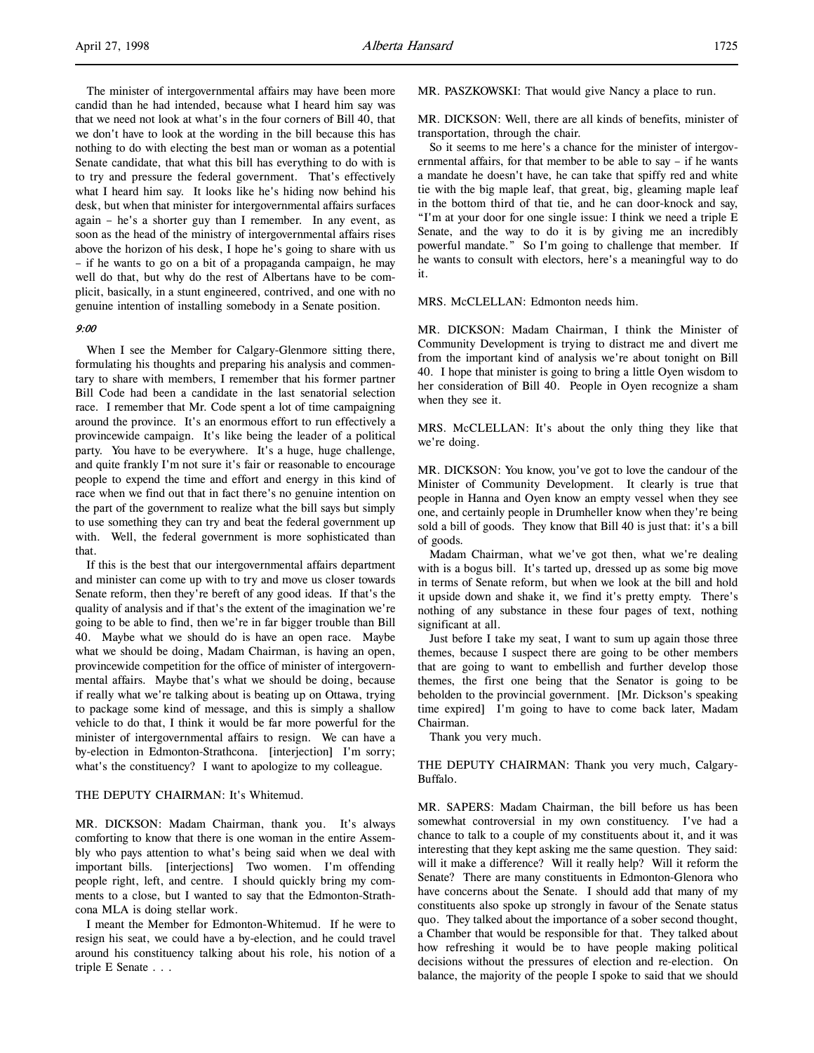The minister of intergovernmental affairs may have been more candid than he had intended, because what I heard him say was that we need not look at what's in the four corners of Bill 40, that we don't have to look at the wording in the bill because this has nothing to do with electing the best man or woman as a potential Senate candidate, that what this bill has everything to do with is to try and pressure the federal government. That's effectively what I heard him say. It looks like he's hiding now behind his desk, but when that minister for intergovernmental affairs surfaces again – he's a shorter guy than I remember. In any event, as soon as the head of the ministry of intergovernmental affairs rises above the horizon of his desk, I hope he's going to share with us – if he wants to go on a bit of a propaganda campaign, he may well do that, but why do the rest of Albertans have to be complicit, basically, in a stunt engineered, contrived, and one with no genuine intention of installing somebody in a Senate position.

*9:00*

When I see the Member for Calgary-Glenmore sitting there, formulating his thoughts and preparing his analysis and commentary to share with members, I remember that his former partner Bill Code had been a candidate in the last senatorial selection race. I remember that Mr. Code spent a lot of time campaigning around the province. It's an enormous effort to run effectively a provincewide campaign. It's like being the leader of a political party. You have to be everywhere. It's a huge, huge challenge, and quite frankly I'm not sure it's fair or reasonable to encourage people to expend the time and effort and energy in this kind of race when we find out that in fact there's no genuine intention on the part of the government to realize what the bill says but simply to use something they can try and beat the federal government up with. Well, the federal government is more sophisticated than that.

If this is the best that our intergovernmental affairs department and minister can come up with to try and move us closer towards Senate reform, then they're bereft of any good ideas. If that's the quality of analysis and if that's the extent of the imagination we're going to be able to find, then we're in far bigger trouble than Bill 40. Maybe what we should do is have an open race. Maybe what we should be doing, Madam Chairman, is having an open, provincewide competition for the office of minister of intergovernmental affairs. Maybe that's what we should be doing, because if really what we're talking about is beating up on Ottawa, trying to package some kind of message, and this is simply a shallow vehicle to do that, I think it would be far more powerful for the minister of intergovernmental affairs to resign. We can have a by-election in Edmonton-Strathcona. [interjection] I'm sorry; what's the constituency? I want to apologize to my colleague.

THE DEPUTY CHAIRMAN: It's Whitemud.

MR. DICKSON: Madam Chairman, thank you. It's always comforting to know that there is one woman in the entire Assembly who pays attention to what's being said when we deal with important bills. [interjections] Two women. I'm offending people right, left, and centre. I should quickly bring my comments to a close, but I wanted to say that the Edmonton-Strathcona MLA is doing stellar work.

I meant the Member for Edmonton-Whitemud. If he were to resign his seat, we could have a by-election, and he could travel around his constituency talking about his role, his notion of a triple E Senate . . .

MR. PASZKOWSKI: That would give Nancy a place to run.

MR. DICKSON: Well, there are all kinds of benefits, minister of transportation, through the chair.

So it seems to me here's a chance for the minister of intergovernmental affairs, for that member to be able to say – if he wants a mandate he doesn't have, he can take that spiffy red and white tie with the big maple leaf, that great, big, gleaming maple leaf in the bottom third of that tie, and he can door-knock and say, "I'm at your door for one single issue: I think we need a triple E Senate, and the way to do it is by giving me an incredibly powerful mandate." So I'm going to challenge that member. If he wants to consult with electors, here's a meaningful way to do it.

MRS. McCLELLAN: Edmonton needs him.

MR. DICKSON: Madam Chairman, I think the Minister of Community Development is trying to distract me and divert me from the important kind of analysis we're about tonight on Bill 40. I hope that minister is going to bring a little Oyen wisdom to her consideration of Bill 40. People in Oyen recognize a sham when they see it.

MRS. McCLELLAN: It's about the only thing they like that we're doing.

MR. DICKSON: You know, you've got to love the candour of the Minister of Community Development. It clearly is true that people in Hanna and Oyen know an empty vessel when they see one, and certainly people in Drumheller know when they're being sold a bill of goods. They know that Bill 40 is just that: it's a bill of goods.

Madam Chairman, what we've got then, what we're dealing with is a bogus bill. It's tarted up, dressed up as some big move in terms of Senate reform, but when we look at the bill and hold it upside down and shake it, we find it's pretty empty. There's nothing of any substance in these four pages of text, nothing significant at all.

Just before I take my seat, I want to sum up again those three themes, because I suspect there are going to be other members that are going to want to embellish and further develop those themes, the first one being that the Senator is going to be beholden to the provincial government. [Mr. Dickson's speaking time expired] I'm going to have to come back later, Madam Chairman.

Thank you very much.

THE DEPUTY CHAIRMAN: Thank you very much, Calgary-Buffalo.

MR. SAPERS: Madam Chairman, the bill before us has been somewhat controversial in my own constituency. I've had a chance to talk to a couple of my constituents about it, and it was interesting that they kept asking me the same question. They said: will it make a difference? Will it really help? Will it reform the Senate? There are many constituents in Edmonton-Glenora who have concerns about the Senate. I should add that many of my constituents also spoke up strongly in favour of the Senate status quo. They talked about the importance of a sober second thought, a Chamber that would be responsible for that. They talked about how refreshing it would be to have people making political decisions without the pressures of election and re-election. On balance, the majority of the people I spoke to said that we should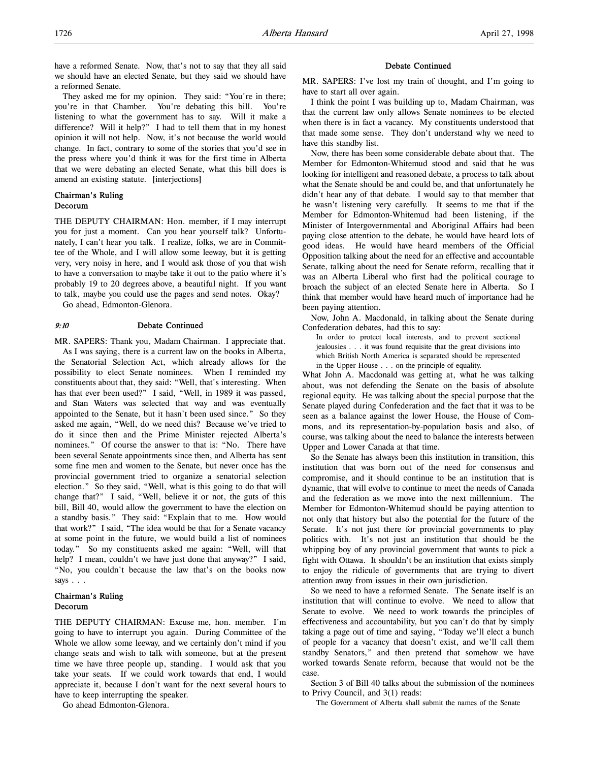have a reformed Senate. Now, that's not to say that they all said we should have an elected Senate, but they said we should have a reformed Senate.

They asked me for my opinion. They said: "You're in there; you're in that Chamber. You're debating this bill. You're listening to what the government has to say. Will it make a difference? Will it help?" I had to tell them that in my honest opinion it will not help. Now, it's not because the world would change. In fact, contrary to some of the stories that you'd see in the press where you'd think it was for the first time in Alberta that we were debating an elected Senate, what this bill does is amend an existing statute. [interjections]

### Chairman's Ruling
### Decorum

THE DEPUTY CHAIRMAN: Hon. member, if I may interrupt you for just a moment. Can you hear yourself talk? Unfortunately, I can't hear you talk. I realize, folks, we are in Committee of the Whole, and I will allow some leeway, but it is getting very, very noisy in here, and I would ask those of you that wish to have a conversation to maybe take it out to the patio where it's probably 19 to 20 degrees above, a beautiful night. If you want to talk, maybe you could use the pages and send notes. Okay?

Go ahead, Edmonton-Glenora.

### *9:10* Debate Continued

MR. SAPERS: Thank you, Madam Chairman. I appreciate that.

As I was saying, there is a current law on the books in Alberta, the Senatorial Selection Act, which already allows for the possibility to elect Senate nominees. When I reminded my constituents about that, they said: "Well, that's interesting. When has that ever been used?" I said, "Well, in 1989 it was passed, and Stan Waters was selected that way and was eventually appointed to the Senate, but it hasn't been used since." So they asked me again, "Well, do we need this? Because we've tried to do it since then and the Prime Minister rejected Alberta's nominees." Of course the answer to that is: "No. There have been several Senate appointments since then, and Alberta has sent some fine men and women to the Senate, but never once has the provincial government tried to organize a senatorial selection election." So they said, "Well, what is this going to do that will change that?" I said, "Well, believe it or not, the guts of this bill, Bill 40, would allow the government to have the election on a standby basis." They said: "Explain that to me. How would that work?" I said, "The idea would be that for a Senate vacancy at some point in the future, we would build a list of nominees today." So my constituents asked me again: "Well, will that help? I mean, couldn't we have just done that anyway?" I said, "No, you couldn't because the law that's on the books now says . . .

### Chairman's Ruling
### Decorum

THE DEPUTY CHAIRMAN: Excuse me, hon. member. I'm going to have to interrupt you again. During Committee of the Whole we allow some leeway, and we certainly don't mind if you change seats and wish to talk with someone, but at the present time we have three people up, standing. I would ask that you take your seats. If we could work towards that end, I would appreciate it, because I don't want for the next several hours to have to keep interrupting the speaker.

Go ahead Edmonton-Glenora.

### Debate Continued

MR. SAPERS: I've lost my train of thought, and I'm going to have to start all over again.

I think the point I was building up to, Madam Chairman, was that the current law only allows Senate nominees to be elected when there is in fact a vacancy. My constituents understood that that made some sense. They don't understand why we need to have this standby list.

Now, there has been some considerable debate about that. The Member for Edmonton-Whitemud stood and said that he was looking for intelligent and reasoned debate, a process to talk about what the Senate should be and could be, and that unfortunately he didn't hear any of that debate. I would say to that member that he wasn't listening very carefully. It seems to me that if the Member for Edmonton-Whitemud had been listening, if the Minister of Intergovernmental and Aboriginal Affairs had been paying close attention to the debate, he would have heard lots of good ideas. He would have heard members of the Official Opposition talking about the need for an effective and accountable Senate, talking about the need for Senate reform, recalling that it was an Alberta Liberal who first had the political courage to broach the subject of an elected Senate here in Alberta. So I think that member would have heard much of importance had he been paying attention.

Now, John A. Macdonald, in talking about the Senate during Confederation debates, had this to say:

> In order to protect local interests, and to prevent sectional jealousies . . . it was found requisite that the great divisions into which British North America is separated should be represented in the Upper House . . . on the principle of equality.

What John A. Macdonald was getting at, what he was talking about, was not defending the Senate on the basis of absolute regional equity. He was talking about the special purpose that the Senate played during Confederation and the fact that it was to be seen as a balance against the lower House, the House of Commons, and its representation-by-population basis and also, of course, was talking about the need to balance the interests between Upper and Lower Canada at that time.

So the Senate has always been this institution in transition, this institution that was born out of the need for consensus and compromise, and it should continue to be an institution that is dynamic, that will evolve to continue to meet the needs of Canada and the federation as we move into the next millennium. The Member for Edmonton-Whitemud should be paying attention to not only that history but also the potential for the future of the Senate. It's not just there for provincial governments to play politics with. It's not just an institution that should be the whipping boy of any provincial government that wants to pick a fight with Ottawa. It shouldn't be an institution that exists simply to enjoy the ridicule of governments that are trying to divert attention away from issues in their own jurisdiction.

So we need to have a reformed Senate. The Senate itself is an institution that will continue to evolve. We need to allow that Senate to evolve. We need to work towards the principles of effectiveness and accountability, but you can't do that by simply taking a page out of time and saying, "Today we'll elect a bunch of people for a vacancy that doesn't exist, and we'll call them standby Senators," and then pretend that somehow we have worked towards Senate reform, because that would not be the case.

Section 3 of Bill 40 talks about the submission of the nominees to Privy Council, and 3(1) reads:

> The Government of Alberta shall submit the names of the Senate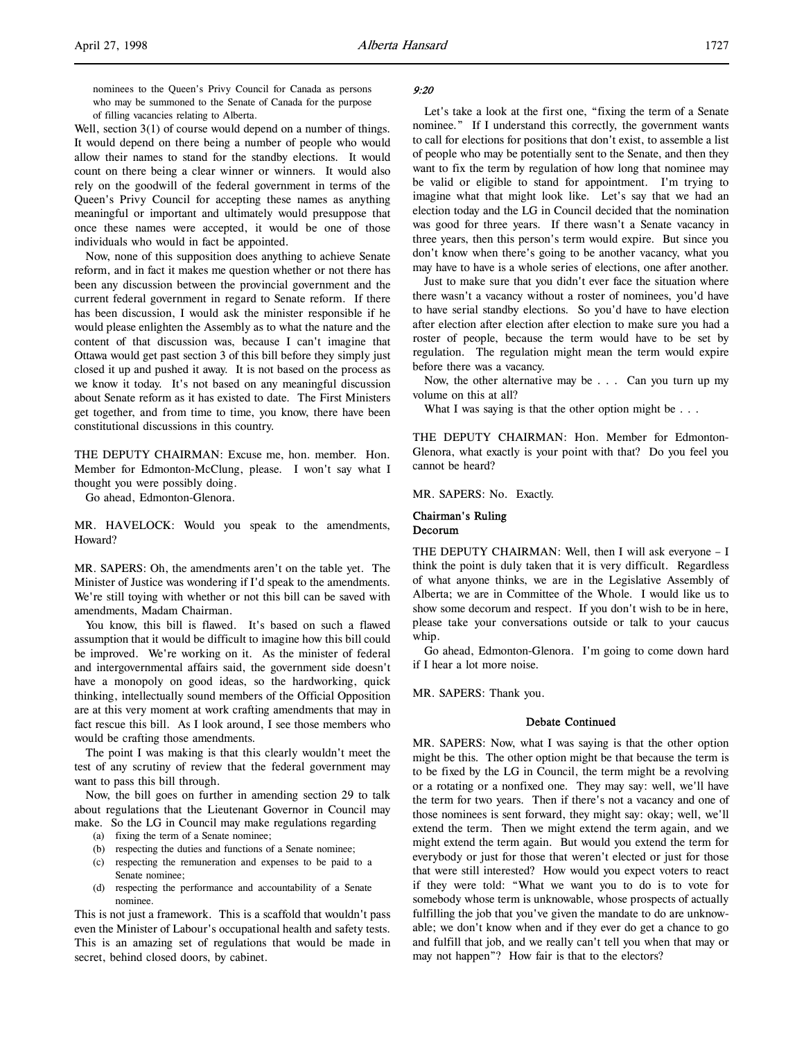nominees to the Queen's Privy Council for Canada as persons who may be summoned to the Senate of Canada for the purpose of filling vacancies relating to Alberta.

Well, section 3(1) of course would depend on a number of things. It would depend on there being a number of people who would allow their names to stand for the standby elections. It would count on there being a clear winner or winners. It would also rely on the goodwill of the federal government in terms of the Queen's Privy Council for accepting these names as anything meaningful or important and ultimately would presuppose that once these names were accepted, it would be one of those individuals who would in fact be appointed.

Now, none of this supposition does anything to achieve Senate reform, and in fact it makes me question whether or not there has been any discussion between the provincial government and the current federal government in regard to Senate reform. If there has been discussion, I would ask the minister responsible if he would please enlighten the Assembly as to what the nature and the content of that discussion was, because I can't imagine that Ottawa would get past section 3 of this bill before they simply just closed it up and pushed it away. It is not based on the process as we know it today. It's not based on any meaningful discussion about Senate reform as it has existed to date. The First Ministers get together, and from time to time, you know, there have been constitutional discussions in this country.

THE DEPUTY CHAIRMAN: Excuse me, hon. member. Hon. Member for Edmonton-McClung, please. I won't say what I thought you were possibly doing.

Go ahead, Edmonton-Glenora.

MR. HAVELOCK: Would you speak to the amendments, Howard?

MR. SAPERS: Oh, the amendments aren't on the table yet. The Minister of Justice was wondering if I'd speak to the amendments. We're still toying with whether or not this bill can be saved with amendments, Madam Chairman.

You know, this bill is flawed. It's based on such a flawed assumption that it would be difficult to imagine how this bill could be improved. We're working on it. As the minister of federal and intergovernmental affairs said, the government side doesn't have a monopoly on good ideas, so the hardworking, quick thinking, intellectually sound members of the Official Opposition are at this very moment at work crafting amendments that may in fact rescue this bill. As I look around, I see those members who would be crafting those amendments.

The point I was making is that this clearly wouldn't meet the test of any scrutiny of review that the federal government may want to pass this bill through.

Now, the bill goes on further in amending section 29 to talk about regulations that the Lieutenant Governor in Council may make. So the LG in Council may make regulations regarding

(a) fixing the term of a Senate nominee;
(b) respecting the duties and functions of a Senate nominee;
(c) respecting the remuneration and expenses to be paid to a Senate nominee;
(d) respecting the performance and accountability of a Senate nominee.

This is not just a framework. This is a scaffold that wouldn't pass even the Minister of Labour's occupational health and safety tests. This is an amazing set of regulations that would be made in secret, behind closed doors, by cabinet.

*9:20*

Let's take a look at the first one, "fixing the term of a Senate nominee." If I understand this correctly, the government wants to call for elections for positions that don't exist, to assemble a list of people who may be potentially sent to the Senate, and then they want to fix the term by regulation of how long that nominee may be valid or eligible to stand for appointment. I'm trying to imagine what that might look like. Let's say that we had an election today and the LG in Council decided that the nomination was good for three years. If there wasn't a Senate vacancy in three years, then this person's term would expire. But since you don't know when there's going to be another vacancy, what you may have to have is a whole series of elections, one after another.

Just to make sure that you didn't ever face the situation where there wasn't a vacancy without a roster of nominees, you'd have to have serial standby elections. So you'd have to have election after election after election after election to make sure you had a roster of people, because the term would have to be set by regulation. The regulation might mean the term would expire before there was a vacancy.

Now, the other alternative may be . . . Can you turn up my volume on this at all?

What I was saying is that the other option might be . . .

THE DEPUTY CHAIRMAN: Hon. Member for Edmonton-Glenora, what exactly is your point with that? Do you feel you cannot be heard?

MR. SAPERS: No. Exactly.

**Chairman's Ruling**
**Decorum**

THE DEPUTY CHAIRMAN: Well, then I will ask everyone – I think the point is duly taken that it is very difficult. Regardless of what anyone thinks, we are in the Legislative Assembly of Alberta; we are in Committee of the Whole. I would like us to show some decorum and respect. If you don't wish to be in here, please take your conversations outside or talk to your caucus whip.

Go ahead, Edmonton-Glenora. I'm going to come down hard if I hear a lot more noise.

MR. SAPERS: Thank you.

**Debate Continued**

MR. SAPERS: Now, what I was saying is that the other option might be this. The other option might be that because the term is to be fixed by the LG in Council, the term might be a revolving or a rotating or a nonfixed one. They may say: well, we'll have the term for two years. Then if there's not a vacancy and one of those nominees is sent forward, they might say: okay; well, we'll extend the term. Then we might extend the term again, and we might extend the term again. But would you extend the term for everybody or just for those that weren't elected or just for those that were still interested? How would you expect voters to react if they were told: "What we want you to do is to vote for somebody whose term is unknowable, whose prospects of actually fulfilling the job that you've given the mandate to do are unknowable; we don't know when and if they ever do get a chance to go and fulfill that job, and we really can't tell you when that may or may not happen"? How fair is that to the electors?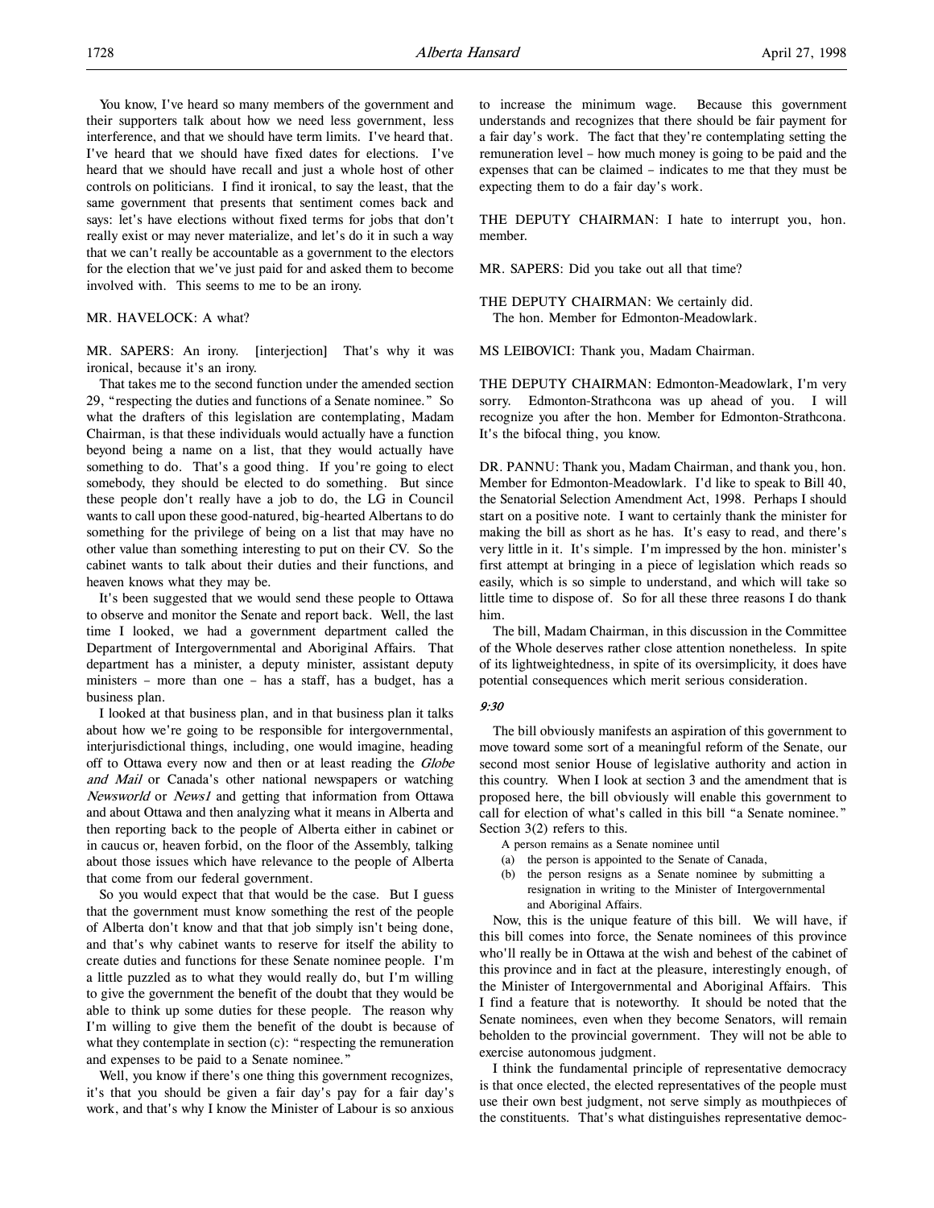You know, I've heard so many members of the government and their supporters talk about how we need less government, less interference, and that we should have term limits. I've heard that. I've heard that we should have fixed dates for elections. I've heard that we should have recall and just a whole host of other controls on politicians. I find it ironical, to say the least, that the same government that presents that sentiment comes back and says: let's have elections without fixed terms for jobs that don't really exist or may never materialize, and let's do it in such a way that we can't really be accountable as a government to the electors for the election that we've just paid for and asked them to become involved with. This seems to me to be an irony.

MR. HAVELOCK: A what?

MR. SAPERS: An irony. [interjection] That's why it was ironical, because it's an irony.

That takes me to the second function under the amended section 29, "respecting the duties and functions of a Senate nominee." So what the drafters of this legislation are contemplating, Madam Chairman, is that these individuals would actually have a function beyond being a name on a list, that they would actually have something to do. That's a good thing. If you're going to elect somebody, they should be elected to do something. But since these people don't really have a job to do, the LG in Council wants to call upon these good-natured, big-hearted Albertans to do something for the privilege of being on a list that may have no other value than something interesting to put on their CV. So the cabinet wants to talk about their duties and their functions, and heaven knows what they may be.

It's been suggested that we would send these people to Ottawa to observe and monitor the Senate and report back. Well, the last time I looked, we had a government department called the Department of Intergovernmental and Aboriginal Affairs. That department has a minister, a deputy minister, assistant deputy ministers – more than one – has a staff, has a budget, has a business plan.

I looked at that business plan, and in that business plan it talks about how we're going to be responsible for intergovernmental, interjurisdictional things, including, one would imagine, heading off to Ottawa every now and then or at least reading the *Globe and Mail* or Canada's other national newspapers or watching *Newsworld* or *News1* and getting that information from Ottawa and about Ottawa and then analyzing what it means in Alberta and then reporting back to the people of Alberta either in cabinet or in caucus or, heaven forbid, on the floor of the Assembly, talking about those issues which have relevance to the people of Alberta that come from our federal government.

So you would expect that that would be the case. But I guess that the government must know something the rest of the people of Alberta don't know and that that job simply isn't being done, and that's why cabinet wants to reserve for itself the ability to create duties and functions for these Senate nominee people. I'm a little puzzled as to what they would really do, but I'm willing to give the government the benefit of the doubt that they would be able to think up some duties for these people. The reason why I'm willing to give them the benefit of the doubt is because of what they contemplate in section (c): "respecting the remuneration and expenses to be paid to a Senate nominee."

Well, you know if there's one thing this government recognizes, it's that you should be given a fair day's pay for a fair day's work, and that's why I know the Minister of Labour is so anxious to increase the minimum wage. Because this government understands and recognizes that there should be fair payment for a fair day's work. The fact that they're contemplating setting the remuneration level – how much money is going to be paid and the expenses that can be claimed – indicates to me that they must be expecting them to do a fair day's work.

THE DEPUTY CHAIRMAN: I hate to interrupt you, hon. member.

MR. SAPERS: Did you take out all that time?

THE DEPUTY CHAIRMAN: We certainly did.
The hon. Member for Edmonton-Meadowlark.

MS LEIBOVICI: Thank you, Madam Chairman.

THE DEPUTY CHAIRMAN: Edmonton-Meadowlark, I'm very sorry. Edmonton-Strathcona was up ahead of you. I will recognize you after the hon. Member for Edmonton-Strathcona. It's the bifocal thing, you know.

DR. PANNU: Thank you, Madam Chairman, and thank you, hon. Member for Edmonton-Meadowlark. I'd like to speak to Bill 40, the Senatorial Selection Amendment Act, 1998. Perhaps I should start on a positive note. I want to certainly thank the minister for making the bill as short as he has. It's easy to read, and there's very little in it. It's simple. I'm impressed by the hon. minister's first attempt at bringing in a piece of legislation which reads so easily, which is so simple to understand, and which will take so little time to dispose of. So for all these three reasons I do thank him.

The bill, Madam Chairman, in this discussion in the Committee of the Whole deserves rather close attention nonetheless. In spite of its lightweightedness, in spite of its oversimplicity, it does have potential consequences which merit serious consideration.

*9:30*

The bill obviously manifests an aspiration of this government to move toward some sort of a meaningful reform of the Senate, our second most senior House of legislative authority and action in this country. When I look at section 3 and the amendment that is proposed here, the bill obviously will enable this government to call for election of what's called in this bill "a Senate nominee." Section 3(2) refers to this.

> A person remains as a Senate nominee until
> (a) the person is appointed to the Senate of Canada,
> (b) the person resigns as a Senate nominee by submitting a resignation in writing to the Minister of Intergovernmental and Aboriginal Affairs.

Now, this is the unique feature of this bill. We will have, if this bill comes into force, the Senate nominees of this province who'll really be in Ottawa at the wish and behest of the cabinet of this province and in fact at the pleasure, interestingly enough, of the Minister of Intergovernmental and Aboriginal Affairs. This I find a feature that is noteworthy. It should be noted that the Senate nominees, even when they become Senators, will remain beholden to the provincial government. They will not be able to exercise autonomous judgment.

I think the fundamental principle of representative democracy is that once elected, the elected representatives of the people must use their own best judgment, not serve simply as mouthpieces of the constituents. That's what distinguishes representative democ-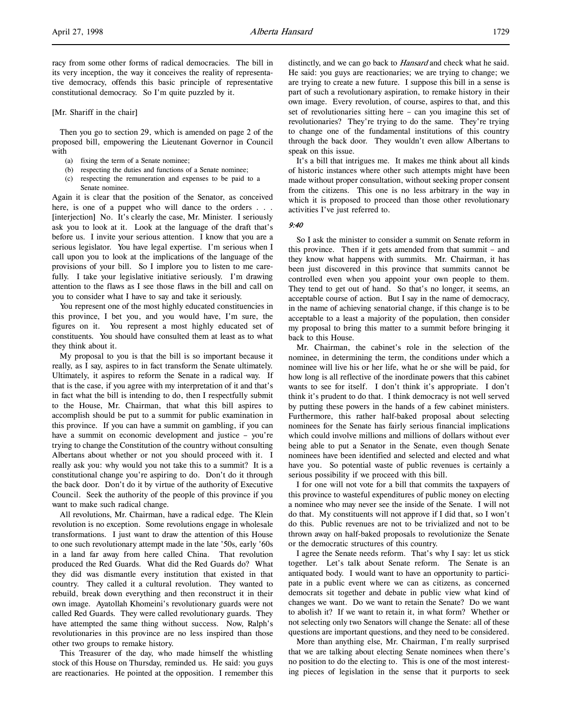racy from some other forms of radical democracies. The bill in its very inception, the way it conceives the reality of representative democracy, offends this basic principle of representative constitutional democracy. So I'm quite puzzled by it.

[Mr. Shariff in the chair]

Then you go to section 29, which is amended on page 2 of the proposed bill, empowering the Lieutenant Governor in Council with

- (a) fixing the term of a Senate nominee;
- (b) respecting the duties and functions of a Senate nominee;
- (c) respecting the remuneration and expenses to be paid to a Senate nominee.

Again it is clear that the position of the Senator, as conceived here, is one of a puppet who will dance to the orders . . . [interjection] No. It's clearly the case, Mr. Minister. I seriously ask you to look at it. Look at the language of the draft that's before us. I invite your serious attention. I know that you are a serious legislator. You have legal expertise. I'm serious when I call upon you to look at the implications of the language of the provisions of your bill. So I implore you to listen to me carefully. I take your legislative initiative seriously. I'm drawing attention to the flaws as I see those flaws in the bill and call on you to consider what I have to say and take it seriously.

You represent one of the most highly educated constituencies in this province, I bet you, and you would have, I'm sure, the figures on it. You represent a most highly educated set of constituents. You should have consulted them at least as to what they think about it.

My proposal to you is that the bill is so important because it really, as I say, aspires to in fact transform the Senate ultimately. Ultimately, it aspires to reform the Senate in a radical way. If that is the case, if you agree with my interpretation of it and that's in fact what the bill is intending to do, then I respectfully submit to the House, Mr. Chairman, that what this bill aspires to accomplish should be put to a summit for public examination in this province. If you can have a summit on gambling, if you can have a summit on economic development and justice – you're trying to change the Constitution of the country without consulting Albertans about whether or not you should proceed with it. I really ask you: why would you not take this to a summit? It is a constitutional change you're aspiring to do. Don't do it through the back door. Don't do it by virtue of the authority of Executive Council. Seek the authority of the people of this province if you want to make such radical change.

All revolutions, Mr. Chairman, have a radical edge. The Klein revolution is no exception. Some revolutions engage in wholesale transformations. I just want to draw the attention of this House to one such revolutionary attempt made in the late '50s, early '60s in a land far away from here called China. That revolution produced the Red Guards. What did the Red Guards do? What they did was dismantle every institution that existed in that country. They called it a cultural revolution. They wanted to rebuild, break down everything and then reconstruct it in their own image. Ayatollah Khomeini's revolutionary guards were not called Red Guards. They were called revolutionary guards. They have attempted the same thing without success. Now, Ralph's revolutionaries in this province are no less inspired than those other two groups to remake history.

This Treasurer of the day, who made himself the whistling stock of this House on Thursday, reminded us. He said: you guys are reactionaries. He pointed at the opposition. I remember this distinctly, and we can go back to *Hansard* and check what he said. He said: you guys are reactionaries; we are trying to change; we are trying to create a new future. I suppose this bill in a sense is part of such a revolutionary aspiration, to remake history in their own image. Every revolution, of course, aspires to that, and this set of revolutionaries sitting here – can you imagine this set of revolutionaries? They're trying to do the same. They're trying to change one of the fundamental institutions of this country through the back door. They wouldn't even allow Albertans to speak on this issue.

It's a bill that intrigues me. It makes me think about all kinds of historic instances where other such attempts might have been made without proper consultation, without seeking proper consent from the citizens. This one is no less arbitrary in the way in which it is proposed to proceed than those other revolutionary activities I've just referred to.

*9:40*

So I ask the minister to consider a summit on Senate reform in this province. Then if it gets amended from that summit – and they know what happens with summits. Mr. Chairman, it has been just discovered in this province that summits cannot be controlled even when you appoint your own people to them. They tend to get out of hand. So that's no longer, it seems, an acceptable course of action. But I say in the name of democracy, in the name of achieving senatorial change, if this change is to be acceptable to a least a majority of the population, then consider my proposal to bring this matter to a summit before bringing it back to this House.

Mr. Chairman, the cabinet's role in the selection of the nominee, in determining the term, the conditions under which a nominee will live his or her life, what he or she will be paid, for how long is all reflective of the inordinate powers that this cabinet wants to see for itself. I don't think it's appropriate. I don't think it's prudent to do that. I think democracy is not well served by putting these powers in the hands of a few cabinet ministers. Furthermore, this rather half-baked proposal about selecting nominees for the Senate has fairly serious financial implications which could involve millions and millions of dollars without ever being able to put a Senator in the Senate, even though Senate nominees have been identified and selected and elected and what have you. So potential waste of public revenues is certainly a serious possibility if we proceed with this bill.

I for one will not vote for a bill that commits the taxpayers of this province to wasteful expenditures of public money on electing a nominee who may never see the inside of the Senate. I will not do that. My constituents will not approve if I did that, so I won't do this. Public revenues are not to be trivialized and not to be thrown away on half-baked proposals to revolutionize the Senate or the democratic structures of this country.

I agree the Senate needs reform. That's why I say: let us stick together. Let's talk about Senate reform. The Senate is an antiquated body. I would want to have an opportunity to participate in a public event where we can as citizens, as concerned democrats sit together and debate in public view what kind of changes we want. Do we want to retain the Senate? Do we want to abolish it? If we want to retain it, in what form? Whether or not selecting only two Senators will change the Senate: all of these questions are important questions, and they need to be considered.

More than anything else, Mr. Chairman, I'm really surprised that we are talking about electing Senate nominees when there's no position to do the electing to. This is one of the most interesting pieces of legislation in the sense that it purports to seek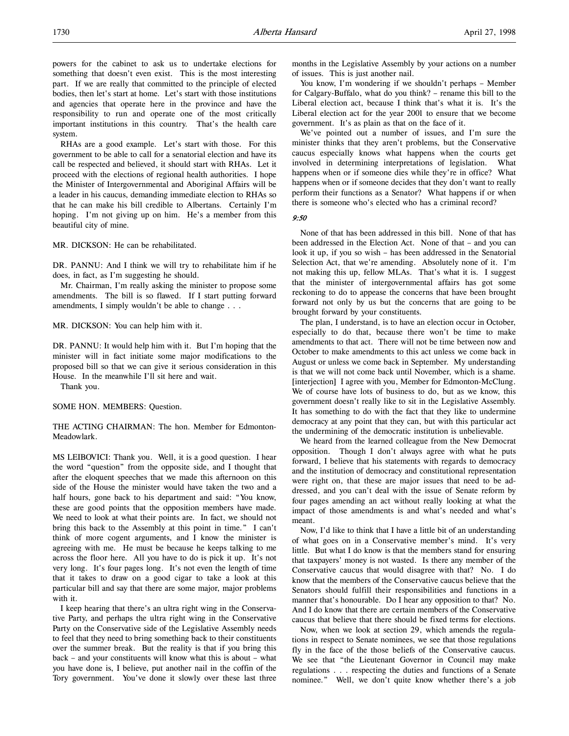powers for the cabinet to ask us to undertake elections for something that doesn't even exist. This is the most interesting part. If we are really that committed to the principle of elected bodies, then let's start at home. Let's start with those institutions and agencies that operate here in the province and have the responsibility to run and operate one of the most critically important institutions in this country. That's the health care system.

RHAs are a good example. Let's start with those. For this government to be able to call for a senatorial election and have its call be respected and believed, it should start with RHAs. Let it proceed with the elections of regional health authorities. I hope the Minister of Intergovernmental and Aboriginal Affairs will be a leader in his caucus, demanding immediate election to RHAs so that he can make his bill credible to Albertans. Certainly I'm hoping. I'm not giving up on him. He's a member from this beautiful city of mine.

MR. DICKSON: He can be rehabilitated.

DR. PANNU: And I think we will try to rehabilitate him if he does, in fact, as I'm suggesting he should.

Mr. Chairman, I'm really asking the minister to propose some amendments. The bill is so flawed. If I start putting forward amendments, I simply wouldn't be able to change . . .

MR. DICKSON: You can help him with it.

DR. PANNU: It would help him with it. But I'm hoping that the minister will in fact initiate some major modifications to the proposed bill so that we can give it serious consideration in this House. In the meanwhile I'll sit here and wait.

Thank you.

SOME HON. MEMBERS: Question.

THE ACTING CHAIRMAN: The hon. Member for Edmonton-Meadowlark.

MS LEIBOVICI: Thank you. Well, it is a good question. I hear the word "question" from the opposite side, and I thought that after the eloquent speeches that we made this afternoon on this side of the House the minister would have taken the two and a half hours, gone back to his department and said: "You know, these are good points that the opposition members have made. We need to look at what their points are. In fact, we should not bring this back to the Assembly at this point in time." I can't think of more cogent arguments, and I know the minister is agreeing with me. He must be because he keeps talking to me across the floor here. All you have to do is pick it up. It's not very long. It's four pages long. It's not even the length of time that it takes to draw on a good cigar to take a look at this particular bill and say that there are some major, major problems with it.

I keep hearing that there's an ultra right wing in the Conservative Party, and perhaps the ultra right wing in the Conservative Party on the Conservative side of the Legislative Assembly needs to feel that they need to bring something back to their constituents over the summer break. But the reality is that if you bring this back – and your constituents will know what this is about – what you have done is, I believe, put another nail in the coffin of the Tory government. You've done it slowly over these last three months in the Legislative Assembly by your actions on a number of issues. This is just another nail.

You know, I'm wondering if we shouldn't perhaps – Member for Calgary-Buffalo, what do you think? – rename this bill to the Liberal election act, because I think that's what it is. It's the Liberal election act for the year 2001 to ensure that we become government. It's as plain as that on the face of it.

We've pointed out a number of issues, and I'm sure the minister thinks that they aren't problems, but the Conservative caucus especially knows what happens when the courts get involved in determining interpretations of legislation. What happens when or if someone dies while they're in office? What happens when or if someone decides that they don't want to really perform their functions as a Senator? What happens if or when there is someone who's elected who has a criminal record?

*9:50*

None of that has been addressed in this bill. None of that has been addressed in the Election Act. None of that – and you can look it up, if you so wish – has been addressed in the Senatorial Selection Act, that we're amending. Absolutely none of it. I'm not making this up, fellow MLAs. That's what it is. I suggest that the minister of intergovernmental affairs has got some reckoning to do to appease the concerns that have been brought forward not only by us but the concerns that are going to be brought forward by your constituents.

The plan, I understand, is to have an election occur in October, especially to do that, because there won't be time to make amendments to that act. There will not be time between now and October to make amendments to this act unless we come back in August or unless we come back in September. My understanding is that we will not come back until November, which is a shame. [interjection] I agree with you, Member for Edmonton-McClung. We of course have lots of business to do, but as we know, this government doesn't really like to sit in the Legislative Assembly. It has something to do with the fact that they like to undermine democracy at any point that they can, but with this particular act the undermining of the democratic institution is unbelievable.

We heard from the learned colleague from the New Democrat opposition. Though I don't always agree with what he puts forward, I believe that his statements with regards to democracy and the institution of democracy and constitutional representation were right on, that these are major issues that need to be addressed, and you can't deal with the issue of Senate reform by four pages amending an act without really looking at what the impact of those amendments is and what's needed and what's meant.

Now, I'd like to think that I have a little bit of an understanding of what goes on in a Conservative member's mind. It's very little. But what I do know is that the members stand for ensuring that taxpayers' money is not wasted. Is there any member of the Conservative caucus that would disagree with that? No. I do know that the members of the Conservative caucus believe that the Senators should fulfill their responsibilities and functions in a manner that's honourable. Do I hear any opposition to that? No. And I do know that there are certain members of the Conservative caucus that believe that there should be fixed terms for elections.

Now, when we look at section 29, which amends the regulations in respect to Senate nominees, we see that those regulations fly in the face of the those beliefs of the Conservative caucus. We see that "the Lieutenant Governor in Council may make regulations . . . respecting the duties and functions of a Senate nominee." Well, we don't quite know whether there's a job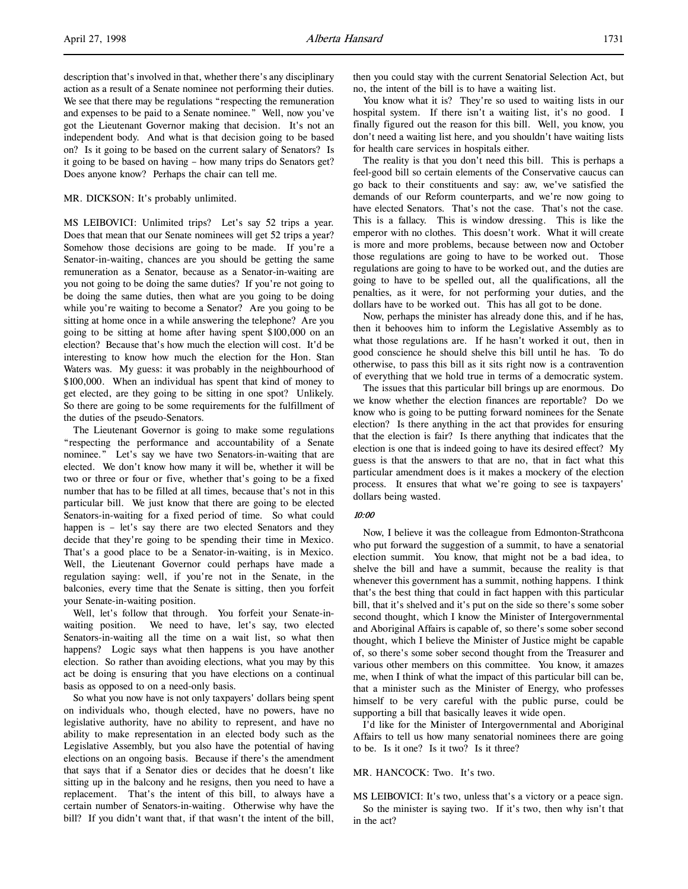description that's involved in that, whether there's any disciplinary action as a result of a Senate nominee not performing their duties. We see that there may be regulations "respecting the remuneration and expenses to be paid to a Senate nominee." Well, now you've got the Lieutenant Governor making that decision. It's not an independent body. And what is that decision going to be based on? Is it going to be based on the current salary of Senators? Is it going to be based on having – how many trips do Senators get? Does anyone know? Perhaps the chair can tell me.

MR. DICKSON: It's probably unlimited.

MS LEIBOVICI: Unlimited trips? Let's say 52 trips a year. Does that mean that our Senate nominees will get 52 trips a year? Somehow those decisions are going to be made. If you're a Senator-in-waiting, chances are you should be getting the same remuneration as a Senator, because as a Senator-in-waiting are you not going to be doing the same duties? If you're not going to be doing the same duties, then what are you going to be doing while you're waiting to become a Senator? Are you going to be sitting at home once in a while answering the telephone? Are you going to be sitting at home after having spent $100,000 on an election? Because that's how much the election will cost. It'd be interesting to know how much the election for the Hon. Stan Waters was. My guess: it was probably in the neighbourhood of $100,000. When an individual has spent that kind of money to get elected, are they going to be sitting in one spot? Unlikely. So there are going to be some requirements for the fulfillment of the duties of the pseudo-Senators.

The Lieutenant Governor is going to make some regulations "respecting the performance and accountability of a Senate nominee." Let's say we have two Senators-in-waiting that are elected. We don't know how many it will be, whether it will be two or three or four or five, whether that's going to be a fixed number that has to be filled at all times, because that's not in this particular bill. We just know that there are going to be elected Senators-in-waiting for a fixed period of time. So what could happen is – let's say there are two elected Senators and they decide that they're going to be spending their time in Mexico. That's a good place to be a Senator-in-waiting, is in Mexico. Well, the Lieutenant Governor could perhaps have made a regulation saying: well, if you're not in the Senate, in the balconies, every time that the Senate is sitting, then you forfeit your Senate-in-waiting position.

Well, let's follow that through. You forfeit your Senate-in-waiting position. We need to have, let's say, two elected Senators-in-waiting all the time on a wait list, so what then happens? Logic says what then happens is you have another election. So rather than avoiding elections, what you may by this act be doing is ensuring that you have elections on a continual basis as opposed to on a need-only basis.

So what you now have is not only taxpayers' dollars being spent on individuals who, though elected, have no powers, have no legislative authority, have no ability to represent, and have no ability to make representation in an elected body such as the Legislative Assembly, but you also have the potential of having elections on an ongoing basis. Because if there's the amendment that says that if a Senator dies or decides that he doesn't like sitting up in the balcony and he resigns, then you need to have a replacement. That's the intent of this bill, to always have a certain number of Senators-in-waiting. Otherwise why have the bill? If you didn't want that, if that wasn't the intent of the bill, then you could stay with the current Senatorial Selection Act, but no, the intent of the bill is to have a waiting list.

You know what it is? They're so used to waiting lists in our hospital system. If there isn't a waiting list, it's no good. I finally figured out the reason for this bill. Well, you know, you don't need a waiting list here, and you shouldn't have waiting lists for health care services in hospitals either.

The reality is that you don't need this bill. This is perhaps a feel-good bill so certain elements of the Conservative caucus can go back to their constituents and say: aw, we've satisfied the demands of our Reform counterparts, and we're now going to have elected Senators. That's not the case. That's not the case. This is a fallacy. This is window dressing. This is like the emperor with no clothes. This doesn't work. What it will create is more and more problems, because between now and October those regulations are going to have to be worked out. Those regulations are going to have to be worked out, and the duties are going to have to be spelled out, all the qualifications, all the penalties, as it were, for not performing your duties, and the dollars have to be worked out. This has all got to be done.

Now, perhaps the minister has already done this, and if he has, then it behooves him to inform the Legislative Assembly as to what those regulations are. If he hasn't worked it out, then in good conscience he should shelve this bill until he has. To do otherwise, to pass this bill as it sits right now is a contravention of everything that we hold true in terms of a democratic system.

The issues that this particular bill brings up are enormous. Do we know whether the election finances are reportable? Do we know who is going to be putting forward nominees for the Senate election? Is there anything in the act that provides for ensuring that the election is fair? Is there anything that indicates that the election is one that is indeed going to have its desired effect? My guess is that the answers to that are no, that in fact what this particular amendment does is it makes a mockery of the election process. It ensures that what we're going to see is taxpayers' dollars being wasted.

*10:00*

Now, I believe it was the colleague from Edmonton-Strathcona who put forward the suggestion of a summit, to have a senatorial election summit. You know, that might not be a bad idea, to shelve the bill and have a summit, because the reality is that whenever this government has a summit, nothing happens. I think that's the best thing that could in fact happen with this particular bill, that it's shelved and it's put on the side so there's some sober second thought, which I know the Minister of Intergovernmental and Aboriginal Affairs is capable of, so there's some sober second thought, which I believe the Minister of Justice might be capable of, so there's some sober second thought from the Treasurer and various other members on this committee. You know, it amazes me, when I think of what the impact of this particular bill can be, that a minister such as the Minister of Energy, who professes himself to be very careful with the public purse, could be supporting a bill that basically leaves it wide open.

I'd like for the Minister of Intergovernmental and Aboriginal Affairs to tell us how many senatorial nominees there are going to be. Is it one? Is it two? Is it three?

MR. HANCOCK: Two. It's two.

MS LEIBOVICI: It's two, unless that's a victory or a peace sign.

So the minister is saying two. If it's two, then why isn't that in the act?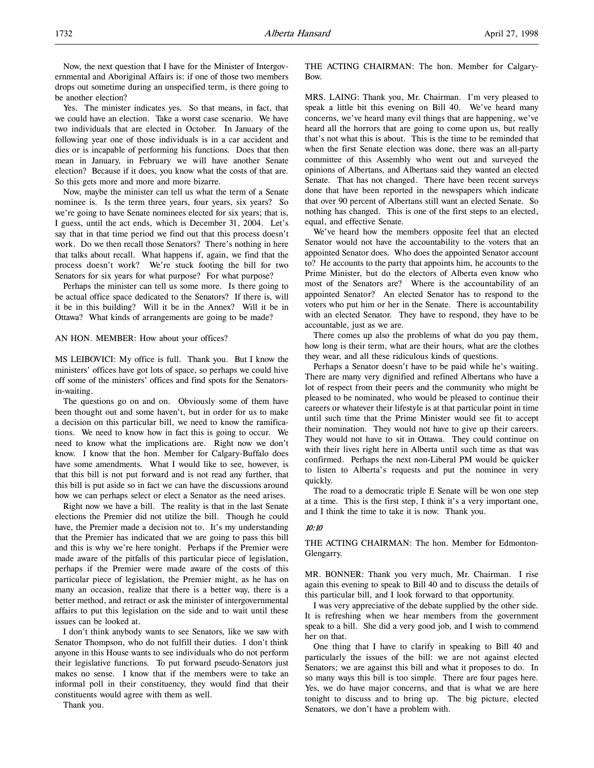Now, the next question that I have for the Minister of Intergovernmental and Aboriginal Affairs is: if one of those two members drops out sometime during an unspecified term, is there going to be another election?

Yes. The minister indicates yes. So that means, in fact, that we could have an election. Take a worst case scenario. We have two individuals that are elected in October. In January of the following year one of those individuals is in a car accident and dies or is incapable of performing his functions. Does that then mean in January, in February we will have another Senate election? Because if it does, you know what the costs of that are. So this gets more and more and more bizarre.

Now, maybe the minister can tell us what the term of a Senate nominee is. Is the term three years, four years, six years? So we're going to have Senate nominees elected for six years; that is, I guess, until the act ends, which is December 31, 2004. Let's say that in that time period we find out that this process doesn't work. Do we then recall those Senators? There's nothing in here that talks about recall. What happens if, again, we find that the process doesn't work? We're stuck footing the bill for two Senators for six years for what purpose? For what purpose?

Perhaps the minister can tell us some more. Is there going to be actual office space dedicated to the Senators? If there is, will it be in this building? Will it be in the Annex? Will it be in Ottawa? What kinds of arrangements are going to be made?

AN HON. MEMBER: How about your offices?

MS LEIBOVICI: My office is full. Thank you. But I know the ministers' offices have got lots of space, so perhaps we could hive off some of the ministers' offices and find spots for the Senators-in-waiting.

The questions go on and on. Obviously some of them have been thought out and some haven't, but in order for us to make a decision on this particular bill, we need to know the ramifications. We need to know how in fact this is going to occur. We need to know what the implications are. Right now we don't know. I know that the hon. Member for Calgary-Buffalo does have some amendments. What I would like to see, however, is that this bill is not put forward and is not read any further, that this bill is put aside so in fact we can have the discussions around how we can perhaps select or elect a Senator as the need arises.

Right now we have a bill. The reality is that in the last Senate elections the Premier did not utilize the bill. Though he could have, the Premier made a decision not to. It's my understanding that the Premier has indicated that we are going to pass this bill and this is why we're here tonight. Perhaps if the Premier were made aware of the pitfalls of this particular piece of legislation, perhaps if the Premier were made aware of the costs of this particular piece of legislation, the Premier might, as he has on many an occasion, realize that there is a better way, there is a better method, and retract or ask the minister of intergovernmental affairs to put this legislation on the side and to wait until these issues can be looked at.

I don't think anybody wants to see Senators, like we saw with Senator Thompson, who do not fulfill their duties. I don't think anyone in this House wants to see individuals who do not perform their legislative functions. To put forward pseudo-Senators just makes no sense. I know that if the members were to take an informal poll in their constituency, they would find that their constituents would agree with them as well.

Thank you.

THE ACTING CHAIRMAN: The hon. Member for Calgary-Bow.

MRS. LAING: Thank you, Mr. Chairman. I'm very pleased to speak a little bit this evening on Bill 40. We've heard many concerns, we've heard many evil things that are happening, we've heard all the horrors that are going to come upon us, but really that's not what this is about. This is the time to be reminded that when the first Senate election was done, there was an all-party committee of this Assembly who went out and surveyed the opinions of Albertans, and Albertans said they wanted an elected Senate. That has not changed. There have been recent surveys done that have been reported in the newspapers which indicate that over 90 percent of Albertans still want an elected Senate. So nothing has changed. This is one of the first steps to an elected, equal, and effective Senate.

We've heard how the members opposite feel that an elected Senator would not have the accountability to the voters that an appointed Senator does. Who does the appointed Senator account to? He accounts to the party that appoints him, he accounts to the Prime Minister, but do the electors of Alberta even know who most of the Senators are? Where is the accountability of an appointed Senator? An elected Senator has to respond to the voters who put him or her in the Senate. There is accountability with an elected Senator. They have to respond, they have to be accountable, just as we are.

There comes up also the problems of what do you pay them, how long is their term, what are their hours, what are the clothes they wear, and all these ridiculous kinds of questions.

Perhaps a Senator doesn't have to be paid while he's waiting. There are many very dignified and refined Albertans who have a lot of respect from their peers and the community who might be pleased to be nominated, who would be pleased to continue their careers or whatever their lifestyle is at that particular point in time until such time that the Prime Minister would see fit to accept their nomination. They would not have to give up their careers. They would not have to sit in Ottawa. They could continue on with their lives right here in Alberta until such time as that was confirmed. Perhaps the next non-Liberal PM would be quicker to listen to Alberta's requests and put the nominee in very quickly.

The road to a democratic triple E Senate will be won one step at a time. This is the first step, I think it's a very important one, and I think the time to take it is now. Thank you.

*10:10*

THE ACTING CHAIRMAN: The hon. Member for Edmonton-Glengarry.

MR. BONNER: Thank you very much, Mr. Chairman. I rise again this evening to speak to Bill 40 and to discuss the details of this particular bill, and I look forward to that opportunity.

I was very appreciative of the debate supplied by the other side. It is refreshing when we hear members from the government speak to a bill. She did a very good job, and I wish to commend her on that.

One thing that I have to clarify in speaking to Bill 40 and particularly the issues of the bill: we are not against elected Senators; we are against this bill and what it proposes to do. In so many ways this bill is too simple. There are four pages here. Yes, we do have major concerns, and that is what we are here tonight to discuss and to bring up. The big picture, elected Senators, we don't have a problem with.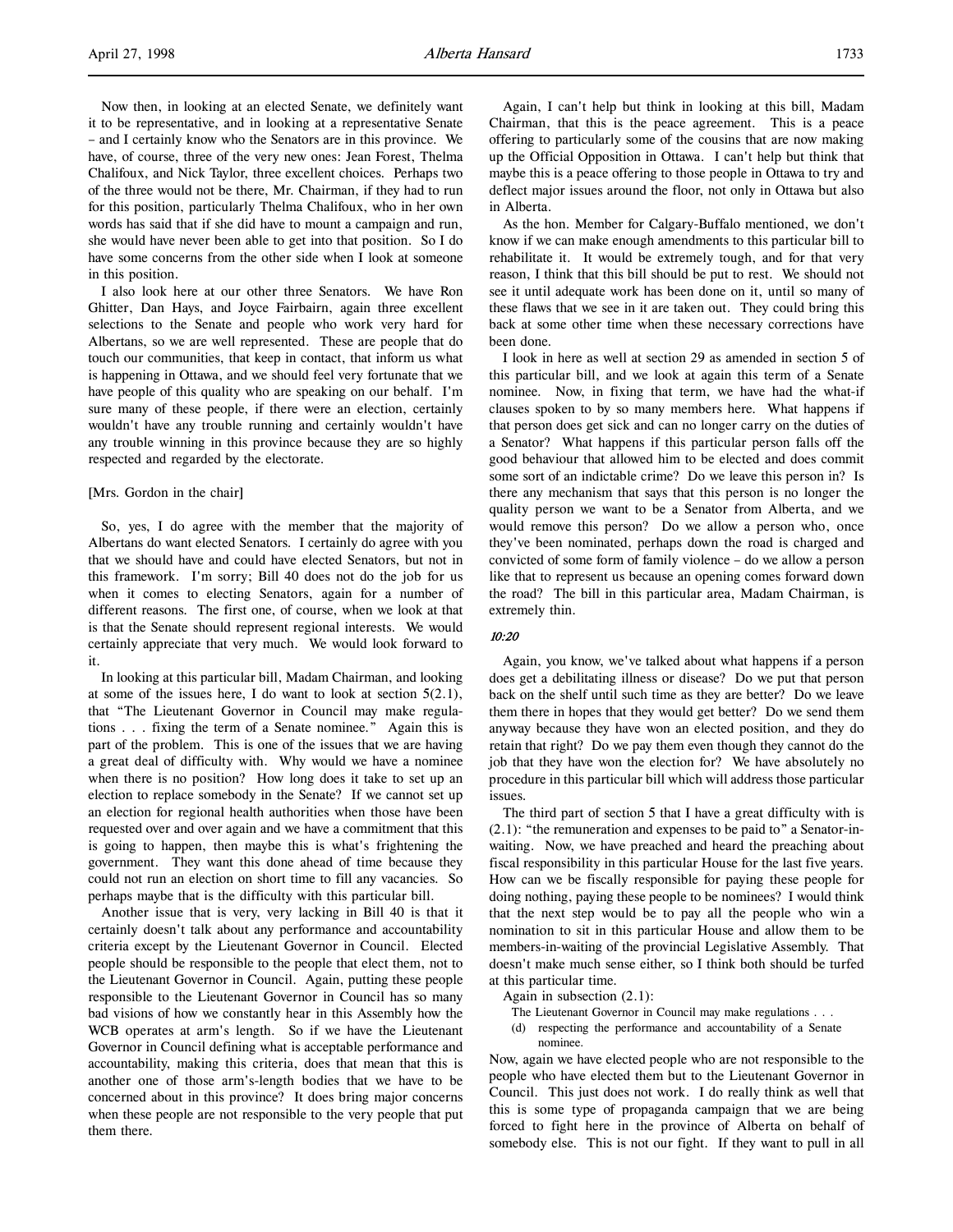Now then, in looking at an elected Senate, we definitely want it to be representative, and in looking at a representative Senate – and I certainly know who the Senators are in this province. We have, of course, three of the very new ones: Jean Forest, Thelma Chalifoux, and Nick Taylor, three excellent choices. Perhaps two of the three would not be there, Mr. Chairman, if they had to run for this position, particularly Thelma Chalifoux, who in her own words has said that if she did have to mount a campaign and run, she would have never been able to get into that position. So I do have some concerns from the other side when I look at someone in this position.

I also look here at our other three Senators. We have Ron Ghitter, Dan Hays, and Joyce Fairbairn, again three excellent selections to the Senate and people who work very hard for Albertans, so we are well represented. These are people that do touch our communities, that keep in contact, that inform us what is happening in Ottawa, and we should feel very fortunate that we have people of this quality who are speaking on our behalf. I'm sure many of these people, if there were an election, certainly wouldn't have any trouble running and certainly wouldn't have any trouble winning in this province because they are so highly respected and regarded by the electorate.

[Mrs. Gordon in the chair]

So, yes, I do agree with the member that the majority of Albertans do want elected Senators. I certainly do agree with you that we should have and could have elected Senators, but not in this framework. I'm sorry; Bill 40 does not do the job for us when it comes to electing Senators, again for a number of different reasons. The first one, of course, when we look at that is that the Senate should represent regional interests. We would certainly appreciate that very much. We would look forward to it.

In looking at this particular bill, Madam Chairman, and looking at some of the issues here, I do want to look at section 5(2.1), that "The Lieutenant Governor in Council may make regulations . . . fixing the term of a Senate nominee." Again this is part of the problem. This is one of the issues that we are having a great deal of difficulty with. Why would we have a nominee when there is no position? How long does it take to set up an election to replace somebody in the Senate? If we cannot set up an election for regional health authorities when those have been requested over and over again and we have a commitment that this is going to happen, then maybe this is what's frightening the government. They want this done ahead of time because they could not run an election on short time to fill any vacancies. So perhaps maybe that is the difficulty with this particular bill.

Another issue that is very, very lacking in Bill 40 is that it certainly doesn't talk about any performance and accountability criteria except by the Lieutenant Governor in Council. Elected people should be responsible to the people that elect them, not to the Lieutenant Governor in Council. Again, putting these people responsible to the Lieutenant Governor in Council has so many bad visions of how we constantly hear in this Assembly how the WCB operates at arm's length. So if we have the Lieutenant Governor in Council defining what is acceptable performance and accountability, making this criteria, does that mean that this is another one of those arm's-length bodies that we have to be concerned about in this province? It does bring major concerns when these people are not responsible to the very people that put them there.

Again, I can't help but think in looking at this bill, Madam Chairman, that this is the peace agreement. This is a peace offering to particularly some of the cousins that are now making up the Official Opposition in Ottawa. I can't help but think that maybe this is a peace offering to those people in Ottawa to try and deflect major issues around the floor, not only in Ottawa but also in Alberta.

As the hon. Member for Calgary-Buffalo mentioned, we don't know if we can make enough amendments to this particular bill to rehabilitate it. It would be extremely tough, and for that very reason, I think that this bill should be put to rest. We should not see it until adequate work has been done on it, until so many of these flaws that we see in it are taken out. They could bring this back at some other time when these necessary corrections have been done.

I look in here as well at section 29 as amended in section 5 of this particular bill, and we look at again this term of a Senate nominee. Now, in fixing that term, we have had the what-if clauses spoken to by so many members here. What happens if that person does get sick and can no longer carry on the duties of a Senator? What happens if this particular person falls off the good behaviour that allowed him to be elected and does commit some sort of an indictable crime? Do we leave this person in? Is there any mechanism that says that this person is no longer the quality person we want to be a Senator from Alberta, and we would remove this person? Do we allow a person who, once they've been nominated, perhaps down the road is charged and convicted of some form of family violence – do we allow a person like that to represent us because an opening comes forward down the road? The bill in this particular area, Madam Chairman, is extremely thin.

*10:20*

Again, you know, we've talked about what happens if a person does get a debilitating illness or disease? Do we put that person back on the shelf until such time as they are better? Do we leave them there in hopes that they would get better? Do we send them anyway because they have won an elected position, and they do retain that right? Do we pay them even though they cannot do the job that they have won the election for? We have absolutely no procedure in this particular bill which will address those particular issues.

The third part of section 5 that I have a great difficulty with is (2.1): "the remuneration and expenses to be paid to" a Senator-in-waiting. Now, we have preached and heard the preaching about fiscal responsibility in this particular House for the last five years. How can we be fiscally responsible for paying these people for doing nothing, paying these people to be nominees? I would think that the next step would be to pay all the people who win a nomination to sit in this particular House and allow them to be members-in-waiting of the provincial Legislative Assembly. That doesn't make much sense either, so I think both should be turfed at this particular time.

Again in subsection (2.1):

> The Lieutenant Governor in Council may make regulations . . .
>
> (d) respecting the performance and accountability of a Senate nominee.

Now, again we have elected people who are not responsible to the people who have elected them but to the Lieutenant Governor in Council. This just does not work. I do really think as well that this is some type of propaganda campaign that we are being forced to fight here in the province of Alberta on behalf of somebody else. This is not our fight. If they want to pull in all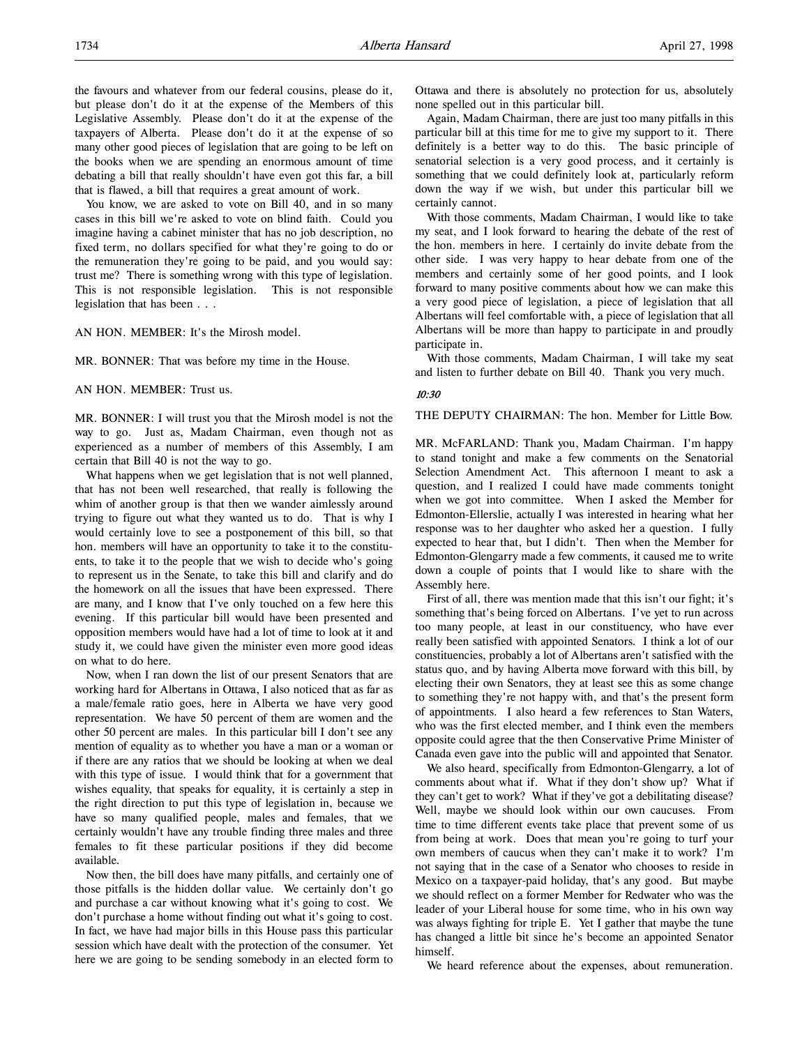the favours and whatever from our federal cousins, please do it, but please don't do it at the expense of the Members of this Legislative Assembly. Please don't do it at the expense of the taxpayers of Alberta. Please don't do it at the expense of so many other good pieces of legislation that are going to be left on the books when we are spending an enormous amount of time debating a bill that really shouldn't have even got this far, a bill that is flawed, a bill that requires a great amount of work.

You know, we are asked to vote on Bill 40, and in so many cases in this bill we're asked to vote on blind faith. Could you imagine having a cabinet minister that has no job description, no fixed term, no dollars specified for what they're going to do or the remuneration they're going to be paid, and you would say: trust me? There is something wrong with this type of legislation. This is not responsible legislation. This is not responsible legislation that has been . . .

AN HON. MEMBER: It's the Mirosh model.

MR. BONNER: That was before my time in the House.

AN HON. MEMBER: Trust us.

MR. BONNER: I will trust you that the Mirosh model is not the way to go. Just as, Madam Chairman, even though not as experienced as a number of members of this Assembly, I am certain that Bill 40 is not the way to go.

What happens when we get legislation that is not well planned, that has not been well researched, that really is following the whim of another group is that then we wander aimlessly around trying to figure out what they wanted us to do. That is why I would certainly love to see a postponement of this bill, so that hon. members will have an opportunity to take it to the constituents, to take it to the people that we wish to decide who's going to represent us in the Senate, to take this bill and clarify and do the homework on all the issues that have been expressed. There are many, and I know that I've only touched on a few here this evening. If this particular bill would have been presented and opposition members would have had a lot of time to look at it and study it, we could have given the minister even more good ideas on what to do here.

Now, when I ran down the list of our present Senators that are working hard for Albertans in Ottawa, I also noticed that as far as a male/female ratio goes, here in Alberta we have very good representation. We have 50 percent of them are women and the other 50 percent are males. In this particular bill I don't see any mention of equality as to whether you have a man or a woman or if there are any ratios that we should be looking at when we deal with this type of issue. I would think that for a government that wishes equality, that speaks for equality, it is certainly a step in the right direction to put this type of legislation in, because we have so many qualified people, males and females, that we certainly wouldn't have any trouble finding three males and three females to fit these particular positions if they did become available.

Now then, the bill does have many pitfalls, and certainly one of those pitfalls is the hidden dollar value. We certainly don't go and purchase a car without knowing what it's going to cost. We don't purchase a home without finding out what it's going to cost. In fact, we have had major bills in this House pass this particular session which have dealt with the protection of the consumer. Yet here we are going to be sending somebody in an elected form to Ottawa and there is absolutely no protection for us, absolutely none spelled out in this particular bill.

Again, Madam Chairman, there are just too many pitfalls in this particular bill at this time for me to give my support to it. There definitely is a better way to do this. The basic principle of senatorial selection is a very good process, and it certainly is something that we could definitely look at, particularly reform down the way if we wish, but under this particular bill we certainly cannot.

With those comments, Madam Chairman, I would like to take my seat, and I look forward to hearing the debate of the rest of the hon. members in here. I certainly do invite debate from the other side. I was very happy to hear debate from one of the members and certainly some of her good points, and I look forward to many positive comments about how we can make this a very good piece of legislation, a piece of legislation that all Albertans will feel comfortable with, a piece of legislation that all Albertans will be more than happy to participate in and proudly participate in.

With those comments, Madam Chairman, I will take my seat and listen to further debate on Bill 40. Thank you very much.

*10:30*

THE DEPUTY CHAIRMAN: The hon. Member for Little Bow.

MR. McFARLAND: Thank you, Madam Chairman. I'm happy to stand tonight and make a few comments on the Senatorial Selection Amendment Act. This afternoon I meant to ask a question, and I realized I could have made comments tonight when we got into committee. When I asked the Member for Edmonton-Ellerslie, actually I was interested in hearing what her response was to her daughter who asked her a question. I fully expected to hear that, but I didn't. Then when the Member for Edmonton-Glengarry made a few comments, it caused me to write down a couple of points that I would like to share with the Assembly here.

First of all, there was mention made that this isn't our fight; it's something that's being forced on Albertans. I've yet to run across too many people, at least in our constituency, who have ever really been satisfied with appointed Senators. I think a lot of our constituencies, probably a lot of Albertans aren't satisfied with the status quo, and by having Alberta move forward with this bill, by electing their own Senators, they at least see this as some change to something they're not happy with, and that's the present form of appointments. I also heard a few references to Stan Waters, who was the first elected member, and I think even the members opposite could agree that the then Conservative Prime Minister of Canada even gave into the public will and appointed that Senator.

We also heard, specifically from Edmonton-Glengarry, a lot of comments about what if. What if they don't show up? What if they can't get to work? What if they've got a debilitating disease? Well, maybe we should look within our own caucuses. From time to time different events take place that prevent some of us from being at work. Does that mean you're going to turf your own members of caucus when they can't make it to work? I'm not saying that in the case of a Senator who chooses to reside in Mexico on a taxpayer-paid holiday, that's any good. But maybe we should reflect on a former Member for Redwater who was the leader of your Liberal house for some time, who in his own way was always fighting for triple E. Yet I gather that maybe the tune has changed a little bit since he's become an appointed Senator himself.

We heard reference about the expenses, about remuneration.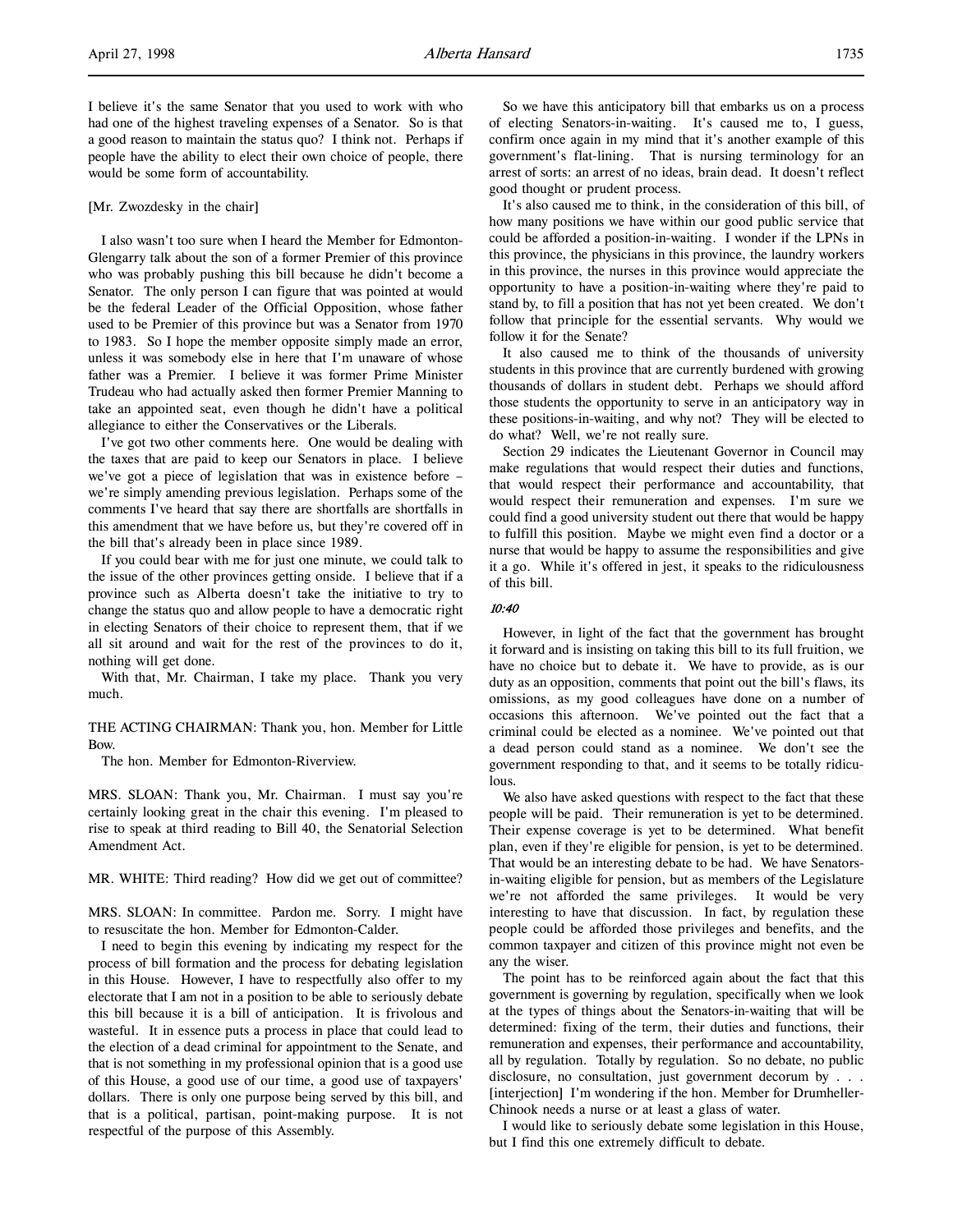I believe it's the same Senator that you used to work with who had one of the highest traveling expenses of a Senator. So is that a good reason to maintain the status quo? I think not. Perhaps if people have the ability to elect their own choice of people, there would be some form of accountability.

[Mr. Zwozdesky in the chair]

I also wasn't too sure when I heard the Member for Edmonton-Glengarry talk about the son of a former Premier of this province who was probably pushing this bill because he didn't become a Senator. The only person I can figure that was pointed at would be the federal Leader of the Official Opposition, whose father used to be Premier of this province but was a Senator from 1970 to 1983. So I hope the member opposite simply made an error, unless it was somebody else in here that I'm unaware of whose father was a Premier. I believe it was former Prime Minister Trudeau who had actually asked then former Premier Manning to take an appointed seat, even though he didn't have a political allegiance to either the Conservatives or the Liberals.

I've got two other comments here. One would be dealing with the taxes that are paid to keep our Senators in place. I believe we've got a piece of legislation that was in existence before – we're simply amending previous legislation. Perhaps some of the comments I've heard that say there are shortfalls are shortfalls in this amendment that we have before us, but they're covered off in the bill that's already been in place since 1989.

If you could bear with me for just one minute, we could talk to the issue of the other provinces getting onside. I believe that if a province such as Alberta doesn't take the initiative to try to change the status quo and allow people to have a democratic right in electing Senators of their choice to represent them, that if we all sit around and wait for the rest of the provinces to do it, nothing will get done.

With that, Mr. Chairman, I take my place. Thank you very much.

THE ACTING CHAIRMAN: Thank you, hon. Member for Little Bow.

The hon. Member for Edmonton-Riverview.

MRS. SLOAN: Thank you, Mr. Chairman. I must say you're certainly looking great in the chair this evening. I'm pleased to rise to speak at third reading to Bill 40, the Senatorial Selection Amendment Act.

MR. WHITE: Third reading? How did we get out of committee?

MRS. SLOAN: In committee. Pardon me. Sorry. I might have to resuscitate the hon. Member for Edmonton-Calder.

I need to begin this evening by indicating my respect for the process of bill formation and the process for debating legislation in this House. However, I have to respectfully also offer to my electorate that I am not in a position to be able to seriously debate this bill because it is a bill of anticipation. It is frivolous and wasteful. It in essence puts a process in place that could lead to the election of a dead criminal for appointment to the Senate, and that is not something in my professional opinion that is a good use of this House, a good use of our time, a good use of taxpayers' dollars. There is only one purpose being served by this bill, and that is a political, partisan, point-making purpose. It is not respectful of the purpose of this Assembly.

So we have this anticipatory bill that embarks us on a process of electing Senators-in-waiting. It's caused me to, I guess, confirm once again in my mind that it's another example of this government's flat-lining. That is nursing terminology for an arrest of sorts: an arrest of no ideas, brain dead. It doesn't reflect good thought or prudent process.

It's also caused me to think, in the consideration of this bill, of how many positions we have within our good public service that could be afforded a position-in-waiting. I wonder if the LPNs in this province, the physicians in this province, the laundry workers in this province, the nurses in this province would appreciate the opportunity to have a position-in-waiting where they're paid to stand by, to fill a position that has not yet been created. We don't follow that principle for the essential servants. Why would we follow it for the Senate?

It also caused me to think of the thousands of university students in this province that are currently burdened with growing thousands of dollars in student debt. Perhaps we should afford those students the opportunity to serve in an anticipatory way in these positions-in-waiting, and why not? They will be elected to do what? Well, we're not really sure.

Section 29 indicates the Lieutenant Governor in Council may make regulations that would respect their duties and functions, that would respect their performance and accountability, that would respect their remuneration and expenses. I'm sure we could find a good university student out there that would be happy to fulfill this position. Maybe we might even find a doctor or a nurse that would be happy to assume the responsibilities and give it a go. While it's offered in jest, it speaks to the ridiculousness of this bill.

*10:40*

However, in light of the fact that the government has brought it forward and is insisting on taking this bill to its full fruition, we have no choice but to debate it. We have to provide, as is our duty as an opposition, comments that point out the bill's flaws, its omissions, as my good colleagues have done on a number of occasions this afternoon. We've pointed out the fact that a criminal could be elected as a nominee. We've pointed out that a dead person could stand as a nominee. We don't see the government responding to that, and it seems to be totally ridiculous.

We also have asked questions with respect to the fact that these people will be paid. Their remuneration is yet to be determined. Their expense coverage is yet to be determined. What benefit plan, even if they're eligible for pension, is yet to be determined. That would be an interesting debate to be had. We have Senators-in-waiting eligible for pension, but as members of the Legislature we're not afforded the same privileges. It would be very interesting to have that discussion. In fact, by regulation these people could be afforded those privileges and benefits, and the common taxpayer and citizen of this province might not even be any the wiser.

The point has to be reinforced again about the fact that this government is governing by regulation, specifically when we look at the types of things about the Senators-in-waiting that will be determined: fixing of the term, their duties and functions, their remuneration and expenses, their performance and accountability, all by regulation. Totally by regulation. So no debate, no public disclosure, no consultation, just government decorum by . . . [interjection] I'm wondering if the hon. Member for Drumheller-Chinook needs a nurse or at least a glass of water.

I would like to seriously debate some legislation in this House, but I find this one extremely difficult to debate.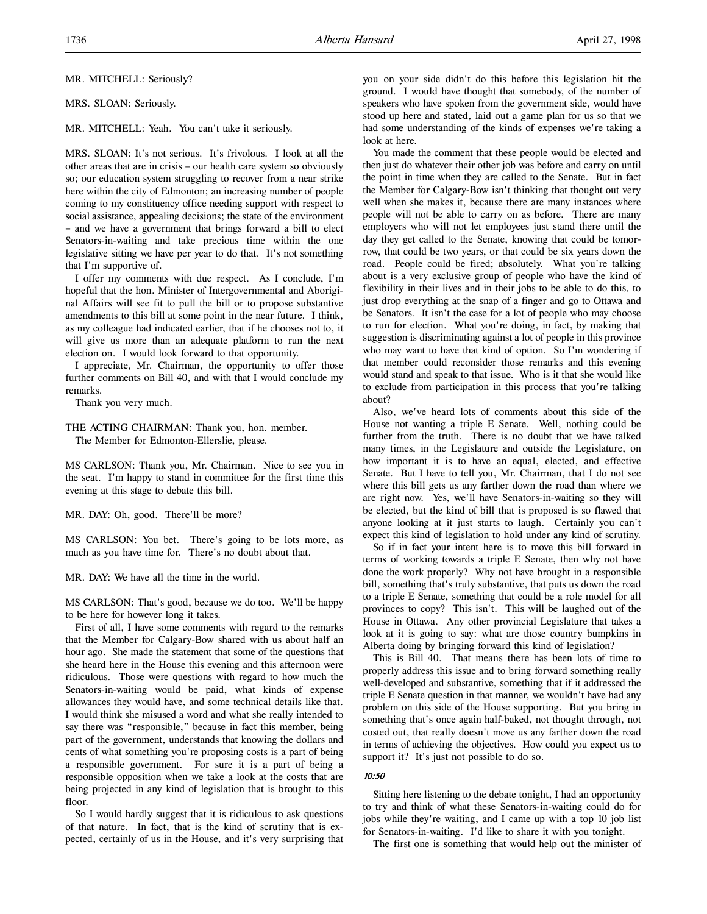MR. MITCHELL: Seriously?

MRS. SLOAN: Seriously.

MR. MITCHELL: Yeah. You can't take it seriously.

MRS. SLOAN: It's not serious. It's frivolous. I look at all the other areas that are in crisis – our health care system so obviously so; our education system struggling to recover from a near strike here within the city of Edmonton; an increasing number of people coming to my constituency office needing support with respect to social assistance, appealing decisions; the state of the environment – and we have a government that brings forward a bill to elect Senators-in-waiting and take precious time within the one legislative sitting we have per year to do that. It's not something that I'm supportive of.

I offer my comments with due respect. As I conclude, I'm hopeful that the hon. Minister of Intergovernmental and Aboriginal Affairs will see fit to pull the bill or to propose substantive amendments to this bill at some point in the near future. I think, as my colleague had indicated earlier, that if he chooses not to, it will give us more than an adequate platform to run the next election on. I would look forward to that opportunity.

I appreciate, Mr. Chairman, the opportunity to offer those further comments on Bill 40, and with that I would conclude my remarks.

Thank you very much.

THE ACTING CHAIRMAN: Thank you, hon. member.
The Member for Edmonton-Ellerslie, please.

MS CARLSON: Thank you, Mr. Chairman. Nice to see you in the seat. I'm happy to stand in committee for the first time this evening at this stage to debate this bill.

MR. DAY: Oh, good. There'll be more?

MS CARLSON: You bet. There's going to be lots more, as much as you have time for. There's no doubt about that.

MR. DAY: We have all the time in the world.

MS CARLSON: That's good, because we do too. We'll be happy to be here for however long it takes.

First of all, I have some comments with regard to the remarks that the Member for Calgary-Bow shared with us about half an hour ago. She made the statement that some of the questions that she heard here in the House this evening and this afternoon were ridiculous. Those were questions with regard to how much the Senators-in-waiting would be paid, what kinds of expense allowances they would have, and some technical details like that. I would think she misused a word and what she really intended to say there was "responsible," because in fact this member, being part of the government, understands that knowing the dollars and cents of what something you're proposing costs is a part of being a responsible government. For sure it is a part of being a responsible opposition when we take a look at the costs that are being projected in any kind of legislation that is brought to this floor.

So I would hardly suggest that it is ridiculous to ask questions of that nature. In fact, that is the kind of scrutiny that is expected, certainly of us in the House, and it's very surprising that you on your side didn't do this before this legislation hit the ground. I would have thought that somebody, of the number of speakers who have spoken from the government side, would have stood up here and stated, laid out a game plan for us so that we had some understanding of the kinds of expenses we're taking a look at here.

You made the comment that these people would be elected and then just do whatever their other job was before and carry on until the point in time when they are called to the Senate. But in fact the Member for Calgary-Bow isn't thinking that thought out very well when she makes it, because there are many instances where people will not be able to carry on as before. There are many employers who will not let employees just stand there until the day they get called to the Senate, knowing that could be tomorrow, that could be two years, or that could be six years down the road. People could be fired; absolutely. What you're talking about is a very exclusive group of people who have the kind of flexibility in their lives and in their jobs to be able to do this, to just drop everything at the snap of a finger and go to Ottawa and be Senators. It isn't the case for a lot of people who may choose to run for election. What you're doing, in fact, by making that suggestion is discriminating against a lot of people in this province who may want to have that kind of option. So I'm wondering if that member could reconsider those remarks and this evening would stand and speak to that issue. Who is it that she would like to exclude from participation in this process that you're talking about?

Also, we've heard lots of comments about this side of the House not wanting a triple E Senate. Well, nothing could be further from the truth. There is no doubt that we have talked many times, in the Legislature and outside the Legislature, on how important it is to have an equal, elected, and effective Senate. But I have to tell you, Mr. Chairman, that I do not see where this bill gets us any farther down the road than where we are right now. Yes, we'll have Senators-in-waiting so they will be elected, but the kind of bill that is proposed is so flawed that anyone looking at it just starts to laugh. Certainly you can't expect this kind of legislation to hold under any kind of scrutiny.

So if in fact your intent here is to move this bill forward in terms of working towards a triple E Senate, then why not have done the work properly? Why not have brought in a responsible bill, something that's truly substantive, that puts us down the road to a triple E Senate, something that could be a role model for all provinces to copy? This isn't. This will be laughed out of the House in Ottawa. Any other provincial Legislature that takes a look at it is going to say: what are those country bumpkins in Alberta doing by bringing forward this kind of legislation?

This is Bill 40. That means there has been lots of time to properly address this issue and to bring forward something really well-developed and substantive, something that if it addressed the triple E Senate question in that manner, we wouldn't have had any problem on this side of the House supporting. But you bring in something that's once again half-baked, not thought through, not costed out, that really doesn't move us any farther down the road in terms of achieving the objectives. How could you expect us to support it? It's just not possible to do so.

*10:50*

Sitting here listening to the debate tonight, I had an opportunity to try and think of what these Senators-in-waiting could do for jobs while they're waiting, and I came up with a top 10 job list for Senators-in-waiting. I'd like to share it with you tonight.

The first one is something that would help out the minister of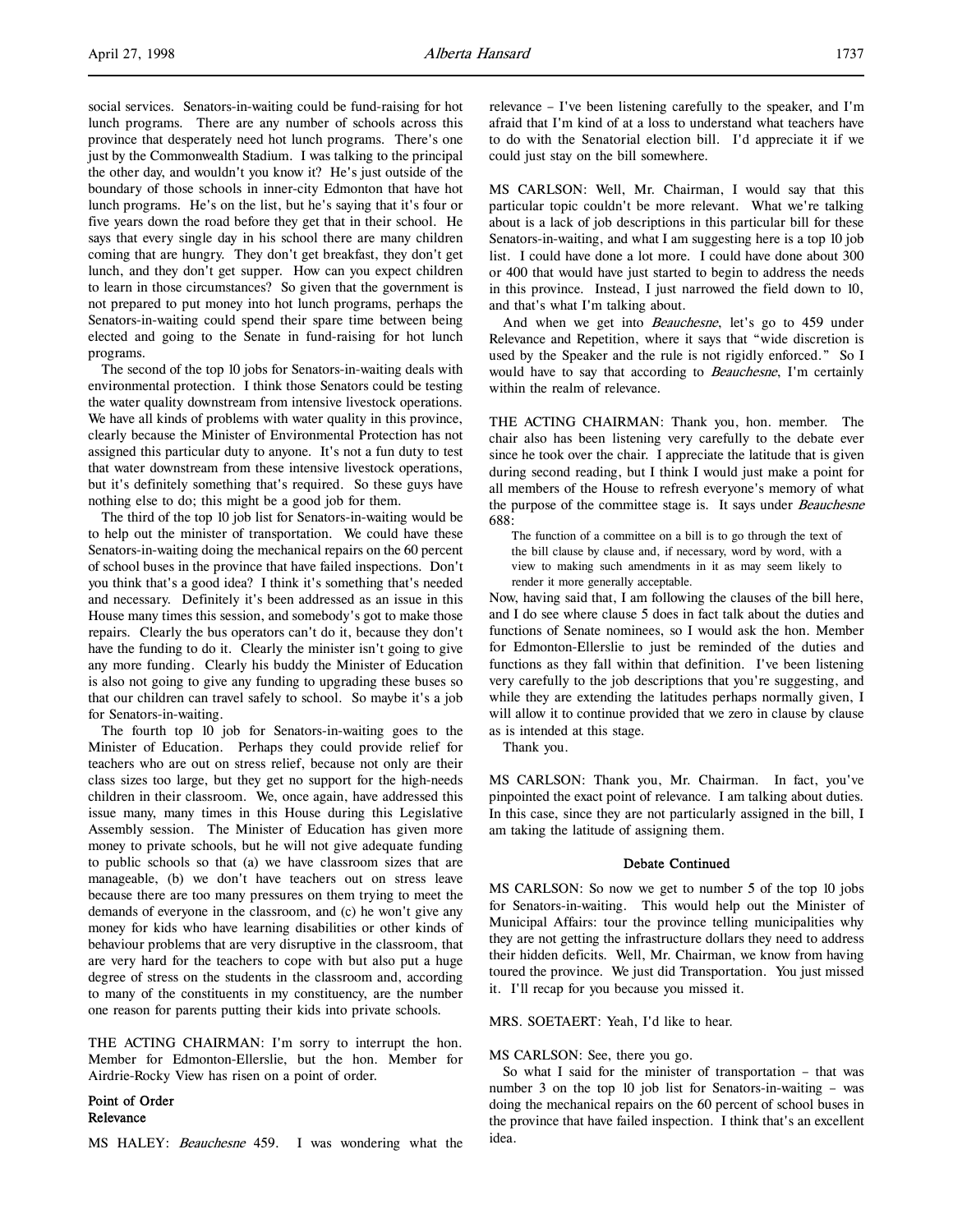social services. Senators-in-waiting could be fund-raising for hot lunch programs. There are any number of schools across this province that desperately need hot lunch programs. There's one just by the Commonwealth Stadium. I was talking to the principal the other day, and wouldn't you know it? He's just outside of the boundary of those schools in inner-city Edmonton that have hot lunch programs. He's on the list, but he's saying that it's four or five years down the road before they get that in their school. He says that every single day in his school there are many children coming that are hungry. They don't get breakfast, they don't get lunch, and they don't get supper. How can you expect children to learn in those circumstances? So given that the government is not prepared to put money into hot lunch programs, perhaps the Senators-in-waiting could spend their spare time between being elected and going to the Senate in fund-raising for hot lunch programs.

The second of the top 10 jobs for Senators-in-waiting deals with environmental protection. I think those Senators could be testing the water quality downstream from intensive livestock operations. We have all kinds of problems with water quality in this province, clearly because the Minister of Environmental Protection has not assigned this particular duty to anyone. It's not a fun duty to test that water downstream from these intensive livestock operations, but it's definitely something that's required. So these guys have nothing else to do; this might be a good job for them.

The third of the top 10 job list for Senators-in-waiting would be to help out the minister of transportation. We could have these Senators-in-waiting doing the mechanical repairs on the 60 percent of school buses in the province that have failed inspections. Don't you think that's a good idea? I think it's something that's needed and necessary. Definitely it's been addressed as an issue in this House many times this session, and somebody's got to make those repairs. Clearly the bus operators can't do it, because they don't have the funding to do it. Clearly the minister isn't going to give any more funding. Clearly his buddy the Minister of Education is also not going to give any funding to upgrading these buses so that our children can travel safely to school. So maybe it's a job for Senators-in-waiting.

The fourth top 10 job for Senators-in-waiting goes to the Minister of Education. Perhaps they could provide relief for teachers who are out on stress relief, because not only are their class sizes too large, but they get no support for the high-needs children in their classroom. We, once again, have addressed this issue many, many times in this House during this Legislative Assembly session. The Minister of Education has given more money to private schools, but he will not give adequate funding to public schools so that (a) we have classroom sizes that are manageable, (b) we don't have teachers out on stress leave because there are too many pressures on them trying to meet the demands of everyone in the classroom, and (c) he won't give any money for kids who have learning disabilities or other kinds of behaviour problems that are very disruptive in the classroom, that are very hard for the teachers to cope with but also put a huge degree of stress on the students in the classroom and, according to many of the constituents in my constituency, are the number one reason for parents putting their kids into private schools.

THE ACTING CHAIRMAN: I'm sorry to interrupt the hon. Member for Edmonton-Ellerslie, but the hon. Member for Airdrie-Rocky View has risen on a point of order.

**Point of Order**
**Relevance**

MS HALEY: *Beauchesne* 459. I was wondering what the relevance – I've been listening carefully to the speaker, and I'm afraid that I'm kind of at a loss to understand what teachers have to do with the Senatorial election bill. I'd appreciate it if we could just stay on the bill somewhere.

MS CARLSON: Well, Mr. Chairman, I would say that this particular topic couldn't be more relevant. What we're talking about is a lack of job descriptions in this particular bill for these Senators-in-waiting, and what I am suggesting here is a top 10 job list. I could have done a lot more. I could have done about 300 or 400 that would have just started to begin to address the needs in this province. Instead, I just narrowed the field down to 10, and that's what I'm talking about.

And when we get into *Beauchesne*, let's go to 459 under Relevance and Repetition, where it says that "wide discretion is used by the Speaker and the rule is not rigidly enforced." So I would have to say that according to *Beauchesne*, I'm certainly within the realm of relevance.

THE ACTING CHAIRMAN: Thank you, hon. member. The chair also has been listening very carefully to the debate ever since he took over the chair. I appreciate the latitude that is given during second reading, but I think I would just make a point for all members of the House to refresh everyone's memory of what the purpose of the committee stage is. It says under *Beauchesne* 688:

> The function of a committee on a bill is to go through the text of the bill clause by clause and, if necessary, word by word, with a view to making such amendments in it as may seem likely to render it more generally acceptable.

Now, having said that, I am following the clauses of the bill here, and I do see where clause 5 does in fact talk about the duties and functions of Senate nominees, so I would ask the hon. Member for Edmonton-Ellerslie to just be reminded of the duties and functions as they fall within that definition. I've been listening very carefully to the job descriptions that you're suggesting, and while they are extending the latitudes perhaps normally given, I will allow it to continue provided that we zero in clause by clause as is intended at this stage.

Thank you.

MS CARLSON: Thank you, Mr. Chairman. In fact, you've pinpointed the exact point of relevance. I am talking about duties. In this case, since they are not particularly assigned in the bill, I am taking the latitude of assigning them.

**Debate Continued**

MS CARLSON: So now we get to number 5 of the top 10 jobs for Senators-in-waiting. This would help out the Minister of Municipal Affairs: tour the province telling municipalities why they are not getting the infrastructure dollars they need to address their hidden deficits. Well, Mr. Chairman, we know from having toured the province. We just did Transportation. You just missed it. I'll recap for you because you missed it.

MRS. SOETAERT: Yeah, I'd like to hear.

MS CARLSON: See, there you go.

So what I said for the minister of transportation – that was number 3 on the top 10 job list for Senators-in-waiting – was doing the mechanical repairs on the 60 percent of school buses in the province that have failed inspection. I think that's an excellent idea.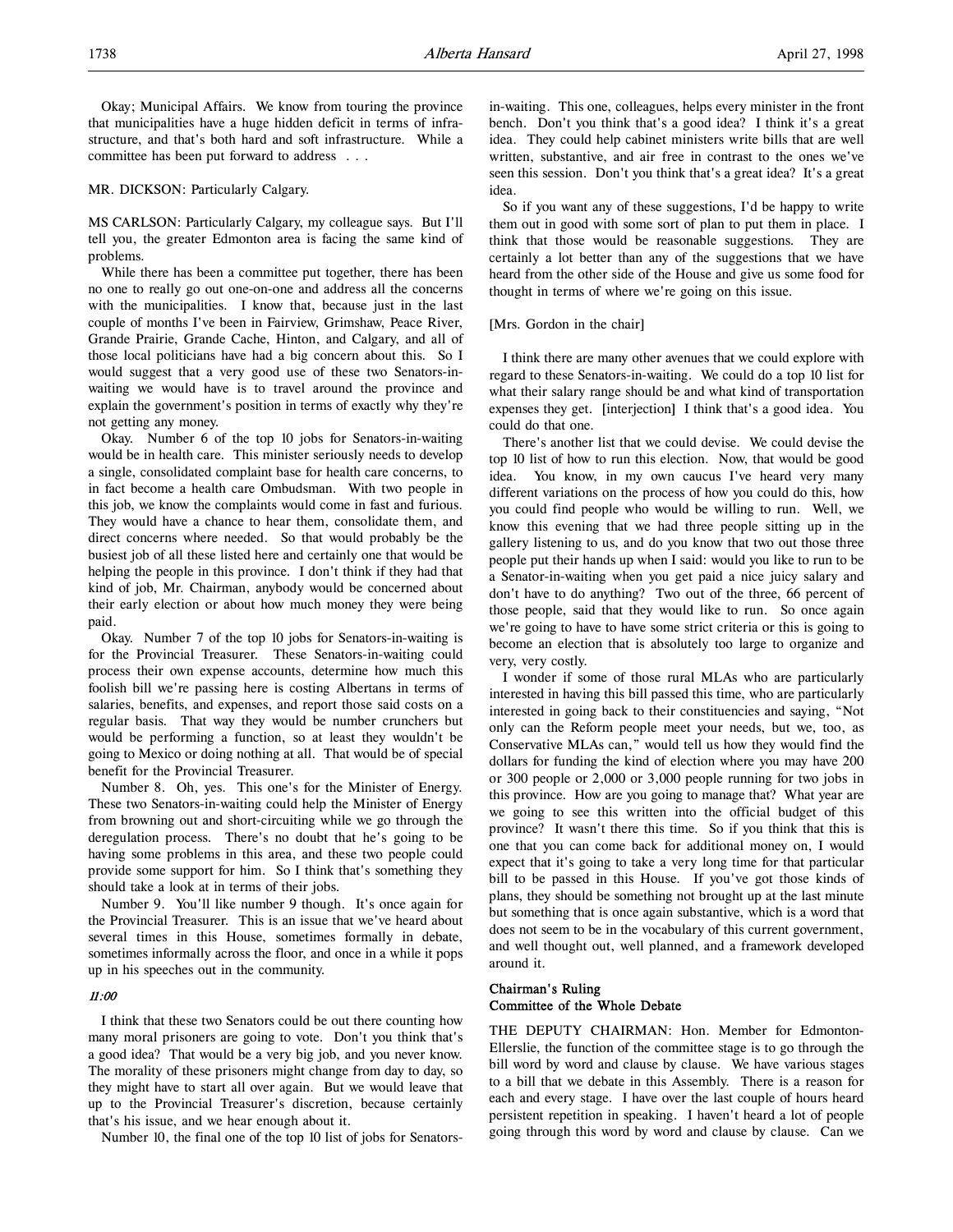Okay; Municipal Affairs. We know from touring the province that municipalities have a huge hidden deficit in terms of infrastructure, and that's both hard and soft infrastructure. While a committee has been put forward to address . . .

MR. DICKSON: Particularly Calgary.

MS CARLSON: Particularly Calgary, my colleague says. But I'll tell you, the greater Edmonton area is facing the same kind of problems.

While there has been a committee put together, there has been no one to really go out one-on-one and address all the concerns with the municipalities. I know that, because just in the last couple of months I've been in Fairview, Grimshaw, Peace River, Grande Prairie, Grande Cache, Hinton, and Calgary, and all of those local politicians have had a big concern about this. So I would suggest that a very good use of these two Senators-in-waiting we would have is to travel around the province and explain the government's position in terms of exactly why they're not getting any money.

Okay. Number 6 of the top 10 jobs for Senators-in-waiting would be in health care. This minister seriously needs to develop a single, consolidated complaint base for health care concerns, to in fact become a health care Ombudsman. With two people in this job, we know the complaints would come in fast and furious. They would have a chance to hear them, consolidate them, and direct concerns where needed. So that would probably be the busiest job of all these listed here and certainly one that would be helping the people in this province. I don't think if they had that kind of job, Mr. Chairman, anybody would be concerned about their early election or about how much money they were being paid.

Okay. Number 7 of the top 10 jobs for Senators-in-waiting is for the Provincial Treasurer. These Senators-in-waiting could process their own expense accounts, determine how much this foolish bill we're passing here is costing Albertans in terms of salaries, benefits, and expenses, and report those said costs on a regular basis. That way they would be number crunchers but would be performing a function, so at least they wouldn't be going to Mexico or doing nothing at all. That would be of special benefit for the Provincial Treasurer.

Number 8. Oh, yes. This one's for the Minister of Energy. These two Senators-in-waiting could help the Minister of Energy from browning out and short-circuiting while we go through the deregulation process. There's no doubt that he's going to be having some problems in this area, and these two people could provide some support for him. So I think that's something they should take a look at in terms of their jobs.

Number 9. You'll like number 9 though. It's once again for the Provincial Treasurer. This is an issue that we've heard about several times in this House, sometimes formally in debate, sometimes informally across the floor, and once in a while it pops up in his speeches out in the community.

*11:00*

I think that these two Senators could be out there counting how many moral prisoners are going to vote. Don't you think that's a good idea? That would be a very big job, and you never know. The morality of these prisoners might change from day to day, so they might have to start all over again. But we would leave that up to the Provincial Treasurer's discretion, because certainly that's his issue, and we hear enough about it.

Number 10, the final one of the top 10 list of jobs for Senators-in-waiting. This one, colleagues, helps every minister in the front bench. Don't you think that's a good idea? I think it's a great idea. They could help cabinet ministers write bills that are well written, substantive, and air free in contrast to the ones we've seen this session. Don't you think that's a great idea? It's a great idea.

So if you want any of these suggestions, I'd be happy to write them out in good with some sort of plan to put them in place. I think that those would be reasonable suggestions. They are certainly a lot better than any of the suggestions that we have heard from the other side of the House and give us some food for thought in terms of where we're going on this issue.

[Mrs. Gordon in the chair]

I think there are many other avenues that we could explore with regard to these Senators-in-waiting. We could do a top 10 list for what their salary range should be and what kind of transportation expenses they get. [interjection] I think that's a good idea. You could do that one.

There's another list that we could devise. We could devise the top 10 list of how to run this election. Now, that would be good idea. You know, in my own caucus I've heard very many different variations on the process of how you could do this, how you could find people who would be willing to run. Well, we know this evening that we had three people sitting up in the gallery listening to us, and do you know that two out those three people put their hands up when I said: would you like to run to be a Senator-in-waiting when you get paid a nice juicy salary and don't have to do anything? Two out of the three, 66 percent of those people, said that they would like to run. So once again we're going to have to have some strict criteria or this is going to become an election that is absolutely too large to organize and very, very costly.

I wonder if some of those rural MLAs who are particularly interested in having this bill passed this time, who are particularly interested in going back to their constituencies and saying, "Not only can the Reform people meet your needs, but we, too, as Conservative MLAs can," would tell us how they would find the dollars for funding the kind of election where you may have 200 or 300 people or 2,000 or 3,000 people running for two jobs in this province. How are you going to manage that? What year are we going to see this written into the official budget of this province? It wasn't there this time. So if you think that this is one that you can come back for additional money on, I would expect that it's going to take a very long time for that particular bill to be passed in this House. If you've got those kinds of plans, they should be something not brought up at the last minute but something that is once again substantive, which is a word that does not seem to be in the vocabulary of this current government, and well thought out, well planned, and a framework developed around it.

**Chairman's Ruling**
**Committee of the Whole Debate**

THE DEPUTY CHAIRMAN: Hon. Member for Edmonton-Ellerslie, the function of the committee stage is to go through the bill word by word and clause by clause. We have various stages to a bill that we debate in this Assembly. There is a reason for each and every stage. I have over the last couple of hours heard persistent repetition in speaking. I haven't heard a lot of people going through this word by word and clause by clause. Can we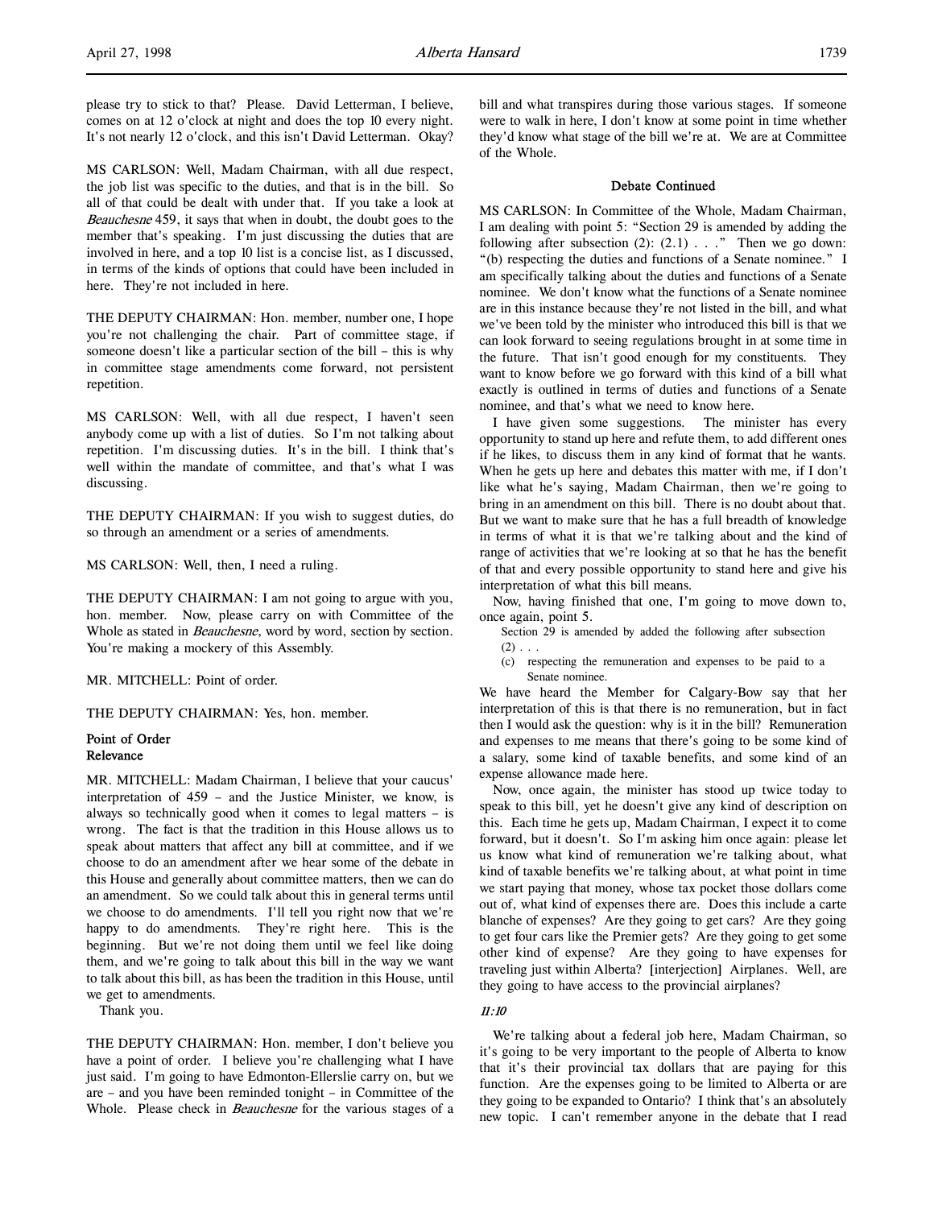please try to stick to that? Please. David Letterman, I believe, comes on at 12 o'clock at night and does the top 10 every night. It's not nearly 12 o'clock, and this isn't David Letterman. Okay?

MS CARLSON: Well, Madam Chairman, with all due respect, the job list was specific to the duties, and that is in the bill. So all of that could be dealt with under that. If you take a look at *Beauchesne* 459, it says that when in doubt, the doubt goes to the member that's speaking. I'm just discussing the duties that are involved in here, and a top 10 list is a concise list, as I discussed, in terms of the kinds of options that could have been included in here. They're not included in here.

THE DEPUTY CHAIRMAN: Hon. member, number one, I hope you're not challenging the chair. Part of committee stage, if someone doesn't like a particular section of the bill – this is why in committee stage amendments come forward, not persistent repetition.

MS CARLSON: Well, with all due respect, I haven't seen anybody come up with a list of duties. So I'm not talking about repetition. I'm discussing duties. It's in the bill. I think that's well within the mandate of committee, and that's what I was discussing.

THE DEPUTY CHAIRMAN: If you wish to suggest duties, do so through an amendment or a series of amendments.

MS CARLSON: Well, then, I need a ruling.

THE DEPUTY CHAIRMAN: I am not going to argue with you, hon. member. Now, please carry on with Committee of the Whole as stated in *Beauchesne*, word by word, section by section. You're making a mockery of this Assembly.

MR. MITCHELL: Point of order.

THE DEPUTY CHAIRMAN: Yes, hon. member.

### Point of Order
### Relevance

MR. MITCHELL: Madam Chairman, I believe that your caucus' interpretation of 459 – and the Justice Minister, we know, is always so technically good when it comes to legal matters – is wrong. The fact is that the tradition in this House allows us to speak about matters that affect any bill at committee, and if we choose to do an amendment after we hear some of the debate in this House and generally about committee matters, then we can do an amendment. So we could talk about this in general terms until we choose to do amendments. I'll tell you right now that we're happy to do amendments. They're right here. This is the beginning. But we're not doing them until we feel like doing them, and we're going to talk about this bill in the way we want to talk about this bill, as has been the tradition in this House, until we get to amendments.

Thank you.

THE DEPUTY CHAIRMAN: Hon. member, I don't believe you have a point of order. I believe you're challenging what I have just said. I'm going to have Edmonton-Ellerslie carry on, but we are – and you have been reminded tonight – in Committee of the Whole. Please check in *Beauchesne* for the various stages of a bill and what transpires during those various stages. If someone were to walk in here, I don't know at some point in time whether they'd know what stage of the bill we're at. We are at Committee of the Whole.

### Debate Continued

MS CARLSON: In Committee of the Whole, Madam Chairman, I am dealing with point 5: "Section 29 is amended by adding the following after subsection (2): (2.1) . . ." Then we go down: "(b) respecting the duties and functions of a Senate nominee." I am specifically talking about the duties and functions of a Senate nominee. We don't know what the functions of a Senate nominee are in this instance because they're not listed in the bill, and what we've been told by the minister who introduced this bill is that we can look forward to seeing regulations brought in at some time in the future. That isn't good enough for my constituents. They want to know before we go forward with this kind of a bill what exactly is outlined in terms of duties and functions of a Senate nominee, and that's what we need to know here.

I have given some suggestions. The minister has every opportunity to stand up here and refute them, to add different ones if he likes, to discuss them in any kind of format that he wants. When he gets up here and debates this matter with me, if I don't like what he's saying, Madam Chairman, then we're going to bring in an amendment on this bill. There is no doubt about that. But we want to make sure that he has a full breadth of knowledge in terms of what it is that we're talking about and the kind of range of activities that we're looking at so that he has the benefit of that and every possible opportunity to stand here and give his interpretation of what this bill means.

Now, having finished that one, I'm going to move down to, once again, point 5.

> Section 29 is amended by added the following after subsection (2) . . .
>
> (c) respecting the remuneration and expenses to be paid to a Senate nominee.

We have heard the Member for Calgary-Bow say that her interpretation of this is that there is no remuneration, but in fact then I would ask the question: why is it in the bill? Remuneration and expenses to me means that there's going to be some kind of a salary, some kind of taxable benefits, and some kind of an expense allowance made here.

Now, once again, the minister has stood up twice today to speak to this bill, yet he doesn't give any kind of description on this. Each time he gets up, Madam Chairman, I expect it to come forward, but it doesn't. So I'm asking him once again: please let us know what kind of remuneration we're talking about, what kind of taxable benefits we're talking about, at what point in time we start paying that money, whose tax pocket those dollars come out of, what kind of expenses there are. Does this include a carte blanche of expenses? Are they going to get cars? Are they going to get four cars like the Premier gets? Are they going to get some other kind of expense? Are they going to have expenses for traveling just within Alberta? [interjection] Airplanes. Well, are they going to have access to the provincial airplanes?

*11:10*

We're talking about a federal job here, Madam Chairman, so it's going to be very important to the people of Alberta to know that it's their provincial tax dollars that are paying for this function. Are the expenses going to be limited to Alberta or are they going to be expanded to Ontario? I think that's an absolutely new topic. I can't remember anyone in the debate that I read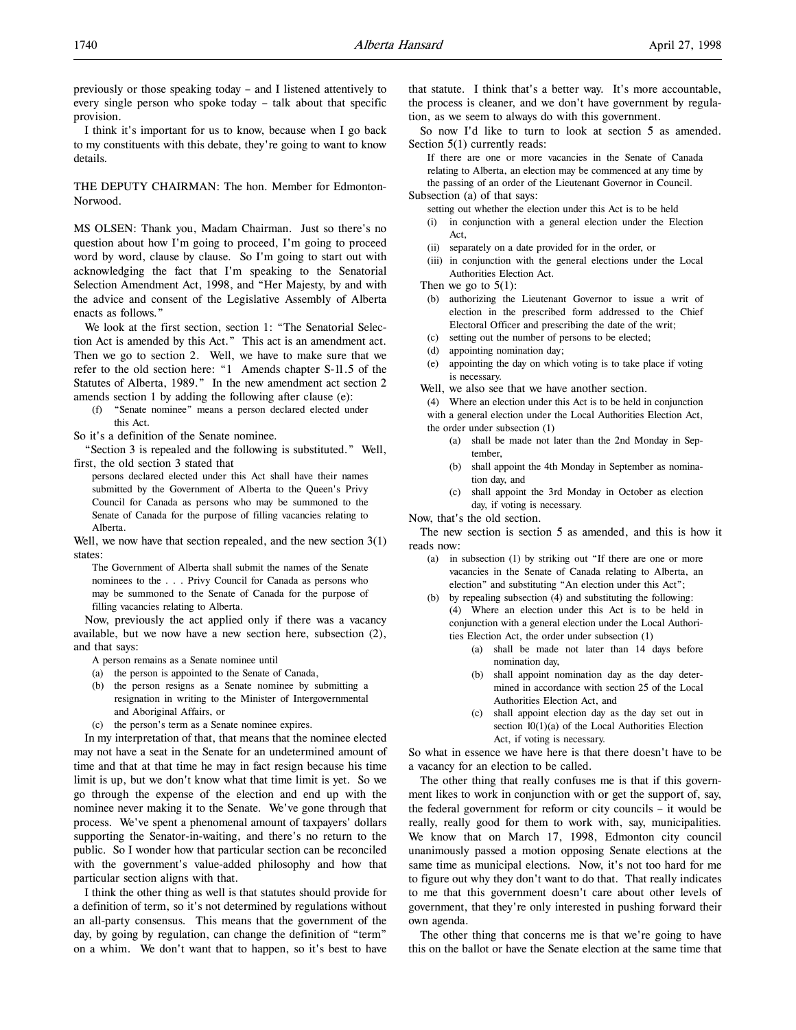previously or those speaking today – and I listened attentively to every single person who spoke today – talk about that specific provision.

I think it's important for us to know, because when I go back to my constituents with this debate, they're going to want to know details.

THE DEPUTY CHAIRMAN: The hon. Member for Edmonton-Norwood.

MS OLSEN: Thank you, Madam Chairman. Just so there's no question about how I'm going to proceed, I'm going to proceed word by word, clause by clause. So I'm going to start out with acknowledging the fact that I'm speaking to the Senatorial Selection Amendment Act, 1998, and "Her Majesty, by and with the advice and consent of the Legislative Assembly of Alberta enacts as follows."

We look at the first section, section 1: "The Senatorial Selection Act is amended by this Act." This act is an amendment act. Then we go to section 2. Well, we have to make sure that we refer to the old section here: "1 Amends chapter S-11.5 of the Statutes of Alberta, 1989." In the new amendment act section 2 amends section 1 by adding the following after clause (e):

> (f) "Senate nominee" means a person declared elected under this Act.

So it's a definition of the Senate nominee.

"Section 3 is repealed and the following is substituted." Well, first, the old section 3 stated that

> persons declared elected under this Act shall have their names submitted by the Government of Alberta to the Queen's Privy Council for Canada as persons who may be summoned to the Senate of Canada for the purpose of filling vacancies relating to Alberta.

Well, we now have that section repealed, and the new section 3(1) states:

> The Government of Alberta shall submit the names of the Senate nominees to the . . . Privy Council for Canada as persons who may be summoned to the Senate of Canada for the purpose of filling vacancies relating to Alberta.

Now, previously the act applied only if there was a vacancy available, but we now have a new section here, subsection (2), and that says:

> A person remains as a Senate nominee until
> (a) the person is appointed to the Senate of Canada,
> (b) the person resigns as a Senate nominee by submitting a resignation in writing to the Minister of Intergovernmental and Aboriginal Affairs, or
> (c) the person's term as a Senate nominee expires.

In my interpretation of that, that means that the nominee elected may not have a seat in the Senate for an undetermined amount of time and that at that time he may in fact resign because his time limit is up, but we don't know what that time limit is yet. So we go through the expense of the election and end up with the nominee never making it to the Senate. We've gone through that process. We've spent a phenomenal amount of taxpayers' dollars supporting the Senator-in-waiting, and there's no return to the public. So I wonder how that particular section can be reconciled with the government's value-added philosophy and how that particular section aligns with that.

I think the other thing as well is that statutes should provide for a definition of term, so it's not determined by regulations without an all-party consensus. This means that the government of the day, by going by regulation, can change the definition of "term" on a whim. We don't want that to happen, so it's best to have that statute. I think that's a better way. It's more accountable, the process is cleaner, and we don't have government by regulation, as we seem to always do with this government.

So now I'd like to turn to look at section 5 as amended. Section 5(1) currently reads:

> If there are one or more vacancies in the Senate of Canada relating to Alberta, an election may be commenced at any time by the passing of an order of the Lieutenant Governor in Council.

Subsection (a) of that says:

> setting out whether the election under this Act is to be held
> (i) in conjunction with a general election under the Election Act,
> (ii) separately on a date provided for in the order, or
> (iii) in conjunction with the general elections under the Local Authorities Election Act.

Then we go to 5(1):

> (b) authorizing the Lieutenant Governor to issue a writ of election in the prescribed form addressed to the Chief Electoral Officer and prescribing the date of the writ;
> (c) setting out the number of persons to be elected;
> (d) appointing nomination day;
> (e) appointing the day on which voting is to take place if voting is necessary.

Well, we also see that we have another section.

> (4) Where an election under this Act is to be held in conjunction with a general election under the Local Authorities Election Act, the order under subsection (1)
> (a) shall be made not later than the 2nd Monday in September,
> (b) shall appoint the 4th Monday in September as nomination day, and
> (c) shall appoint the 3rd Monday in October as election day, if voting is necessary.

Now, that's the old section.

The new section is section 5 as amended, and this is how it reads now:

> (a) in subsection (1) by striking out "If there are one or more vacancies in the Senate of Canada relating to Alberta, an election" and substituting "An election under this Act";
> (b) by repealing subsection (4) and substituting the following:
> (4) Where an election under this Act is to be held in conjunction with a general election under the Local Authorities Election Act, the order under subsection (1)
> (a) shall be made not later than 14 days before nomination day,
> (b) shall appoint nomination day as the day determined in accordance with section 25 of the Local Authorities Election Act, and
> (c) shall appoint election day as the day set out in section 10(1)(a) of the Local Authorities Election Act, if voting is necessary.

So what in essence we have here is that there doesn't have to be a vacancy for an election to be called.

The other thing that really confuses me is that if this government likes to work in conjunction with or get the support of, say, the federal government for reform or city councils – it would be really, really good for them to work with, say, municipalities. We know that on March 17, 1998, Edmonton city council unanimously passed a motion opposing Senate elections at the same time as municipal elections. Now, it's not too hard for me to figure out why they don't want to do that. That really indicates to me that this government doesn't care about other levels of government, that they're only interested in pushing forward their own agenda.

The other thing that concerns me is that we're going to have this on the ballot or have the Senate election at the same time that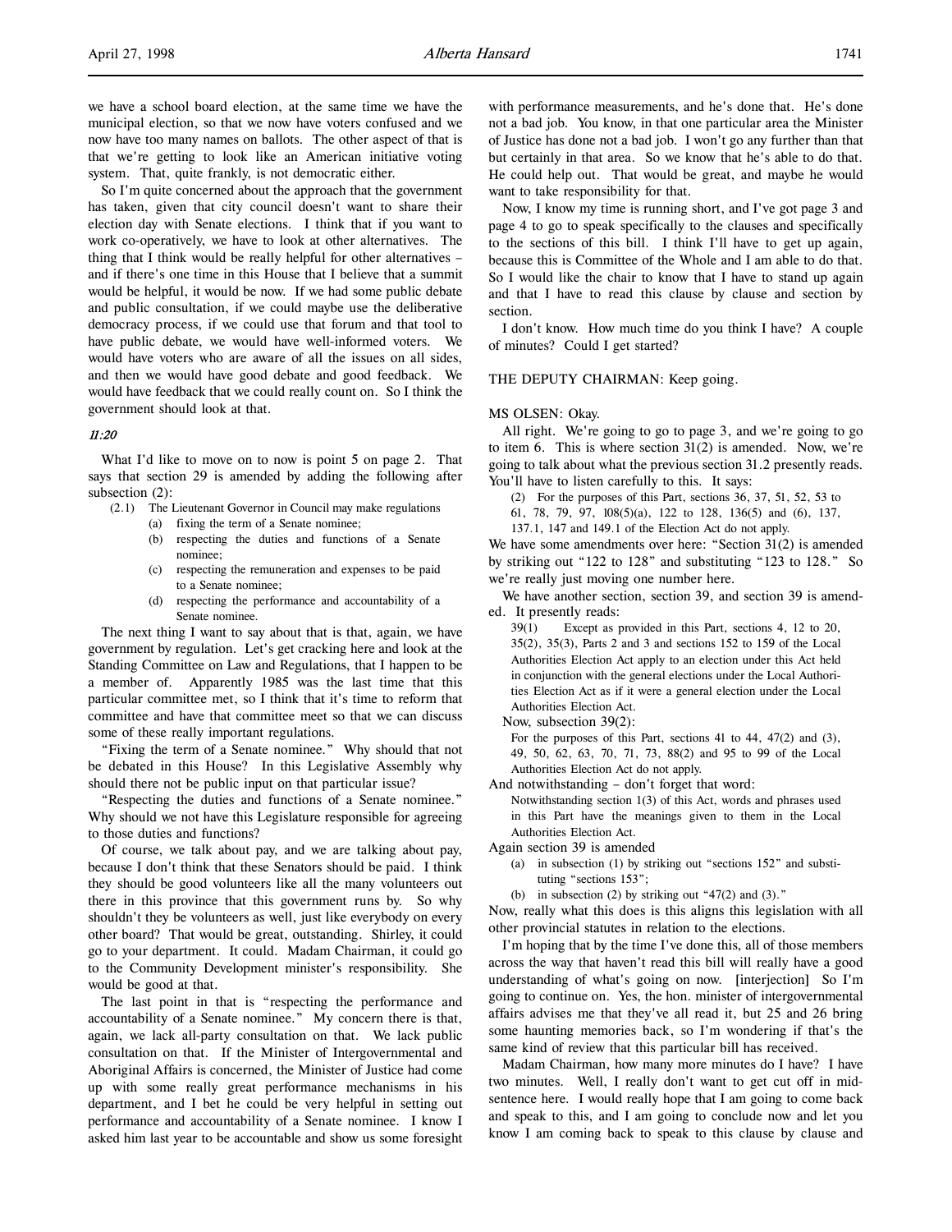we have a school board election, at the same time we have the municipal election, so that we now have voters confused and we now have too many names on ballots. The other aspect of that is that we're getting to look like an American initiative voting system. That, quite frankly, is not democratic either.

So I'm quite concerned about the approach that the government has taken, given that city council doesn't want to share their election day with Senate elections. I think that if you want to work co-operatively, we have to look at other alternatives. The thing that I think would be really helpful for other alternatives – and if there's one time in this House that I believe that a summit would be helpful, it would be now. If we had some public debate and public consultation, if we could maybe use the deliberative democracy process, if we could use that forum and that tool to have public debate, we would have well-informed voters. We would have voters who are aware of all the issues on all sides, and then we would have good debate and good feedback. We would have feedback that we could really count on. So I think the government should look at that.

*11:20*

What I'd like to move on to now is point 5 on page 2. That says that section 29 is amended by adding the following after subsection (2):

> (2.1) The Lieutenant Governor in Council may make regulations
> (a) fixing the term of a Senate nominee;
> (b) respecting the duties and functions of a Senate nominee;
> (c) respecting the remuneration and expenses to be paid to a Senate nominee;
> (d) respecting the performance and accountability of a Senate nominee.

The next thing I want to say about that is that, again, we have government by regulation. Let's get cracking here and look at the Standing Committee on Law and Regulations, that I happen to be a member of. Apparently 1985 was the last time that this particular committee met, so I think that it's time to reform that committee and have that committee meet so that we can discuss some of these really important regulations.

"Fixing the term of a Senate nominee." Why should that not be debated in this House? In this Legislative Assembly why should there not be public input on that particular issue?

"Respecting the duties and functions of a Senate nominee." Why should we not have this Legislature responsible for agreeing to those duties and functions?

Of course, we talk about pay, and we are talking about pay, because I don't think that these Senators should be paid. I think they should be good volunteers like all the many volunteers out there in this province that this government runs by. So why shouldn't they be volunteers as well, just like everybody on every other board? That would be great, outstanding. Shirley, it could go to your department. It could. Madam Chairman, it could go to the Community Development minister's responsibility. She would be good at that.

The last point in that is "respecting the performance and accountability of a Senate nominee." My concern there is that, again, we lack all-party consultation on that. We lack public consultation on that. If the Minister of Intergovernmental and Aboriginal Affairs is concerned, the Minister of Justice had come up with some really great performance mechanisms in his department, and I bet he could be very helpful in setting out performance and accountability of a Senate nominee. I know I asked him last year to be accountable and show us some foresight with performance measurements, and he's done that. He's done not a bad job. You know, in that one particular area the Minister of Justice has done not a bad job. I won't go any further than that but certainly in that area. So we know that he's able to do that. He could help out. That would be great, and maybe he would want to take responsibility for that.

Now, I know my time is running short, and I've got page 3 and page 4 to go to speak specifically to the clauses and specifically to the sections of this bill. I think I'll have to get up again, because this is Committee of the Whole and I am able to do that. So I would like the chair to know that I have to stand up again and that I have to read this clause by clause and section by section.

I don't know. How much time do you think I have? A couple of minutes? Could I get started?

THE DEPUTY CHAIRMAN: Keep going.

MS OLSEN: Okay.

All right. We're going to go to page 3, and we're going to go to item 6. This is where section 31(2) is amended. Now, we're going to talk about what the previous section 31.2 presently reads. You'll have to listen carefully to this. It says:

> (2) For the purposes of this Part, sections 36, 37, 51, 52, 53 to 61, 78, 79, 97, 108(5)(a), 122 to 128, 136(5) and (6), 137, 137.1, 147 and 149.1 of the Election Act do not apply.

We have some amendments over here: "Section 31(2) is amended by striking out "122 to 128" and substituting "123 to 128." So we're really just moving one number here.

We have another section, section 39, and section 39 is amended. It presently reads:

> 39(1) Except as provided in this Part, sections 4, 12 to 20, 35(2), 35(3), Parts 2 and 3 and sections 152 to 159 of the Local Authorities Election Act apply to an election under this Act held in conjunction with the general elections under the Local Authorities Election Act as if it were a general election under the Local Authorities Election Act.

Now, subsection 39(2):

> For the purposes of this Part, sections 41 to 44, 47(2) and (3), 49, 50, 62, 63, 70, 71, 73, 88(2) and 95 to 99 of the Local Authorities Election Act do not apply.

And notwithstanding – don't forget that word:

> Notwithstanding section 1(3) of this Act, words and phrases used in this Part have the meanings given to them in the Local Authorities Election Act.

Again section 39 is amended

> (a) in subsection (1) by striking out "sections 152" and substituting "sections 153";
> (b) in subsection (2) by striking out "47(2) and (3)."

Now, really what this does is this aligns this legislation with all other provincial statutes in relation to the elections.

I'm hoping that by the time I've done this, all of those members across the way that haven't read this bill will really have a good understanding of what's going on now. [interjection] So I'm going to continue on. Yes, the hon. minister of intergovernmental affairs advises me that they've all read it, but 25 and 26 bring some haunting memories back, so I'm wondering if that's the same kind of review that this particular bill has received.

Madam Chairman, how many more minutes do I have? I have two minutes. Well, I really don't want to get cut off in mid-sentence here. I would really hope that I am going to come back and speak to this, and I am going to conclude now and let you know I am coming back to speak to this clause by clause and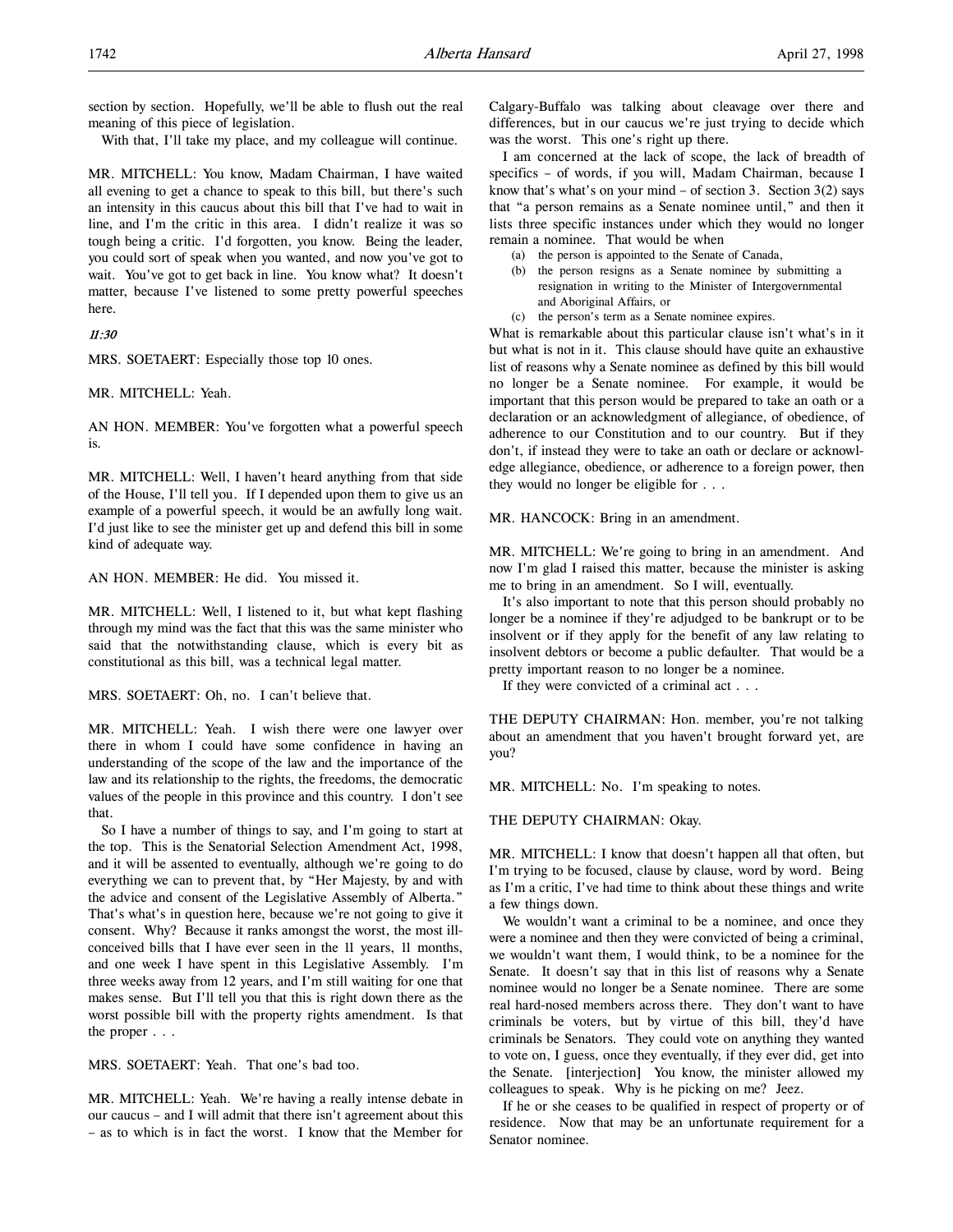section by section. Hopefully, we'll be able to flush out the real meaning of this piece of legislation.

With that, I'll take my place, and my colleague will continue.

MR. MITCHELL: You know, Madam Chairman, I have waited all evening to get a chance to speak to this bill, but there's such an intensity in this caucus about this bill that I've had to wait in line, and I'm the critic in this area. I didn't realize it was so tough being a critic. I'd forgotten, you know. Being the leader, you could sort of speak when you wanted, and now you've got to wait. You've got to get back in line. You know what? It doesn't matter, because I've listened to some pretty powerful speeches here.

*11:30*

MRS. SOETAERT: Especially those top 10 ones.

MR. MITCHELL: Yeah.

AN HON. MEMBER: You've forgotten what a powerful speech is.

MR. MITCHELL: Well, I haven't heard anything from that side of the House, I'll tell you. If I depended upon them to give us an example of a powerful speech, it would be an awfully long wait. I'd just like to see the minister get up and defend this bill in some kind of adequate way.

AN HON. MEMBER: He did. You missed it.

MR. MITCHELL: Well, I listened to it, but what kept flashing through my mind was the fact that this was the same minister who said that the notwithstanding clause, which is every bit as constitutional as this bill, was a technical legal matter.

MRS. SOETAERT: Oh, no. I can't believe that.

MR. MITCHELL: Yeah. I wish there were one lawyer over there in whom I could have some confidence in having an understanding of the scope of the law and the importance of the law and its relationship to the rights, the freedoms, the democratic values of the people in this province and this country. I don't see that.

So I have a number of things to say, and I'm going to start at the top. This is the Senatorial Selection Amendment Act, 1998, and it will be assented to eventually, although we're going to do everything we can to prevent that, by "Her Majesty, by and with the advice and consent of the Legislative Assembly of Alberta." That's what's in question here, because we're not going to give it consent. Why? Because it ranks amongst the worst, the most ill-conceived bills that I have ever seen in the 11 years, 11 months, and one week I have spent in this Legislative Assembly. I'm three weeks away from 12 years, and I'm still waiting for one that makes sense. But I'll tell you that this is right down there as the worst possible bill with the property rights amendment. Is that the proper . . .

MRS. SOETAERT: Yeah. That one's bad too.

MR. MITCHELL: Yeah. We're having a really intense debate in our caucus – and I will admit that there isn't agreement about this – as to which is in fact the worst. I know that the Member for Calgary-Buffalo was talking about cleavage over there and differences, but in our caucus we're just trying to decide which was the worst. This one's right up there.

I am concerned at the lack of scope, the lack of breadth of specifics – of words, if you will, Madam Chairman, because I know that's what's on your mind – of section 3. Section 3(2) says that "a person remains as a Senate nominee until," and then it lists three specific instances under which they would no longer remain a nominee. That would be when

> (a) the person is appointed to the Senate of Canada,
> (b) the person resigns as a Senate nominee by submitting a resignation in writing to the Minister of Intergovernmental and Aboriginal Affairs, or
> (c) the person's term as a Senate nominee expires.

What is remarkable about this particular clause isn't what's in it but what is not in it. This clause should have quite an exhaustive list of reasons why a Senate nominee as defined by this bill would no longer be a Senate nominee. For example, it would be important that this person would be prepared to take an oath or a declaration or an acknowledgment of allegiance, of obedience, of adherence to our Constitution and to our country. But if they don't, if instead they were to take an oath or declare or acknowledge allegiance, obedience, or adherence to a foreign power, then they would no longer be eligible for . . .

MR. HANCOCK: Bring in an amendment.

MR. MITCHELL: We're going to bring in an amendment. And now I'm glad I raised this matter, because the minister is asking me to bring in an amendment. So I will, eventually.

It's also important to note that this person should probably no longer be a nominee if they're adjudged to be bankrupt or to be insolvent or if they apply for the benefit of any law relating to insolvent debtors or become a public defaulter. That would be a pretty important reason to no longer be a nominee.

If they were convicted of a criminal act . . .

THE DEPUTY CHAIRMAN: Hon. member, you're not talking about an amendment that you haven't brought forward yet, are you?

MR. MITCHELL: No. I'm speaking to notes.

THE DEPUTY CHAIRMAN: Okay.

MR. MITCHELL: I know that doesn't happen all that often, but I'm trying to be focused, clause by clause, word by word. Being as I'm a critic, I've had time to think about these things and write a few things down.

We wouldn't want a criminal to be a nominee, and once they were a nominee and then they were convicted of being a criminal, we wouldn't want them, I would think, to be a nominee for the Senate. It doesn't say that in this list of reasons why a Senate nominee would no longer be a Senate nominee. There are some real hard-nosed members across there. They don't want to have criminals be voters, but by virtue of this bill, they'd have criminals be Senators. They could vote on anything they wanted to vote on, I guess, once they eventually, if they ever did, get into the Senate. [interjection] You know, the minister allowed my colleagues to speak. Why is he picking on me? Jeez.

If he or she ceases to be qualified in respect of property or of residence. Now that may be an unfortunate requirement for a Senator nominee.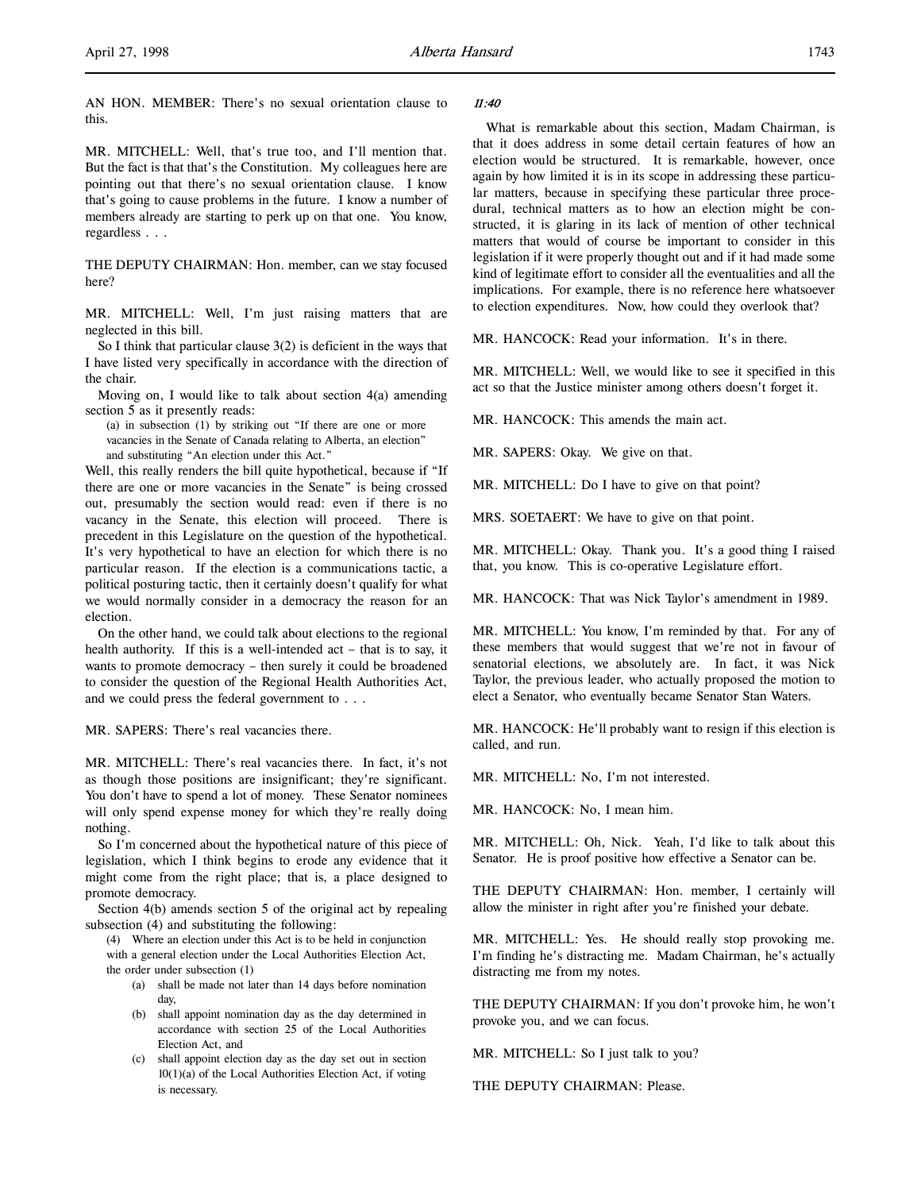AN HON. MEMBER: There's no sexual orientation clause to this.

MR. MITCHELL: Well, that's true too, and I'll mention that. But the fact is that that's the Constitution. My colleagues here are pointing out that there's no sexual orientation clause. I know that's going to cause problems in the future. I know a number of members already are starting to perk up on that one. You know, regardless . . .

THE DEPUTY CHAIRMAN: Hon. member, can we stay focused here?

MR. MITCHELL: Well, I'm just raising matters that are neglected in this bill.

So I think that particular clause 3(2) is deficient in the ways that I have listed very specifically in accordance with the direction of the chair.

Moving on, I would like to talk about section 4(a) amending section 5 as it presently reads:

> (a) in subsection (1) by striking out "If there are one or more vacancies in the Senate of Canada relating to Alberta, an election" and substituting "An election under this Act."

Well, this really renders the bill quite hypothetical, because if "If there are one or more vacancies in the Senate" is being crossed out, presumably the section would read: even if there is no vacancy in the Senate, this election will proceed. There is precedent in this Legislature on the question of the hypothetical. It's very hypothetical to have an election for which there is no particular reason. If the election is a communications tactic, a political posturing tactic, then it certainly doesn't qualify for what we would normally consider in a democracy the reason for an election.

On the other hand, we could talk about elections to the regional health authority. If this is a well-intended act – that is to say, it wants to promote democracy – then surely it could be broadened to consider the question of the Regional Health Authorities Act, and we could press the federal government to . . .

MR. SAPERS: There's real vacancies there.

MR. MITCHELL: There's real vacancies there. In fact, it's not as though those positions are insignificant; they're significant. You don't have to spend a lot of money. These Senator nominees will only spend expense money for which they're really doing nothing.

So I'm concerned about the hypothetical nature of this piece of legislation, which I think begins to erode any evidence that it might come from the right place; that is, a place designed to promote democracy.

Section 4(b) amends section 5 of the original act by repealing subsection (4) and substituting the following:

> (4) Where an election under this Act is to be held in conjunction with a general election under the Local Authorities Election Act, the order under subsection (1)
>
> (a) shall be made not later than 14 days before nomination day,
>
> (b) shall appoint nomination day as the day determined in accordance with section 25 of the Local Authorities Election Act, and
>
> (c) shall appoint election day as the day set out in section 10(1)(a) of the Local Authorities Election Act, if voting is necessary.

*11:40*

What is remarkable about this section, Madam Chairman, is that it does address in some detail certain features of how an election would be structured. It is remarkable, however, once again by how limited it is in its scope in addressing these particular matters, because in specifying these particular three procedural, technical matters as to how an election might be constructed, it is glaring in its lack of mention of other technical matters that would of course be important to consider in this legislation if it were properly thought out and if it had made some kind of legitimate effort to consider all the eventualities and all the implications. For example, there is no reference here whatsoever to election expenditures. Now, how could they overlook that?

MR. HANCOCK: Read your information. It's in there.

MR. MITCHELL: Well, we would like to see it specified in this act so that the Justice minister among others doesn't forget it.

MR. HANCOCK: This amends the main act.

MR. SAPERS: Okay. We give on that.

MR. MITCHELL: Do I have to give on that point?

MRS. SOETAERT: We have to give on that point.

MR. MITCHELL: Okay. Thank you. It's a good thing I raised that, you know. This is co-operative Legislature effort.

MR. HANCOCK: That was Nick Taylor's amendment in 1989.

MR. MITCHELL: You know, I'm reminded by that. For any of these members that would suggest that we're not in favour of senatorial elections, we absolutely are. In fact, it was Nick Taylor, the previous leader, who actually proposed the motion to elect a Senator, who eventually became Senator Stan Waters.

MR. HANCOCK: He'll probably want to resign if this election is called, and run.

MR. MITCHELL: No, I'm not interested.

MR. HANCOCK: No, I mean him.

MR. MITCHELL: Oh, Nick. Yeah, I'd like to talk about this Senator. He is proof positive how effective a Senator can be.

THE DEPUTY CHAIRMAN: Hon. member, I certainly will allow the minister in right after you're finished your debate.

MR. MITCHELL: Yes. He should really stop provoking me. I'm finding he's distracting me. Madam Chairman, he's actually distracting me from my notes.

THE DEPUTY CHAIRMAN: If you don't provoke him, he won't provoke you, and we can focus.

MR. MITCHELL: So I just talk to you?

THE DEPUTY CHAIRMAN: Please.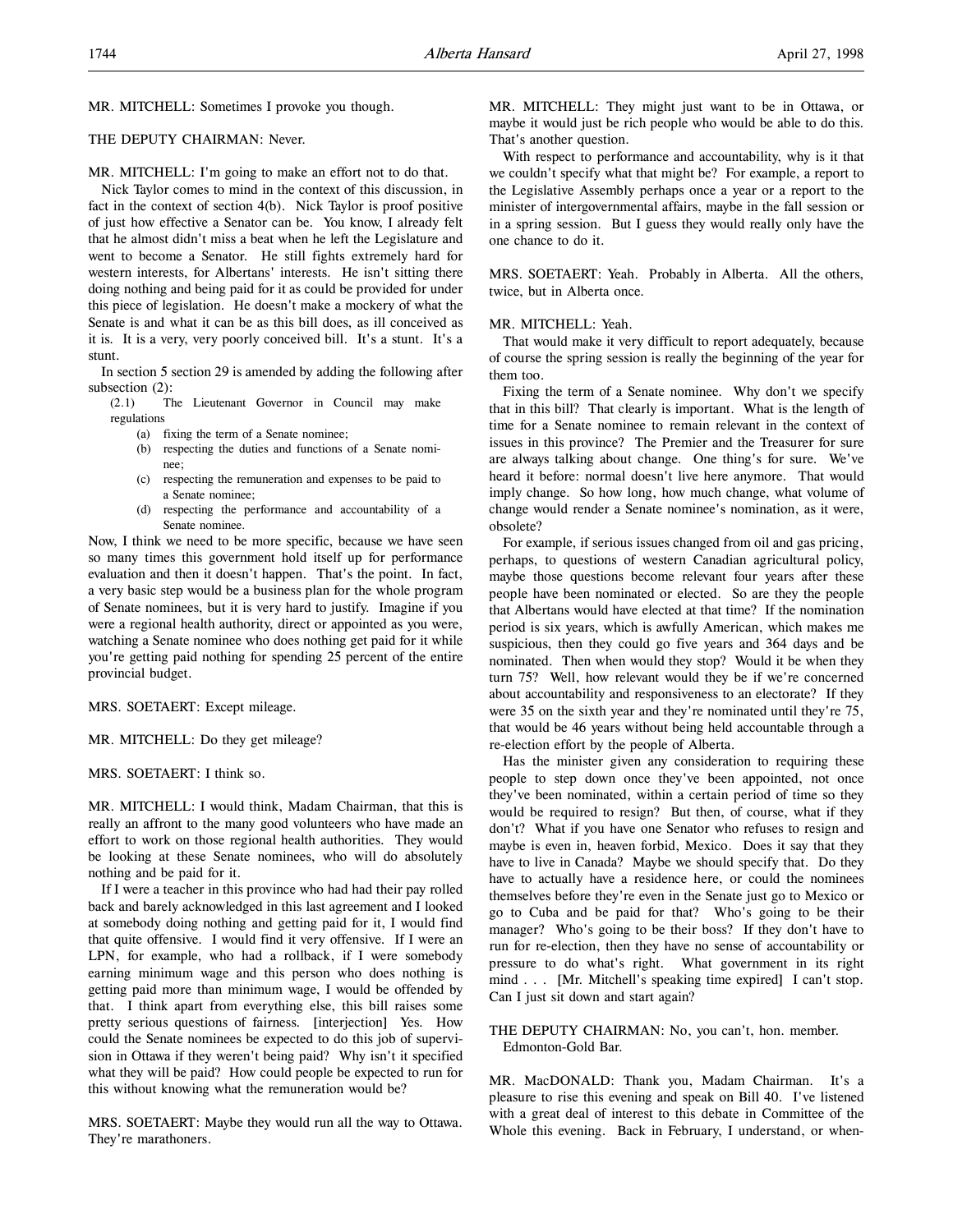MR. MITCHELL: Sometimes I provoke you though.

THE DEPUTY CHAIRMAN: Never.

MR. MITCHELL: I'm going to make an effort not to do that.

Nick Taylor comes to mind in the context of this discussion, in fact in the context of section 4(b). Nick Taylor is proof positive of just how effective a Senator can be. You know, I already felt that he almost didn't miss a beat when he left the Legislature and went to become a Senator. He still fights extremely hard for western interests, for Albertans' interests. He isn't sitting there doing nothing and being paid for it as could be provided for under this piece of legislation. He doesn't make a mockery of what the Senate is and what it can be as this bill does, as ill conceived as it is. It is a very, very poorly conceived bill. It's a stunt. It's a stunt.

In section 5 section 29 is amended by adding the following after subsection (2):

> (2.1) The Lieutenant Governor in Council may make regulations
> (a) fixing the term of a Senate nominee;
> (b) respecting the duties and functions of a Senate nominee;
> (c) respecting the remuneration and expenses to be paid to a Senate nominee;
> (d) respecting the performance and accountability of a Senate nominee.

Now, I think we need to be more specific, because we have seen so many times this government hold itself up for performance evaluation and then it doesn't happen. That's the point. In fact, a very basic step would be a business plan for the whole program of Senate nominees, but it is very hard to justify. Imagine if you were a regional health authority, direct or appointed as you were, watching a Senate nominee who does nothing get paid for it while you're getting paid nothing for spending 25 percent of the entire provincial budget.

MRS. SOETAERT: Except mileage.

MR. MITCHELL: Do they get mileage?

MRS. SOETAERT: I think so.

MR. MITCHELL: I would think, Madam Chairman, that this is really an affront to the many good volunteers who have made an effort to work on those regional health authorities. They would be looking at these Senate nominees, who will do absolutely nothing and be paid for it.

If I were a teacher in this province who had had their pay rolled back and barely acknowledged in this last agreement and I looked at somebody doing nothing and getting paid for it, I would find that quite offensive. I would find it very offensive. If I were an LPN, for example, who had a rollback, if I were somebody earning minimum wage and this person who does nothing is getting paid more than minimum wage, I would be offended by that. I think apart from everything else, this bill raises some pretty serious questions of fairness. [interjection] Yes. How could the Senate nominees be expected to do this job of supervision in Ottawa if they weren't being paid? Why isn't it specified what they will be paid? How could people be expected to run for this without knowing what the remuneration would be?

MRS. SOETAERT: Maybe they would run all the way to Ottawa. They're marathoners.

MR. MITCHELL: They might just want to be in Ottawa, or maybe it would just be rich people who would be able to do this. That's another question.

With respect to performance and accountability, why is it that we couldn't specify what that might be? For example, a report to the Legislative Assembly perhaps once a year or a report to the minister of intergovernmental affairs, maybe in the fall session or in a spring session. But I guess they would really only have the one chance to do it.

MRS. SOETAERT: Yeah. Probably in Alberta. All the others, twice, but in Alberta once.

MR. MITCHELL: Yeah.

That would make it very difficult to report adequately, because of course the spring session is really the beginning of the year for them too.

Fixing the term of a Senate nominee. Why don't we specify that in this bill? That clearly is important. What is the length of time for a Senate nominee to remain relevant in the context of issues in this province? The Premier and the Treasurer for sure are always talking about change. One thing's for sure. We've heard it before: normal doesn't live here anymore. That would imply change. So how long, how much change, what volume of change would render a Senate nominee's nomination, as it were, obsolete?

For example, if serious issues changed from oil and gas pricing, perhaps, to questions of western Canadian agricultural policy, maybe those questions become relevant four years after these people have been nominated or elected. So are they the people that Albertans would have elected at that time? If the nomination period is six years, which is awfully American, which makes me suspicious, then they could go five years and 364 days and be nominated. Then when would they stop? Would it be when they turn 75? Well, how relevant would they be if we're concerned about accountability and responsiveness to an electorate? If they were 35 on the sixth year and they're nominated until they're 75, that would be 46 years without being held accountable through a re-election effort by the people of Alberta.

Has the minister given any consideration to requiring these people to step down once they've been appointed, not once they've been nominated, within a certain period of time so they would be required to resign? But then, of course, what if they don't? What if you have one Senator who refuses to resign and maybe is even in, heaven forbid, Mexico. Does it say that they have to live in Canada? Maybe we should specify that. Do they have to actually have a residence here, or could the nominees themselves before they're even in the Senate just go to Mexico or go to Cuba and be paid for that? Who's going to be their manager? Who's going to be their boss? If they don't have to run for re-election, then they have no sense of accountability or pressure to do what's right. What government in its right mind . . . [Mr. Mitchell's speaking time expired] I can't stop. Can I just sit down and start again?

THE DEPUTY CHAIRMAN: No, you can't, hon. member. Edmonton-Gold Bar.

MR. MacDONALD: Thank you, Madam Chairman. It's a pleasure to rise this evening and speak on Bill 40. I've listened with a great deal of interest to this debate in Committee of the Whole this evening. Back in February, I understand, or when-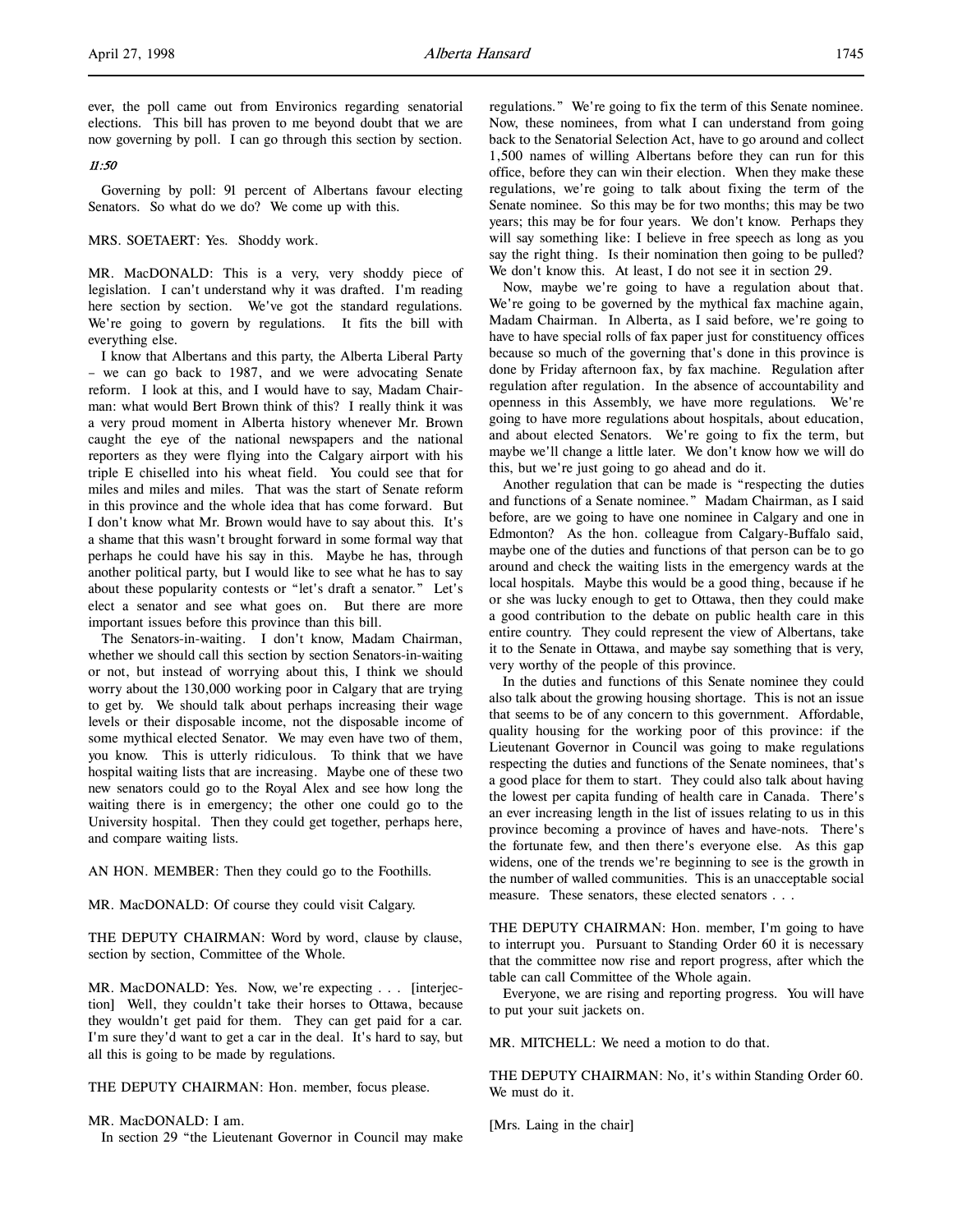ever, the poll came out from Environics regarding senatorial elections. This bill has proven to me beyond doubt that we are now governing by poll. I can go through this section by section.

*11:50*

Governing by poll: 91 percent of Albertans favour electing Senators. So what do we do? We come up with this.

MRS. SOETAERT: Yes. Shoddy work.

MR. MacDONALD: This is a very, very shoddy piece of legislation. I can't understand why it was drafted. I'm reading here section by section. We've got the standard regulations. We're going to govern by regulations. It fits the bill with everything else.

I know that Albertans and this party, the Alberta Liberal Party – we can go back to 1987, and we were advocating Senate reform. I look at this, and I would have to say, Madam Chairman: what would Bert Brown think of this? I really think it was a very proud moment in Alberta history whenever Mr. Brown caught the eye of the national newspapers and the national reporters as they were flying into the Calgary airport with his triple E chiselled into his wheat field. You could see that for miles and miles and miles. That was the start of Senate reform in this province and the whole idea that has come forward. But I don't know what Mr. Brown would have to say about this. It's a shame that this wasn't brought forward in some formal way that perhaps he could have his say in this. Maybe he has, through another political party, but I would like to see what he has to say about these popularity contests or "let's draft a senator." Let's elect a senator and see what goes on. But there are more important issues before this province than this bill.

The Senators-in-waiting. I don't know, Madam Chairman, whether we should call this section by section Senators-in-waiting or not, but instead of worrying about this, I think we should worry about the 130,000 working poor in Calgary that are trying to get by. We should talk about perhaps increasing their wage levels or their disposable income, not the disposable income of some mythical elected Senator. We may even have two of them, you know. This is utterly ridiculous. To think that we have hospital waiting lists that are increasing. Maybe one of these two new senators could go to the Royal Alex and see how long the waiting there is in emergency; the other one could go to the University hospital. Then they could get together, perhaps here, and compare waiting lists.

AN HON. MEMBER: Then they could go to the Foothills.

MR. MacDONALD: Of course they could visit Calgary.

THE DEPUTY CHAIRMAN: Word by word, clause by clause, section by section, Committee of the Whole.

MR. MacDONALD: Yes. Now, we're expecting . . . [interjection] Well, they couldn't take their horses to Ottawa, because they wouldn't get paid for them. They can get paid for a car. I'm sure they'd want to get a car in the deal. It's hard to say, but all this is going to be made by regulations.

THE DEPUTY CHAIRMAN: Hon. member, focus please.

MR. MacDONALD: I am.

In section 29 "the Lieutenant Governor in Council may make regulations." We're going to fix the term of this Senate nominee. Now, these nominees, from what I can understand from going back to the Senatorial Selection Act, have to go around and collect 1,500 names of willing Albertans before they can run for this office, before they can win their election. When they make these regulations, we're going to talk about fixing the term of the Senate nominee. So this may be for two months; this may be two years; this may be for four years. We don't know. Perhaps they will say something like: I believe in free speech as long as you say the right thing. Is their nomination then going to be pulled? We don't know this. At least, I do not see it in section 29.

Now, maybe we're going to have a regulation about that. We're going to be governed by the mythical fax machine again, Madam Chairman. In Alberta, as I said before, we're going to have to have special rolls of fax paper just for constituency offices because so much of the governing that's done in this province is done by Friday afternoon fax, by fax machine. Regulation after regulation after regulation. In the absence of accountability and openness in this Assembly, we have more regulations. We're going to have more regulations about hospitals, about education, and about elected Senators. We're going to fix the term, but maybe we'll change a little later. We don't know how we will do this, but we're just going to go ahead and do it.

Another regulation that can be made is "respecting the duties and functions of a Senate nominee." Madam Chairman, as I said before, are we going to have one nominee in Calgary and one in Edmonton? As the hon. colleague from Calgary-Buffalo said, maybe one of the duties and functions of that person can be to go around and check the waiting lists in the emergency wards at the local hospitals. Maybe this would be a good thing, because if he or she was lucky enough to get to Ottawa, then they could make a good contribution to the debate on public health care in this entire country. They could represent the view of Albertans, take it to the Senate in Ottawa, and maybe say something that is very, very worthy of the people of this province.

In the duties and functions of this Senate nominee they could also talk about the growing housing shortage. This is not an issue that seems to be of any concern to this government. Affordable, quality housing for the working poor of this province: if the Lieutenant Governor in Council was going to make regulations respecting the duties and functions of the Senate nominees, that's a good place for them to start. They could also talk about having the lowest per capita funding of health care in Canada. There's an ever increasing length in the list of issues relating to us in this province becoming a province of haves and have-nots. There's the fortunate few, and then there's everyone else. As this gap widens, one of the trends we're beginning to see is the growth in the number of walled communities. This is an unacceptable social measure. These senators, these elected senators . . .

THE DEPUTY CHAIRMAN: Hon. member, I'm going to have to interrupt you. Pursuant to Standing Order 60 it is necessary that the committee now rise and report progress, after which the table can call Committee of the Whole again.

Everyone, we are rising and reporting progress. You will have to put your suit jackets on.

MR. MITCHELL: We need a motion to do that.

THE DEPUTY CHAIRMAN: No, it's within Standing Order 60. We must do it.

[Mrs. Laing in the chair]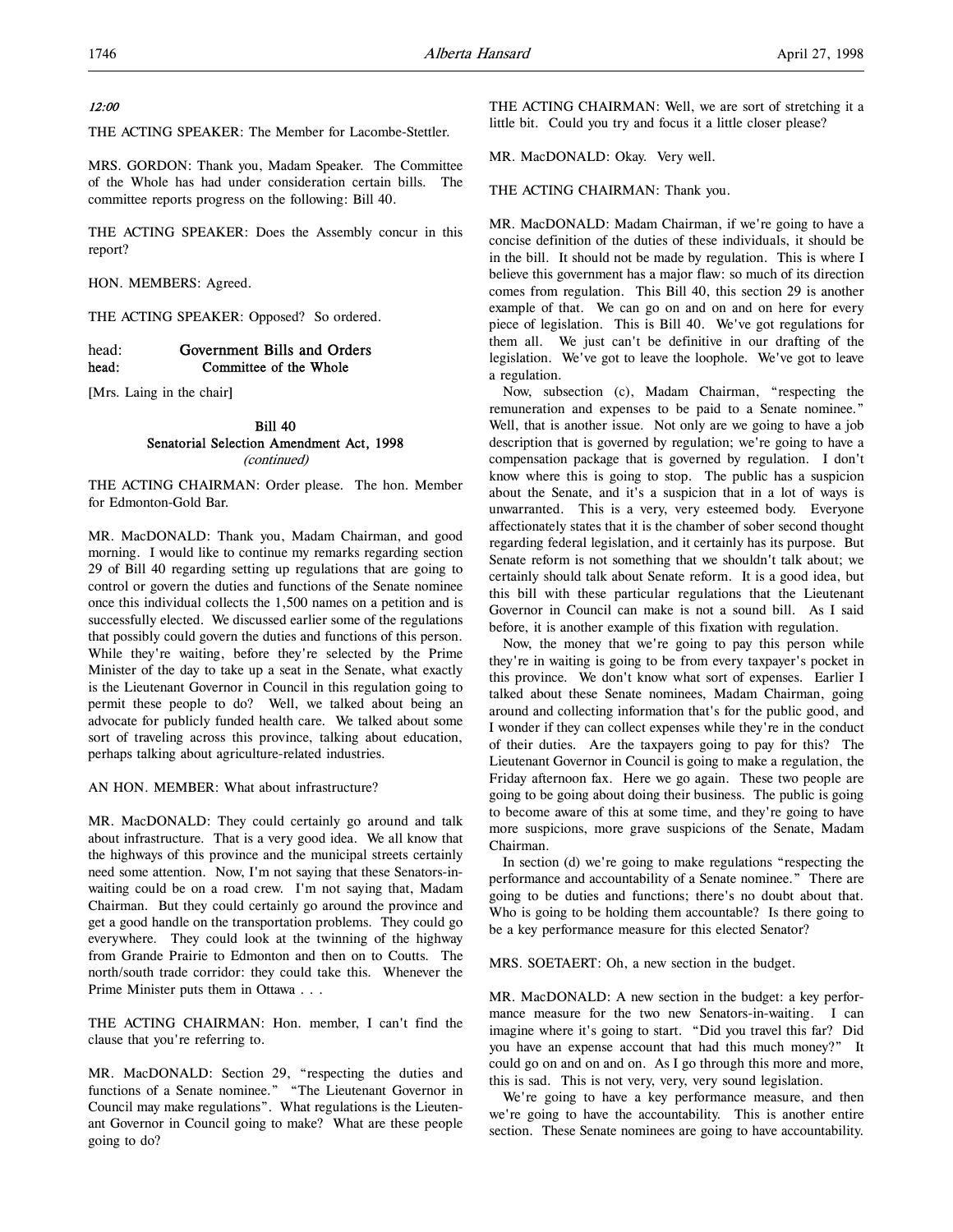*12:00*

THE ACTING SPEAKER: The Member for Lacombe-Stettler.

MRS. GORDON: Thank you, Madam Speaker. The Committee of the Whole has had under consideration certain bills. The committee reports progress on the following: Bill 40.

THE ACTING SPEAKER: Does the Assembly concur in this report?

HON. MEMBERS: Agreed.

THE ACTING SPEAKER: Opposed? So ordered.

head: **Government Bills and Orders**
head: **Committee of the Whole**

[Mrs. Laing in the chair]

### Bill 40
### Senatorial Selection Amendment Act, 1998
*(continued)*

THE ACTING CHAIRMAN: Order please. The hon. Member for Edmonton-Gold Bar.

MR. MacDONALD: Thank you, Madam Chairman, and good morning. I would like to continue my remarks regarding section 29 of Bill 40 regarding setting up regulations that are going to control or govern the duties and functions of the Senate nominee once this individual collects the 1,500 names on a petition and is successfully elected. We discussed earlier some of the regulations that possibly could govern the duties and functions of this person. While they're waiting, before they're selected by the Prime Minister of the day to take up a seat in the Senate, what exactly is the Lieutenant Governor in Council in this regulation going to permit these people to do? Well, we talked about being an advocate for publicly funded health care. We talked about some sort of traveling across this province, talking about education, perhaps talking about agriculture-related industries.

AN HON. MEMBER: What about infrastructure?

MR. MacDONALD: They could certainly go around and talk about infrastructure. That is a very good idea. We all know that the highways of this province and the municipal streets certainly need some attention. Now, I'm not saying that these Senators-in-waiting could be on a road crew. I'm not saying that, Madam Chairman. But they could certainly go around the province and get a good handle on the transportation problems. They could go everywhere. They could look at the twinning of the highway from Grande Prairie to Edmonton and then on to Coutts. The north/south trade corridor: they could take this. Whenever the Prime Minister puts them in Ottawa . . .

THE ACTING CHAIRMAN: Hon. member, I can't find the clause that you're referring to.

MR. MacDONALD: Section 29, "respecting the duties and functions of a Senate nominee." "The Lieutenant Governor in Council may make regulations". What regulations is the Lieutenant Governor in Council going to make? What are these people going to do?

THE ACTING CHAIRMAN: Well, we are sort of stretching it a little bit. Could you try and focus it a little closer please?

MR. MacDONALD: Okay. Very well.

THE ACTING CHAIRMAN: Thank you.

MR. MacDONALD: Madam Chairman, if we're going to have a concise definition of the duties of these individuals, it should be in the bill. It should not be made by regulation. This is where I believe this government has a major flaw: so much of its direction comes from regulation. This Bill 40, this section 29 is another example of that. We can go on and on and on here for every piece of legislation. This is Bill 40. We've got regulations for them all. We just can't be definitive in our drafting of the legislation. We've got to leave the loophole. We've got to leave a regulation.

Now, subsection (c), Madam Chairman, "respecting the remuneration and expenses to be paid to a Senate nominee." Well, that is another issue. Not only are we going to have a job description that is governed by regulation; we're going to have a compensation package that is governed by regulation. I don't know where this is going to stop. The public has a suspicion about the Senate, and it's a suspicion that in a lot of ways is unwarranted. This is a very, very esteemed body. Everyone affectionately states that it is the chamber of sober second thought regarding federal legislation, and it certainly has its purpose. But Senate reform is not something that we shouldn't talk about; we certainly should talk about Senate reform. It is a good idea, but this bill with these particular regulations that the Lieutenant Governor in Council can make is not a sound bill. As I said before, it is another example of this fixation with regulation.

Now, the money that we're going to pay this person while they're in waiting is going to be from every taxpayer's pocket in this province. We don't know what sort of expenses. Earlier I talked about these Senate nominees, Madam Chairman, going around and collecting information that's for the public good, and I wonder if they can collect expenses while they're in the conduct of their duties. Are the taxpayers going to pay for this? The Lieutenant Governor in Council is going to make a regulation, the Friday afternoon fax. Here we go again. These two people are going to be going about doing their business. The public is going to become aware of this at some time, and they're going to have more suspicions, more grave suspicions of the Senate, Madam Chairman.

In section (d) we're going to make regulations "respecting the performance and accountability of a Senate nominee." There are going to be duties and functions; there's no doubt about that. Who is going to be holding them accountable? Is there going to be a key performance measure for this elected Senator?

MRS. SOETAERT: Oh, a new section in the budget.

MR. MacDONALD: A new section in the budget: a key performance measure for the two new Senators-in-waiting. I can imagine where it's going to start. "Did you travel this far? Did you have an expense account that had this much money?" It could go on and on and on. As I go through this more and more, this is sad. This is not very, very, very sound legislation.

We're going to have a key performance measure, and then we're going to have the accountability. This is another entire section. These Senate nominees are going to have accountability.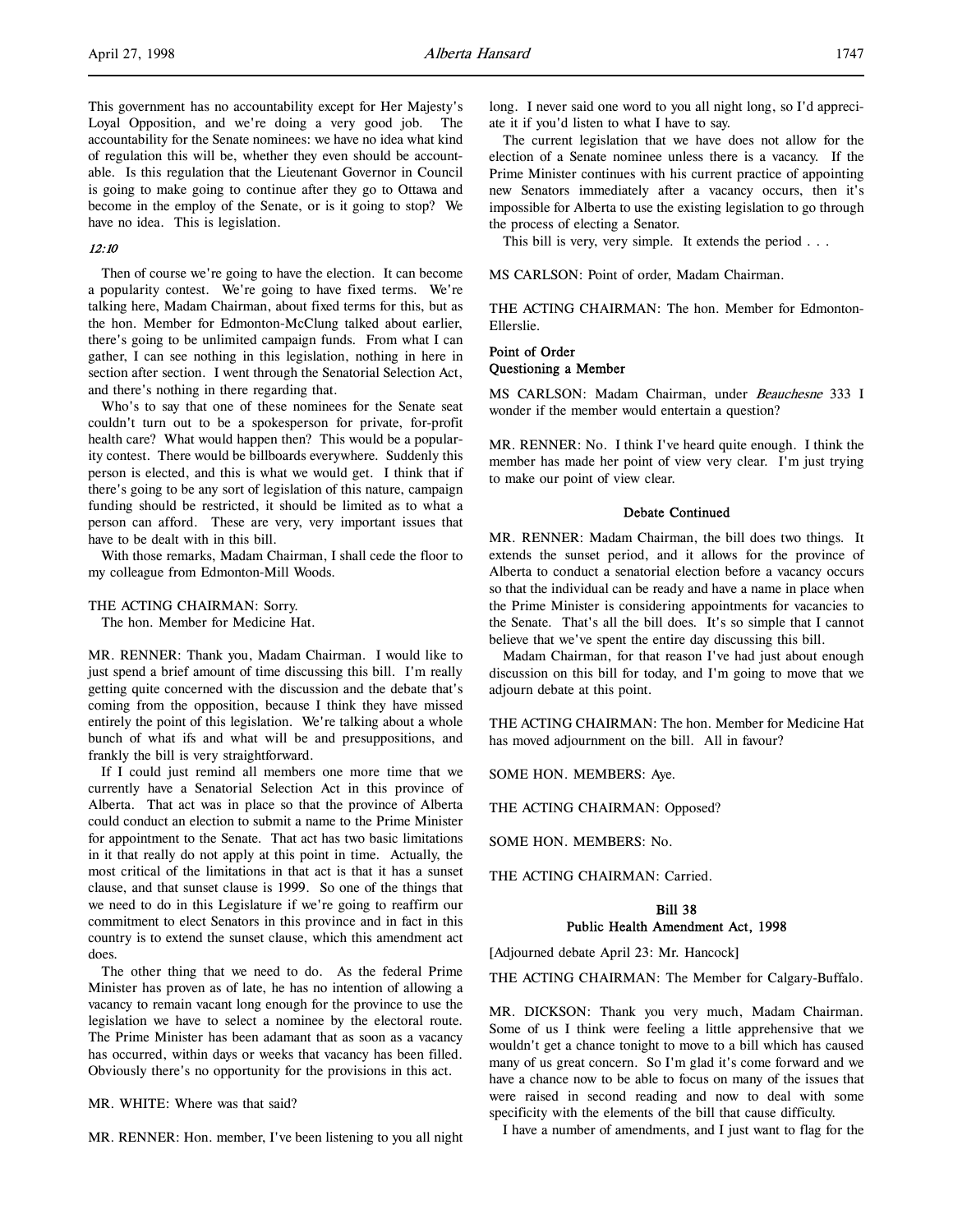This government has no accountability except for Her Majesty's Loyal Opposition, and we're doing a very good job. The accountability for the Senate nominees: we have no idea what kind of regulation this will be, whether they even should be accountable. Is this regulation that the Lieutenant Governor in Council is going to make going to continue after they go to Ottawa and become in the employ of the Senate, or is it going to stop? We have no idea. This is legislation.

*12:10*

Then of course we're going to have the election. It can become a popularity contest. We're going to have fixed terms. We're talking here, Madam Chairman, about fixed terms for this, but as the hon. Member for Edmonton-McClung talked about earlier, there's going to be unlimited campaign funds. From what I can gather, I can see nothing in this legislation, nothing in here in section after section. I went through the Senatorial Selection Act, and there's nothing in there regarding that.

Who's to say that one of these nominees for the Senate seat couldn't turn out to be a spokesperson for private, for-profit health care? What would happen then? This would be a popularity contest. There would be billboards everywhere. Suddenly this person is elected, and this is what we would get. I think that if there's going to be any sort of legislation of this nature, campaign funding should be restricted, it should be limited as to what a person can afford. These are very, very important issues that have to be dealt with in this bill.

With those remarks, Madam Chairman, I shall cede the floor to my colleague from Edmonton-Mill Woods.

THE ACTING CHAIRMAN: Sorry.
The hon. Member for Medicine Hat.

MR. RENNER: Thank you, Madam Chairman. I would like to just spend a brief amount of time discussing this bill. I'm really getting quite concerned with the discussion and the debate that's coming from the opposition, because I think they have missed entirely the point of this legislation. We're talking about a whole bunch of what ifs and what will be and presuppositions, and frankly the bill is very straightforward.

If I could just remind all members one more time that we currently have a Senatorial Selection Act in this province of Alberta. That act was in place so that the province of Alberta could conduct an election to submit a name to the Prime Minister for appointment to the Senate. That act has two basic limitations in it that really do not apply at this point in time. Actually, the most critical of the limitations in that act is that it has a sunset clause, and that sunset clause is 1999. So one of the things that we need to do in this Legislature if we're going to reaffirm our commitment to elect Senators in this province and in fact in this country is to extend the sunset clause, which this amendment act does.

The other thing that we need to do. As the federal Prime Minister has proven as of late, he has no intention of allowing a vacancy to remain vacant long enough for the province to use the legislation we have to select a nominee by the electoral route. The Prime Minister has been adamant that as soon as a vacancy has occurred, within days or weeks that vacancy has been filled. Obviously there's no opportunity for the provisions in this act.

MR. WHITE: Where was that said?

MR. RENNER: Hon. member, I've been listening to you all night long. I never said one word to you all night long, so I'd appreciate it if you'd listen to what I have to say.

The current legislation that we have does not allow for the election of a Senate nominee unless there is a vacancy. If the Prime Minister continues with his current practice of appointing new Senators immediately after a vacancy occurs, then it's impossible for Alberta to use the existing legislation to go through the process of electing a Senator.

This bill is very, very simple. It extends the period . . .

MS CARLSON: Point of order, Madam Chairman.

THE ACTING CHAIRMAN: The hon. Member for Edmonton-Ellerslie.

### Point of Order
### Questioning a Member

MS CARLSON: Madam Chairman, under *Beauchesne* 333 I wonder if the member would entertain a question?

MR. RENNER: No. I think I've heard quite enough. I think the member has made her point of view very clear. I'm just trying to make our point of view clear.

### Debate Continued

MR. RENNER: Madam Chairman, the bill does two things. It extends the sunset period, and it allows for the province of Alberta to conduct a senatorial election before a vacancy occurs so that the individual can be ready and have a name in place when the Prime Minister is considering appointments for vacancies to the Senate. That's all the bill does. It's so simple that I cannot believe that we've spent the entire day discussing this bill.

Madam Chairman, for that reason I've had just about enough discussion on this bill for today, and I'm going to move that we adjourn debate at this point.

THE ACTING CHAIRMAN: The hon. Member for Medicine Hat has moved adjournment on the bill. All in favour?

SOME HON. MEMBERS: Aye.

THE ACTING CHAIRMAN: Opposed?

SOME HON. MEMBERS: No.

THE ACTING CHAIRMAN: Carried.

## Bill 38
## Public Health Amendment Act, 1998

[Adjourned debate April 23: Mr. Hancock]

THE ACTING CHAIRMAN: The Member for Calgary-Buffalo.

MR. DICKSON: Thank you very much, Madam Chairman. Some of us I think were feeling a little apprehensive that we wouldn't get a chance tonight to move to a bill which has caused many of us great concern. So I'm glad it's come forward and we have a chance now to be able to focus on many of the issues that were raised in second reading and now to deal with some specificity with the elements of the bill that cause difficulty.

I have a number of amendments, and I just want to flag for the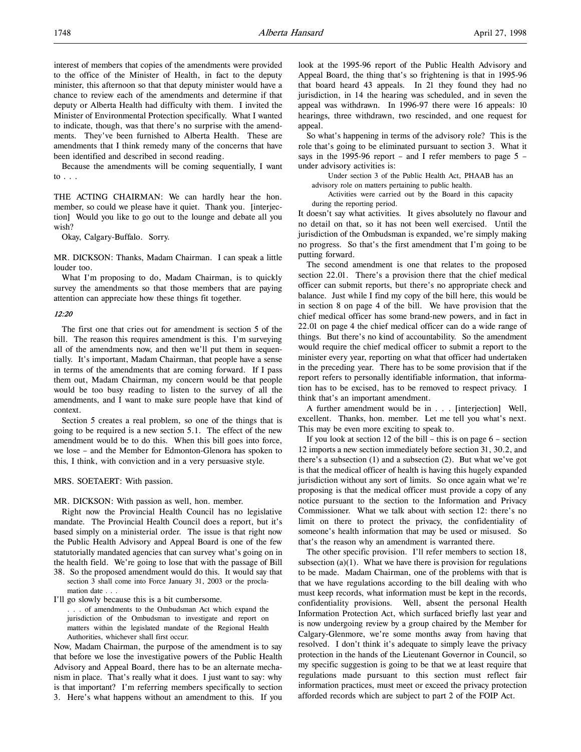interest of members that copies of the amendments were provided to the office of the Minister of Health, in fact to the deputy minister, this afternoon so that that deputy minister would have a chance to review each of the amendments and determine if that deputy or Alberta Health had difficulty with them. I invited the Minister of Environmental Protection specifically. What I wanted to indicate, though, was that there's no surprise with the amendments. They've been furnished to Alberta Health. These are amendments that I think remedy many of the concerns that have been identified and described in second reading.

Because the amendments will be coming sequentially, I want to . . .

THE ACTING CHAIRMAN: We can hardly hear the hon. member, so could we please have it quiet. Thank you. [interjection] Would you like to go out to the lounge and debate all you wish?

Okay, Calgary-Buffalo. Sorry.

MR. DICKSON: Thanks, Madam Chairman. I can speak a little louder too.

What I'm proposing to do, Madam Chairman, is to quickly survey the amendments so that those members that are paying attention can appreciate how these things fit together.

*12:20*

The first one that cries out for amendment is section 5 of the bill. The reason this requires amendment is this. I'm surveying all of the amendments now, and then we'll put them in sequentially. It's important, Madam Chairman, that people have a sense in terms of the amendments that are coming forward. If I pass them out, Madam Chairman, my concern would be that people would be too busy reading to listen to the survey of all the amendments, and I want to make sure people have that kind of context.

Section 5 creates a real problem, so one of the things that is going to be required is a new section 5.1. The effect of the new amendment would be to do this. When this bill goes into force, we lose – and the Member for Edmonton-Glenora has spoken to this, I think, with conviction and in a very persuasive style.

MRS. SOETAERT: With passion.

MR. DICKSON: With passion as well, hon. member.

Right now the Provincial Health Council has no legislative mandate. The Provincial Health Council does a report, but it's based simply on a ministerial order. The issue is that right now the Public Health Advisory and Appeal Board is one of the few statutorily mandated agencies that can survey what's going on in the health field. We're going to lose that with the passage of Bill 38. So the proposed amendment would do this. It would say that

> section 3 shall come into Force January 31, 2003 or the proclamation date . . .

I'll go slowly because this is a bit cumbersome.

> . . . of amendments to the Ombudsman Act which expand the jurisdiction of the Ombudsman to investigate and report on matters within the legislated mandate of the Regional Health Authorities, whichever shall first occur.

Now, Madam Chairman, the purpose of the amendment is to say that before we lose the investigative powers of the Public Health Advisory and Appeal Board, there has to be an alternate mechanism in place. That's really what it does. I just want to say: why is that important? I'm referring members specifically to section 3. Here's what happens without an amendment to this. If you look at the 1995-96 report of the Public Health Advisory and Appeal Board, the thing that's so frightening is that in 1995-96 that board heard 43 appeals. In 21 they found they had no jurisdiction, in 14 the hearing was scheduled, and in seven the appeal was withdrawn. In 1996-97 there were 16 appeals: 10 hearings, three withdrawn, two rescinded, and one request for appeal.

So what's happening in terms of the advisory role? This is the role that's going to be eliminated pursuant to section 3. What it says in the 1995-96 report – and I refer members to page 5 – under advisory activities is:

> Under section 3 of the Public Health Act, PHAAB has an advisory role on matters pertaining to public health.
>
> Activities were carried out by the Board in this capacity during the reporting period.

It doesn't say what activities. It gives absolutely no flavour and no detail on that, so it has not been well exercised. Until the jurisdiction of the Ombudsman is expanded, we're simply making no progress. So that's the first amendment that I'm going to be putting forward.

The second amendment is one that relates to the proposed section 22.01. There's a provision there that the chief medical officer can submit reports, but there's no appropriate check and balance. Just while I find my copy of the bill here, this would be in section 8 on page 4 of the bill. We have provision that the chief medical officer has some brand-new powers, and in fact in 22.01 on page 4 the chief medical officer can do a wide range of things. But there's no kind of accountability. So the amendment would require the chief medical officer to submit a report to the minister every year, reporting on what that officer had undertaken in the preceding year. There has to be some provision that if the report refers to personally identifiable information, that information has to be excised, has to be removed to respect privacy. I think that's an important amendment.

A further amendment would be in . . . [interjection] Well, excellent. Thanks, hon. member. Let me tell you what's next. This may be even more exciting to speak to.

If you look at section 12 of the bill – this is on page 6 – section 12 imports a new section immediately before section 31, 30.2, and there's a subsection (1) and a subsection (2). But what we've got is that the medical officer of health is having this hugely expanded jurisdiction without any sort of limits. So once again what we're proposing is that the medical officer must provide a copy of any notice pursuant to the section to the Information and Privacy Commissioner. What we talk about with section 12: there's no limit on there to protect the privacy, the confidentiality of someone's health information that may be used or misused. So that's the reason why an amendment is warranted there.

The other specific provision. I'll refer members to section 18, subsection (a)(1). What we have there is provision for regulations to be made. Madam Chairman, one of the problems with that is that we have regulations according to the bill dealing with who must keep records, what information must be kept in the records, confidentiality provisions. Well, absent the personal Health Information Protection Act, which surfaced briefly last year and is now undergoing review by a group chaired by the Member for Calgary-Glenmore, we're some months away from having that resolved. I don't think it's adequate to simply leave the privacy protection in the hands of the Lieutenant Governor in Council, so my specific suggestion is going to be that we at least require that regulations made pursuant to this section must reflect fair information practices, must meet or exceed the privacy protection afforded records which are subject to part 2 of the FOIP Act.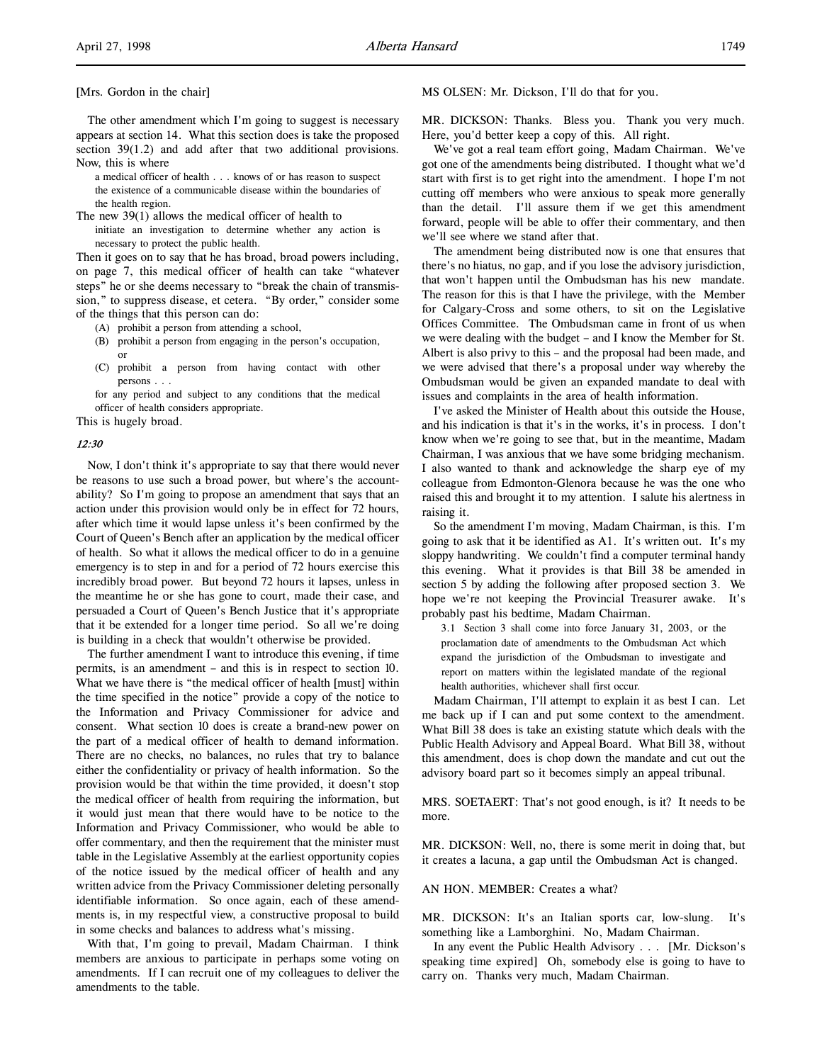[Mrs. Gordon in the chair]

The other amendment which I'm going to suggest is necessary appears at section 14. What this section does is take the proposed section 39(1.2) and add after that two additional provisions. Now, this is where

> a medical officer of health . . . knows of or has reason to suspect the existence of a communicable disease within the boundaries of the health region.

The new 39(1) allows the medical officer of health to

> initiate an investigation to determine whether any action is necessary to protect the public health.

Then it goes on to say that he has broad, broad powers including, on page 7, this medical officer of health can take "whatever steps" he or she deems necessary to "break the chain of transmission," to suppress disease, et cetera. "By order," consider some of the things that this person can do:

> (A) prohibit a person from attending a school,
>
> (B) prohibit a person from engaging in the person's occupation, or
>
> (C) prohibit a person from having contact with other persons . . .
>
> for any period and subject to any conditions that the medical officer of health considers appropriate.

This is hugely broad.

*12:30*

Now, I don't think it's appropriate to say that there would never be reasons to use such a broad power, but where's the accountability? So I'm going to propose an amendment that says that an action under this provision would only be in effect for 72 hours, after which time it would lapse unless it's been confirmed by the Court of Queen's Bench after an application by the medical officer of health. So what it allows the medical officer to do in a genuine emergency is to step in and for a period of 72 hours exercise this incredibly broad power. But beyond 72 hours it lapses, unless in the meantime he or she has gone to court, made their case, and persuaded a Court of Queen's Bench Justice that it's appropriate that it be extended for a longer time period. So all we're doing is building in a check that wouldn't otherwise be provided.

The further amendment I want to introduce this evening, if time permits, is an amendment – and this is in respect to section 10. What we have there is "the medical officer of health [must] within the time specified in the notice" provide a copy of the notice to the Information and Privacy Commissioner for advice and consent. What section 10 does is create a brand-new power on the part of a medical officer of health to demand information. There are no checks, no balances, no rules that try to balance either the confidentiality or privacy of health information. So the provision would be that within the time provided, it doesn't stop the medical officer of health from requiring the information, but it would just mean that there would have to be notice to the Information and Privacy Commissioner, who would be able to offer commentary, and then the requirement that the minister must table in the Legislative Assembly at the earliest opportunity copies of the notice issued by the medical officer of health and any written advice from the Privacy Commissioner deleting personally identifiable information. So once again, each of these amendments is, in my respectful view, a constructive proposal to build in some checks and balances to address what's missing.

With that, I'm going to prevail, Madam Chairman. I think members are anxious to participate in perhaps some voting on amendments. If I can recruit one of my colleagues to deliver the amendments to the table.

MS OLSEN: Mr. Dickson, I'll do that for you.

MR. DICKSON: Thanks. Bless you. Thank you very much. Here, you'd better keep a copy of this. All right.

We've got a real team effort going, Madam Chairman. We've got one of the amendments being distributed. I thought what we'd start with first is to get right into the amendment. I hope I'm not cutting off members who were anxious to speak more generally than the detail. I'll assure them if we get this amendment forward, people will be able to offer their commentary, and then we'll see where we stand after that.

The amendment being distributed now is one that ensures that there's no hiatus, no gap, and if you lose the advisory jurisdiction, that won't happen until the Ombudsman has his new mandate. The reason for this is that I have the privilege, with the Member for Calgary-Cross and some others, to sit on the Legislative Offices Committee. The Ombudsman came in front of us when we were dealing with the budget – and I know the Member for St. Albert is also privy to this – and the proposal had been made, and we were advised that there's a proposal under way whereby the Ombudsman would be given an expanded mandate to deal with issues and complaints in the area of health information.

I've asked the Minister of Health about this outside the House, and his indication is that it's in the works, it's in process. I don't know when we're going to see that, but in the meantime, Madam Chairman, I was anxious that we have some bridging mechanism. I also wanted to thank and acknowledge the sharp eye of my colleague from Edmonton-Glenora because he was the one who raised this and brought it to my attention. I salute his alertness in raising it.

So the amendment I'm moving, Madam Chairman, is this. I'm going to ask that it be identified as A1. It's written out. It's my sloppy handwriting. We couldn't find a computer terminal handy this evening. What it provides is that Bill 38 be amended in section 5 by adding the following after proposed section 3. We hope we're not keeping the Provincial Treasurer awake. It's probably past his bedtime, Madam Chairman.

> 3.1 Section 3 shall come into force January 31, 2003, or the proclamation date of amendments to the Ombudsman Act which expand the jurisdiction of the Ombudsman to investigate and report on matters within the legislated mandate of the regional health authorities, whichever shall first occur.

Madam Chairman, I'll attempt to explain it as best I can. Let me back up if I can and put some context to the amendment. What Bill 38 does is take an existing statute which deals with the Public Health Advisory and Appeal Board. What Bill 38, without this amendment, does is chop down the mandate and cut out the advisory board part so it becomes simply an appeal tribunal.

MRS. SOETAERT: That's not good enough, is it? It needs to be more.

MR. DICKSON: Well, no, there is some merit in doing that, but it creates a lacuna, a gap until the Ombudsman Act is changed.

AN HON. MEMBER: Creates a what?

MR. DICKSON: It's an Italian sports car, low-slung. It's something like a Lamborghini. No, Madam Chairman.

In any event the Public Health Advisory . . . [Mr. Dickson's speaking time expired] Oh, somebody else is going to have to carry on. Thanks very much, Madam Chairman.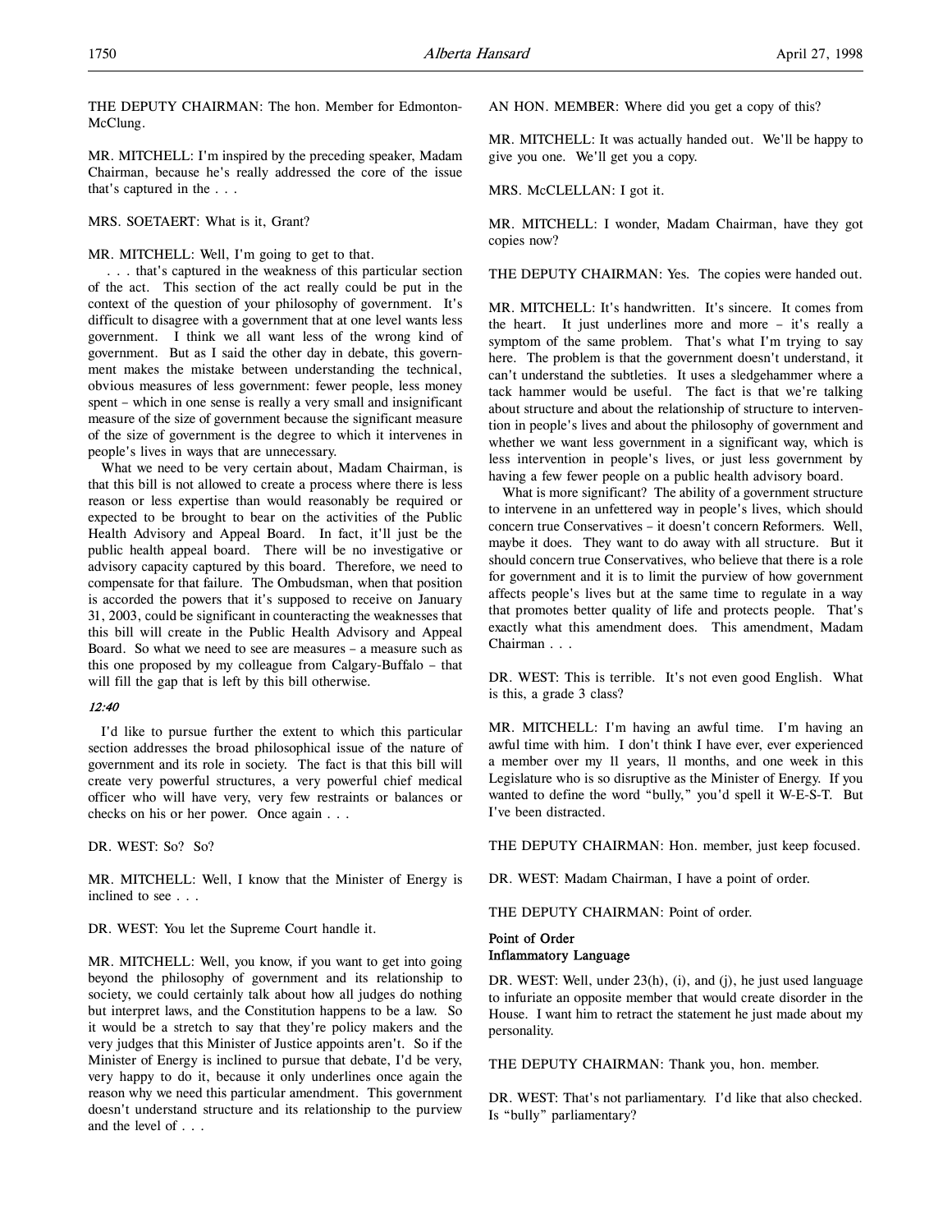THE DEPUTY CHAIRMAN: The hon. Member for Edmonton-McClung.

MR. MITCHELL: I'm inspired by the preceding speaker, Madam Chairman, because he's really addressed the core of the issue that's captured in the . . .

MRS. SOETAERT: What is it, Grant?

MR. MITCHELL: Well, I'm going to get to that.

. . . that's captured in the weakness of this particular section of the act. This section of the act really could be put in the context of the question of your philosophy of government. It's difficult to disagree with a government that at one level wants less government. I think we all want less of the wrong kind of government. But as I said the other day in debate, this government makes the mistake between understanding the technical, obvious measures of less government: fewer people, less money spent – which in one sense is really a very small and insignificant measure of the size of government because the significant measure of the size of government is the degree to which it intervenes in people's lives in ways that are unnecessary.

What we need to be very certain about, Madam Chairman, is that this bill is not allowed to create a process where there is less reason or less expertise than would reasonably be required or expected to be brought to bear on the activities of the Public Health Advisory and Appeal Board. In fact, it'll just be the public health appeal board. There will be no investigative or advisory capacity captured by this board. Therefore, we need to compensate for that failure. The Ombudsman, when that position is accorded the powers that it's supposed to receive on January 31, 2003, could be significant in counteracting the weaknesses that this bill will create in the Public Health Advisory and Appeal Board. So what we need to see are measures – a measure such as this one proposed by my colleague from Calgary-Buffalo – that will fill the gap that is left by this bill otherwise.

*12:40*

I'd like to pursue further the extent to which this particular section addresses the broad philosophical issue of the nature of government and its role in society. The fact is that this bill will create very powerful structures, a very powerful chief medical officer who will have very, very few restraints or balances or checks on his or her power. Once again . . .

DR. WEST: So? So?

MR. MITCHELL: Well, I know that the Minister of Energy is inclined to see . . .

DR. WEST: You let the Supreme Court handle it.

MR. MITCHELL: Well, you know, if you want to get into going beyond the philosophy of government and its relationship to society, we could certainly talk about how all judges do nothing but interpret laws, and the Constitution happens to be a law. So it would be a stretch to say that they're policy makers and the very judges that this Minister of Justice appoints aren't. So if the Minister of Energy is inclined to pursue that debate, I'd be very, very happy to do it, because it only underlines once again the reason why we need this particular amendment. This government doesn't understand structure and its relationship to the purview and the level of . . .

AN HON. MEMBER: Where did you get a copy of this?

MR. MITCHELL: It was actually handed out. We'll be happy to give you one. We'll get you a copy.

MRS. McCLELLAN: I got it.

MR. MITCHELL: I wonder, Madam Chairman, have they got copies now?

THE DEPUTY CHAIRMAN: Yes. The copies were handed out.

MR. MITCHELL: It's handwritten. It's sincere. It comes from the heart. It just underlines more and more – it's really a symptom of the same problem. That's what I'm trying to say here. The problem is that the government doesn't understand, it can't understand the subtleties. It uses a sledgehammer where a tack hammer would be useful. The fact is that we're talking about structure and about the relationship of structure to intervention in people's lives and about the philosophy of government and whether we want less government in a significant way, which is less intervention in people's lives, or just less government by having a few fewer people on a public health advisory board.

What is more significant? The ability of a government structure to intervene in an unfettered way in people's lives, which should concern true Conservatives – it doesn't concern Reformers. Well, maybe it does. They want to do away with all structure. But it should concern true Conservatives, who believe that there is a role for government and it is to limit the purview of how government affects people's lives but at the same time to regulate in a way that promotes better quality of life and protects people. That's exactly what this amendment does. This amendment, Madam Chairman . . .

DR. WEST: This is terrible. It's not even good English. What is this, a grade 3 class?

MR. MITCHELL: I'm having an awful time. I'm having an awful time with him. I don't think I have ever, ever experienced a member over my 11 years, 11 months, and one week in this Legislature who is so disruptive as the Minister of Energy. If you wanted to define the word "bully," you'd spell it W-E-S-T. But I've been distracted.

THE DEPUTY CHAIRMAN: Hon. member, just keep focused.

DR. WEST: Madam Chairman, I have a point of order.

THE DEPUTY CHAIRMAN: Point of order.

**Point of Order**
**Inflammatory Language**

DR. WEST: Well, under 23(h), (i), and (j), he just used language to infuriate an opposite member that would create disorder in the House. I want him to retract the statement he just made about my personality.

THE DEPUTY CHAIRMAN: Thank you, hon. member.

DR. WEST: That's not parliamentary. I'd like that also checked. Is "bully" parliamentary?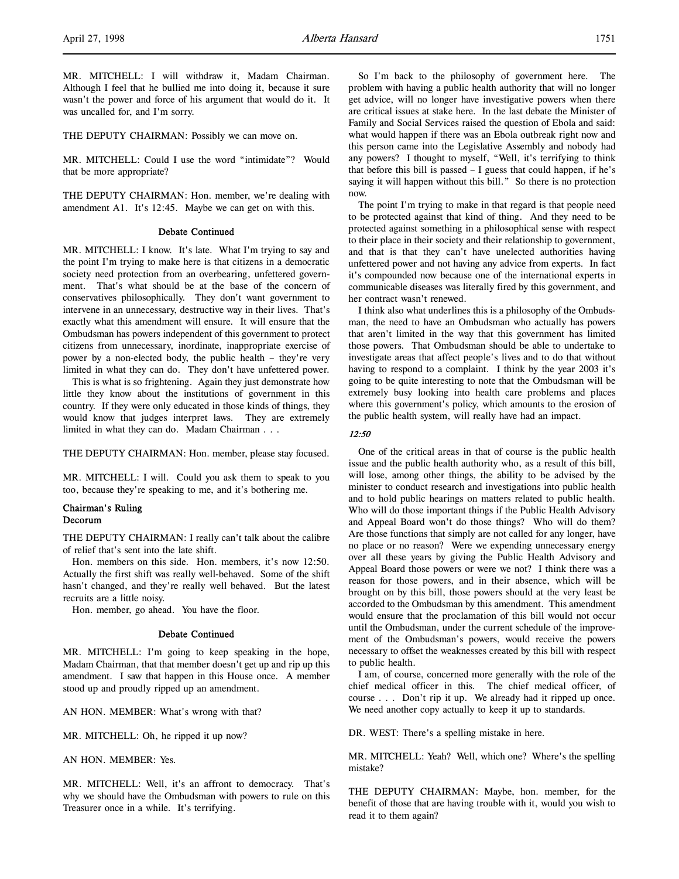MR. MITCHELL: I will withdraw it, Madam Chairman. Although I feel that he bullied me into doing it, because it sure wasn't the power and force of his argument that would do it. It was uncalled for, and I'm sorry.

THE DEPUTY CHAIRMAN: Possibly we can move on.

MR. MITCHELL: Could I use the word "intimidate"? Would that be more appropriate?

THE DEPUTY CHAIRMAN: Hon. member, we're dealing with amendment A1. It's 12:45. Maybe we can get on with this.

### Debate Continued

MR. MITCHELL: I know. It's late. What I'm trying to say and the point I'm trying to make here is that citizens in a democratic society need protection from an overbearing, unfettered government. That's what should be at the base of the concern of conservatives philosophically. They don't want government to intervene in an unnecessary, destructive way in their lives. That's exactly what this amendment will ensure. It will ensure that the Ombudsman has powers independent of this government to protect citizens from unnecessary, inordinate, inappropriate exercise of power by a non-elected body, the public health – they're very limited in what they can do. They don't have unfettered power.

This is what is so frightening. Again they just demonstrate how little they know about the institutions of government in this country. If they were only educated in those kinds of things, they would know that judges interpret laws. They are extremely limited in what they can do. Madam Chairman . . .

THE DEPUTY CHAIRMAN: Hon. member, please stay focused.

MR. MITCHELL: I will. Could you ask them to speak to you too, because they're speaking to me, and it's bothering me.

### Chairman's Ruling
### Decorum

THE DEPUTY CHAIRMAN: I really can't talk about the calibre of relief that's sent into the late shift.

Hon. members on this side. Hon. members, it's now 12:50. Actually the first shift was really well-behaved. Some of the shift hasn't changed, and they're really well behaved. But the latest recruits are a little noisy.

Hon. member, go ahead. You have the floor.

### Debate Continued

MR. MITCHELL: I'm going to keep speaking in the hope, Madam Chairman, that that member doesn't get up and rip up this amendment. I saw that happen in this House once. A member stood up and proudly ripped up an amendment.

AN HON. MEMBER: What's wrong with that?

MR. MITCHELL: Oh, he ripped it up now?

AN HON. MEMBER: Yes.

MR. MITCHELL: Well, it's an affront to democracy. That's why we should have the Ombudsman with powers to rule on this Treasurer once in a while. It's terrifying.

So I'm back to the philosophy of government here. The problem with having a public health authority that will no longer get advice, will no longer have investigative powers when there are critical issues at stake here. In the last debate the Minister of Family and Social Services raised the question of Ebola and said: what would happen if there was an Ebola outbreak right now and this person came into the Legislative Assembly and nobody had any powers? I thought to myself, "Well, it's terrifying to think that before this bill is passed – I guess that could happen, if he's saying it will happen without this bill." So there is no protection now.

The point I'm trying to make in that regard is that people need to be protected against that kind of thing. And they need to be protected against something in a philosophical sense with respect to their place in their society and their relationship to government, and that is that they can't have unelected authorities having unfettered power and not having any advice from experts. In fact it's compounded now because one of the international experts in communicable diseases was literally fired by this government, and her contract wasn't renewed.

I think also what underlines this is a philosophy of the Ombudsman, the need to have an Ombudsman who actually has powers that aren't limited in the way that this government has limited those powers. That Ombudsman should be able to undertake to investigate areas that affect people's lives and to do that without having to respond to a complaint. I think by the year 2003 it's going to be quite interesting to note that the Ombudsman will be extremely busy looking into health care problems and places where this government's policy, which amounts to the erosion of the public health system, will really have had an impact.

*12:50*

One of the critical areas in that of course is the public health issue and the public health authority who, as a result of this bill, will lose, among other things, the ability to be advised by the minister to conduct research and investigations into public health and to hold public hearings on matters related to public health. Who will do those important things if the Public Health Advisory and Appeal Board won't do those things? Who will do them? Are those functions that simply are not called for any longer, have no place or no reason? Were we expending unnecessary energy over all these years by giving the Public Health Advisory and Appeal Board those powers or were we not? I think there was a reason for those powers, and in their absence, which will be brought on by this bill, those powers should at the very least be accorded to the Ombudsman by this amendment. This amendment would ensure that the proclamation of this bill would not occur until the Ombudsman, under the current schedule of the improvement of the Ombudsman's powers, would receive the powers necessary to offset the weaknesses created by this bill with respect to public health.

I am, of course, concerned more generally with the role of the chief medical officer in this. The chief medical officer, of course . . . Don't rip it up. We already had it ripped up once. We need another copy actually to keep it up to standards.

DR. WEST: There's a spelling mistake in here.

MR. MITCHELL: Yeah? Well, which one? Where's the spelling mistake?

THE DEPUTY CHAIRMAN: Maybe, hon. member, for the benefit of those that are having trouble with it, would you wish to read it to them again?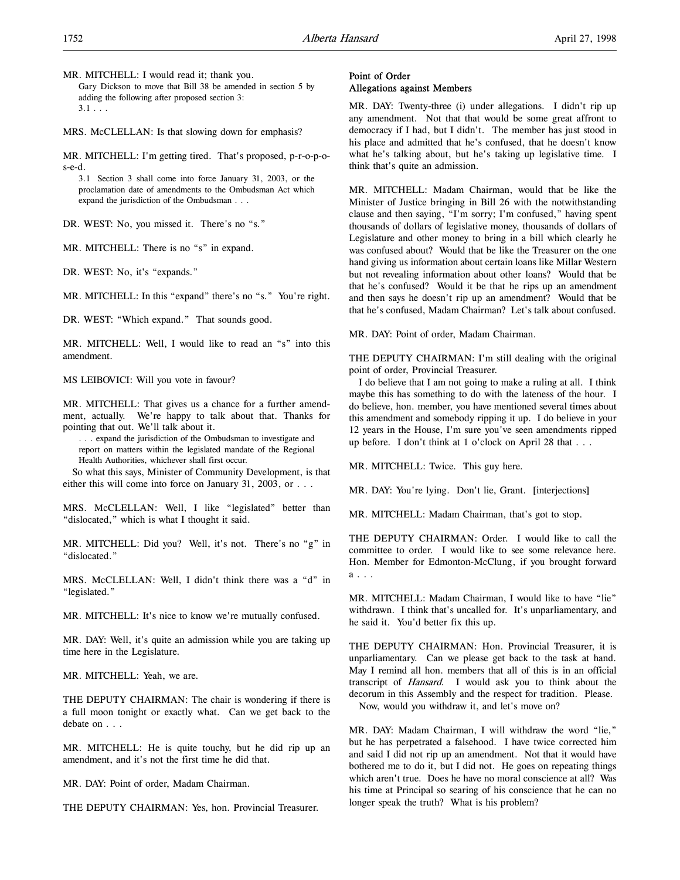MR. MITCHELL: I would read it; thank you.

> Gary Dickson to move that Bill 38 be amended in section 5 by adding the following after proposed section 3:
> 3.1 . . .

MRS. McCLELLAN: Is that slowing down for emphasis?

MR. MITCHELL: I'm getting tired. That's proposed, p-r-o-p-o-s-e-d.

> 3.1 Section 3 shall come into force January 31, 2003, or the proclamation date of amendments to the Ombudsman Act which expand the jurisdiction of the Ombudsman . . .

DR. WEST: No, you missed it. There's no "s."

MR. MITCHELL: There is no "s" in expand.

DR. WEST: No, it's "expands."

MR. MITCHELL: In this "expand" there's no "s." You're right.

DR. WEST: "Which expand." That sounds good.

MR. MITCHELL: Well, I would like to read an "s" into this amendment.

MS LEIBOVICI: Will you vote in favour?

MR. MITCHELL: That gives us a chance for a further amendment, actually. We're happy to talk about that. Thanks for pointing that out. We'll talk about it.

> . . . expand the jurisdiction of the Ombudsman to investigate and report on matters within the legislated mandate of the Regional Health Authorities, whichever shall first occur.

So what this says, Minister of Community Development, is that either this will come into force on January 31, 2003, or . . .

MRS. McCLELLAN: Well, I like "legislated" better than "dislocated," which is what I thought it said.

MR. MITCHELL: Did you? Well, it's not. There's no "g" in "dislocated."

MRS. McCLELLAN: Well, I didn't think there was a "d" in "legislated."

MR. MITCHELL: It's nice to know we're mutually confused.

MR. DAY: Well, it's quite an admission while you are taking up time here in the Legislature.

MR. MITCHELL: Yeah, we are.

THE DEPUTY CHAIRMAN: The chair is wondering if there is a full moon tonight or exactly what. Can we get back to the debate on . . .

MR. MITCHELL: He is quite touchy, but he did rip up an amendment, and it's not the first time he did that.

MR. DAY: Point of order, Madam Chairman.

THE DEPUTY CHAIRMAN: Yes, hon. Provincial Treasurer.

### Point of Order
### Allegations against Members

MR. DAY: Twenty-three (i) under allegations. I didn't rip up any amendment. Not that that would be some great affront to democracy if I had, but I didn't. The member has just stood in his place and admitted that he's confused, that he doesn't know what he's talking about, but he's taking up legislative time. I think that's quite an admission.

MR. MITCHELL: Madam Chairman, would that be like the Minister of Justice bringing in Bill 26 with the notwithstanding clause and then saying, "I'm sorry; I'm confused," having spent thousands of dollars of legislative money, thousands of dollars of Legislature and other money to bring in a bill which clearly he was confused about? Would that be like the Treasurer on the one hand giving us information about certain loans like Millar Western but not revealing information about other loans? Would that be that he's confused? Would it be that he rips up an amendment and then says he doesn't rip up an amendment? Would that be that he's confused, Madam Chairman? Let's talk about confused.

MR. DAY: Point of order, Madam Chairman.

THE DEPUTY CHAIRMAN: I'm still dealing with the original point of order, Provincial Treasurer.

I do believe that I am not going to make a ruling at all. I think maybe this has something to do with the lateness of the hour. I do believe, hon. member, you have mentioned several times about this amendment and somebody ripping it up. I do believe in your 12 years in the House, I'm sure you've seen amendments ripped up before. I don't think at 1 o'clock on April 28 that . . .

MR. MITCHELL: Twice. This guy here.

MR. DAY: You're lying. Don't lie, Grant. [interjections]

MR. MITCHELL: Madam Chairman, that's got to stop.

THE DEPUTY CHAIRMAN: Order. I would like to call the committee to order. I would like to see some relevance here. Hon. Member for Edmonton-McClung, if you brought forward a . . .

MR. MITCHELL: Madam Chairman, I would like to have "lie" withdrawn. I think that's uncalled for. It's unparliamentary, and he said it. You'd better fix this up.

THE DEPUTY CHAIRMAN: Hon. Provincial Treasurer, it is unparliamentary. Can we please get back to the task at hand. May I remind all hon. members that all of this is in an official transcript of *Hansard*. I would ask you to think about the decorum in this Assembly and the respect for tradition. Please.

Now, would you withdraw it, and let's move on?

MR. DAY: Madam Chairman, I will withdraw the word "lie," but he has perpetrated a falsehood. I have twice corrected him and said I did not rip up an amendment. Not that it would have bothered me to do it, but I did not. He goes on repeating things which aren't true. Does he have no moral conscience at all? Was his time at Principal so searing of his conscience that he can no longer speak the truth? What is his problem?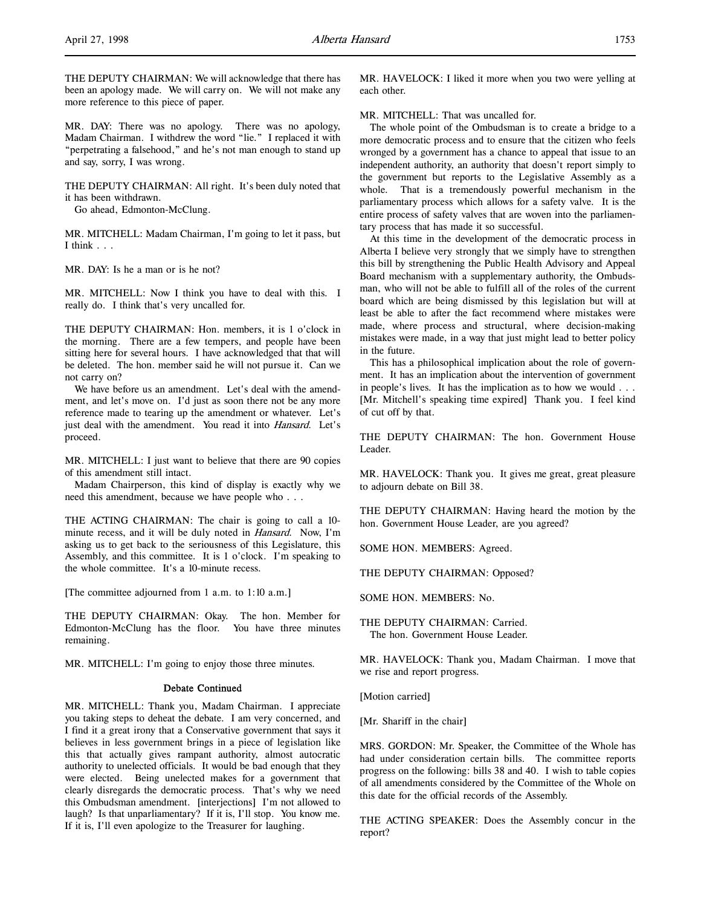THE DEPUTY CHAIRMAN: We will acknowledge that there has been an apology made. We will carry on. We will not make any more reference to this piece of paper.

MR. DAY: There was no apology. There was no apology, Madam Chairman. I withdrew the word "lie." I replaced it with "perpetrating a falsehood," and he's not man enough to stand up and say, sorry, I was wrong.

THE DEPUTY CHAIRMAN: All right. It's been duly noted that it has been withdrawn.

Go ahead, Edmonton-McClung.

MR. MITCHELL: Madam Chairman, I'm going to let it pass, but I think . . .

MR. DAY: Is he a man or is he not?

MR. MITCHELL: Now I think you have to deal with this. I really do. I think that's very uncalled for.

THE DEPUTY CHAIRMAN: Hon. members, it is 1 o'clock in the morning. There are a few tempers, and people have been sitting here for several hours. I have acknowledged that that will be deleted. The hon. member said he will not pursue it. Can we not carry on?

We have before us an amendment. Let's deal with the amendment, and let's move on. I'd just as soon there not be any more reference made to tearing up the amendment or whatever. Let's just deal with the amendment. You read it into *Hansard*. Let's proceed.

MR. MITCHELL: I just want to believe that there are 90 copies of this amendment still intact.

Madam Chairperson, this kind of display is exactly why we need this amendment, because we have people who . . .

THE ACTING CHAIRMAN: The chair is going to call a 10-minute recess, and it will be duly noted in *Hansard*. Now, I'm asking us to get back to the seriousness of this Legislature, this Assembly, and this committee. It is 1 o'clock. I'm speaking to the whole committee. It's a 10-minute recess.

[The committee adjourned from 1 a.m. to 1:10 a.m.]

THE DEPUTY CHAIRMAN: Okay. The hon. Member for Edmonton-McClung has the floor. You have three minutes remaining.

MR. MITCHELL: I'm going to enjoy those three minutes.

### Debate Continued

MR. MITCHELL: Thank you, Madam Chairman. I appreciate you taking steps to deheat the debate. I am very concerned, and I find it a great irony that a Conservative government that says it believes in less government brings in a piece of legislation like this that actually gives rampant authority, almost autocratic authority to unelected officials. It would be bad enough that they were elected. Being unelected makes for a government that clearly disregards the democratic process. That's why we need this Ombudsman amendment. [interjections] I'm not allowed to laugh? Is that unparliamentary? If it is, I'll stop. You know me. If it is, I'll even apologize to the Treasurer for laughing.

MR. HAVELOCK: I liked it more when you two were yelling at each other.

MR. MITCHELL: That was uncalled for.

The whole point of the Ombudsman is to create a bridge to a more democratic process and to ensure that the citizen who feels wronged by a government has a chance to appeal that issue to an independent authority, an authority that doesn't report simply to the government but reports to the Legislative Assembly as a whole. That is a tremendously powerful mechanism in the parliamentary process which allows for a safety valve. It is the entire process of safety valves that are woven into the parliamentary process that has made it so successful.

At this time in the development of the democratic process in Alberta I believe very strongly that we simply have to strengthen this bill by strengthening the Public Health Advisory and Appeal Board mechanism with a supplementary authority, the Ombudsman, who will not be able to fulfill all of the roles of the current board which are being dismissed by this legislation but will at least be able to after the fact recommend where mistakes were made, where process and structural, where decision-making mistakes were made, in a way that just might lead to better policy in the future.

This has a philosophical implication about the role of government. It has an implication about the intervention of government in people's lives. It has the implication as to how we would . . . [Mr. Mitchell's speaking time expired] Thank you. I feel kind of cut off by that.

THE DEPUTY CHAIRMAN: The hon. Government House Leader.

MR. HAVELOCK: Thank you. It gives me great, great pleasure to adjourn debate on Bill 38.

THE DEPUTY CHAIRMAN: Having heard the motion by the hon. Government House Leader, are you agreed?

SOME HON. MEMBERS: Agreed.

THE DEPUTY CHAIRMAN: Opposed?

SOME HON. MEMBERS: No.

THE DEPUTY CHAIRMAN: Carried.

The hon. Government House Leader.

MR. HAVELOCK: Thank you, Madam Chairman. I move that we rise and report progress.

[Motion carried]

[Mr. Shariff in the chair]

MRS. GORDON: Mr. Speaker, the Committee of the Whole has had under consideration certain bills. The committee reports progress on the following: bills 38 and 40. I wish to table copies of all amendments considered by the Committee of the Whole on this date for the official records of the Assembly.

THE ACTING SPEAKER: Does the Assembly concur in the report?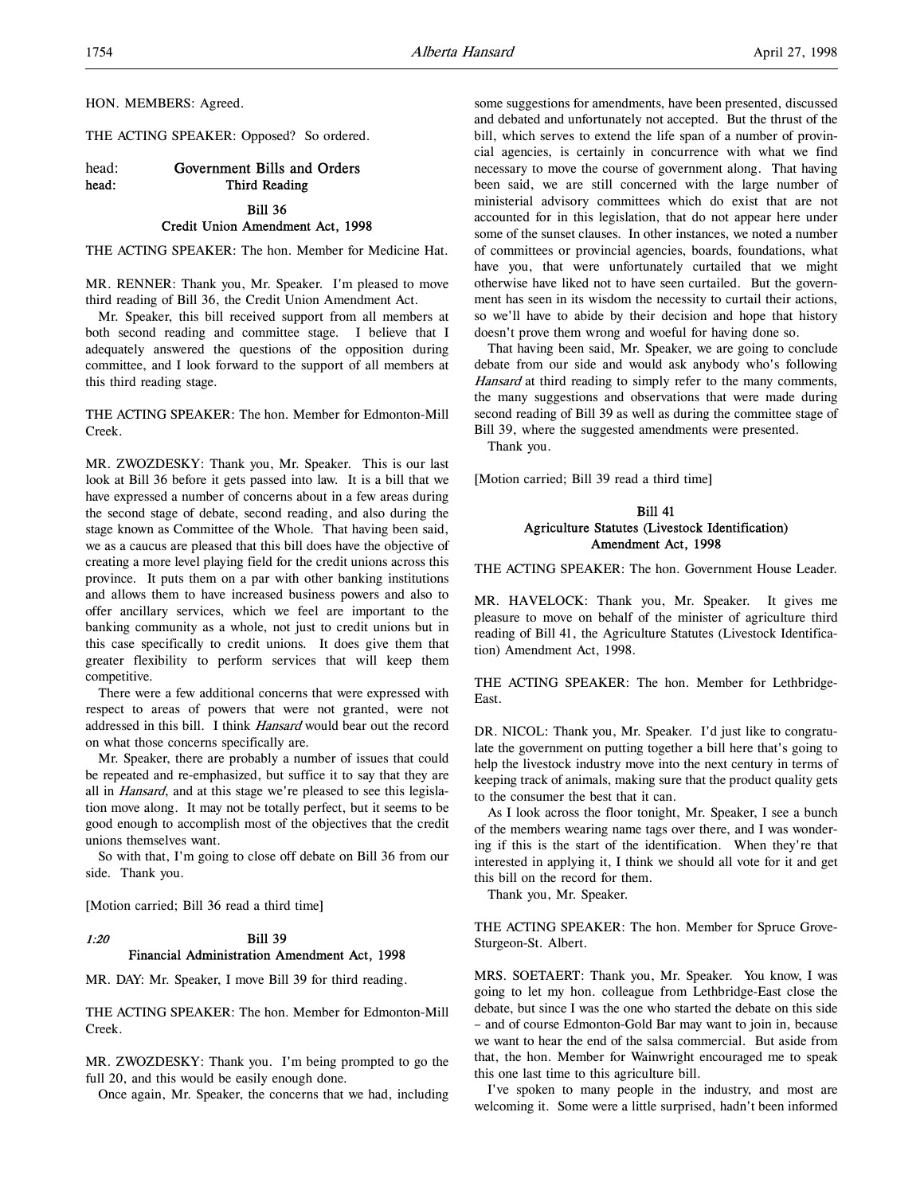HON. MEMBERS: Agreed.

THE ACTING SPEAKER: Opposed? So ordered.

head: **Government Bills and Orders**
head: **Third Reading**

### Bill 36
### Credit Union Amendment Act, 1998

THE ACTING SPEAKER: The hon. Member for Medicine Hat.

MR. RENNER: Thank you, Mr. Speaker. I'm pleased to move third reading of Bill 36, the Credit Union Amendment Act.

Mr. Speaker, this bill received support from all members at both second reading and committee stage. I believe that I adequately answered the questions of the opposition during committee, and I look forward to the support of all members at this third reading stage.

THE ACTING SPEAKER: The hon. Member for Edmonton-Mill Creek.

MR. ZWOZDESKY: Thank you, Mr. Speaker. This is our last look at Bill 36 before it gets passed into law. It is a bill that we have expressed a number of concerns about in a few areas during the second stage of debate, second reading, and also during the stage known as Committee of the Whole. That having been said, we as a caucus are pleased that this bill does have the objective of creating a more level playing field for the credit unions across this province. It puts them on a par with other banking institutions and allows them to have increased business powers and also to offer ancillary services, which we feel are important to the banking community as a whole, not just to credit unions but in this case specifically to credit unions. It does give them that greater flexibility to perform services that will keep them competitive.

There were a few additional concerns that were expressed with respect to areas of powers that were not granted, were not addressed in this bill. I think *Hansard* would bear out the record on what those concerns specifically are.

Mr. Speaker, there are probably a number of issues that could be repeated and re-emphasized, but suffice it to say that they are all in *Hansard*, and at this stage we're pleased to see this legislation move along. It may not be totally perfect, but it seems to be good enough to accomplish most of the objectives that the credit unions themselves want.

So with that, I'm going to close off debate on Bill 36 from our side. Thank you.

[Motion carried; Bill 36 read a third time]

*1:20*

### Bill 39
### Financial Administration Amendment Act, 1998

MR. DAY: Mr. Speaker, I move Bill 39 for third reading.

THE ACTING SPEAKER: The hon. Member for Edmonton-Mill Creek.

MR. ZWOZDESKY: Thank you. I'm being prompted to go the full 20, and this would be easily enough done.

Once again, Mr. Speaker, the concerns that we had, including some suggestions for amendments, have been presented, discussed and debated and unfortunately not accepted. But the thrust of the bill, which serves to extend the life span of a number of provincial agencies, is certainly in concurrence with what we find necessary to move the course of government along. That having been said, we are still concerned with the large number of ministerial advisory committees which do exist that are not accounted for in this legislation, that do not appear here under some of the sunset clauses. In other instances, we noted a number of committees or provincial agencies, boards, foundations, what have you, that were unfortunately curtailed that we might otherwise have liked not to have seen curtailed. But the government has seen in its wisdom the necessity to curtail their actions, so we'll have to abide by their decision and hope that history doesn't prove them wrong and woeful for having done so.

That having been said, Mr. Speaker, we are going to conclude debate from our side and would ask anybody who's following *Hansard* at third reading to simply refer to the many comments, the many suggestions and observations that were made during second reading of Bill 39 as well as during the committee stage of Bill 39, where the suggested amendments were presented.

Thank you.

[Motion carried; Bill 39 read a third time]

### Bill 41
### Agriculture Statutes (Livestock Identification) Amendment Act, 1998

THE ACTING SPEAKER: The hon. Government House Leader.

MR. HAVELOCK: Thank you, Mr. Speaker. It gives me pleasure to move on behalf of the minister of agriculture third reading of Bill 41, the Agriculture Statutes (Livestock Identification) Amendment Act, 1998.

THE ACTING SPEAKER: The hon. Member for Lethbridge-East.

DR. NICOL: Thank you, Mr. Speaker. I'd just like to congratulate the government on putting together a bill here that's going to help the livestock industry move into the next century in terms of keeping track of animals, making sure that the product quality gets to the consumer the best that it can.

As I look across the floor tonight, Mr. Speaker, I see a bunch of the members wearing name tags over there, and I was wondering if this is the start of the identification. When they're that interested in applying it, I think we should all vote for it and get this bill on the record for them.

Thank you, Mr. Speaker.

THE ACTING SPEAKER: The hon. Member for Spruce Grove-Sturgeon-St. Albert.

MRS. SOETAERT: Thank you, Mr. Speaker. You know, I was going to let my hon. colleague from Lethbridge-East close the debate, but since I was the one who started the debate on this side – and of course Edmonton-Gold Bar may want to join in, because we want to hear the end of the salsa commercial. But aside from that, the hon. Member for Wainwright encouraged me to speak this one last time to this agriculture bill.

I've spoken to many people in the industry, and most are welcoming it. Some were a little surprised, hadn't been informed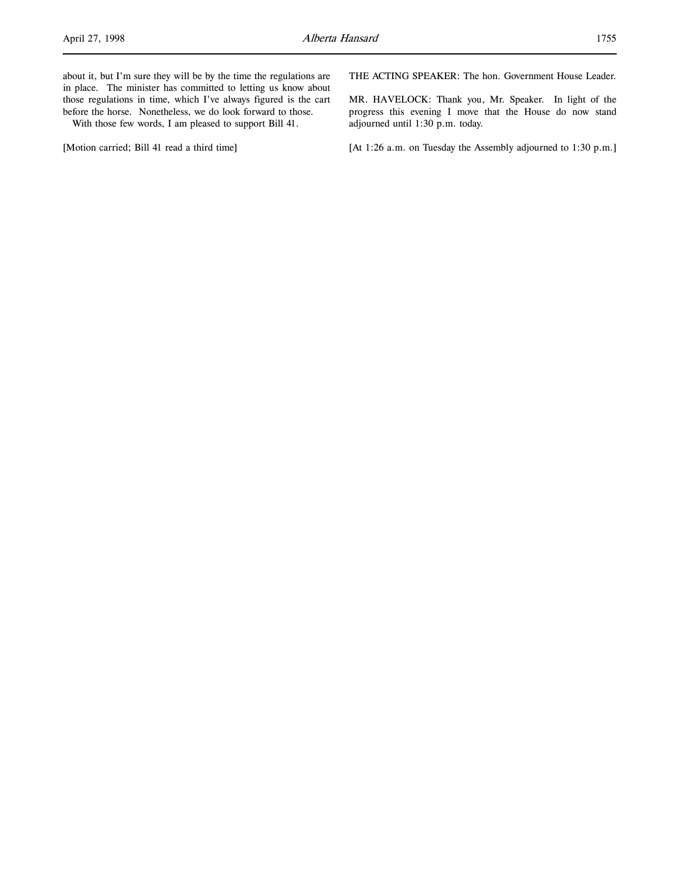about it, but I'm sure they will be by the time the regulations are in place. The minister has committed to letting us know about those regulations in time, which I've always figured is the cart before the horse. Nonetheless, we do look forward to those.

With those few words, I am pleased to support Bill 41.

[Motion carried; Bill 41 read a third time]

THE ACTING SPEAKER: The hon. Government House Leader.

MR. HAVELOCK: Thank you, Mr. Speaker. In light of the progress this evening I move that the House do now stand adjourned until 1:30 p.m. today.

[At 1:26 a.m. on Tuesday the Assembly adjourned to 1:30 p.m.]